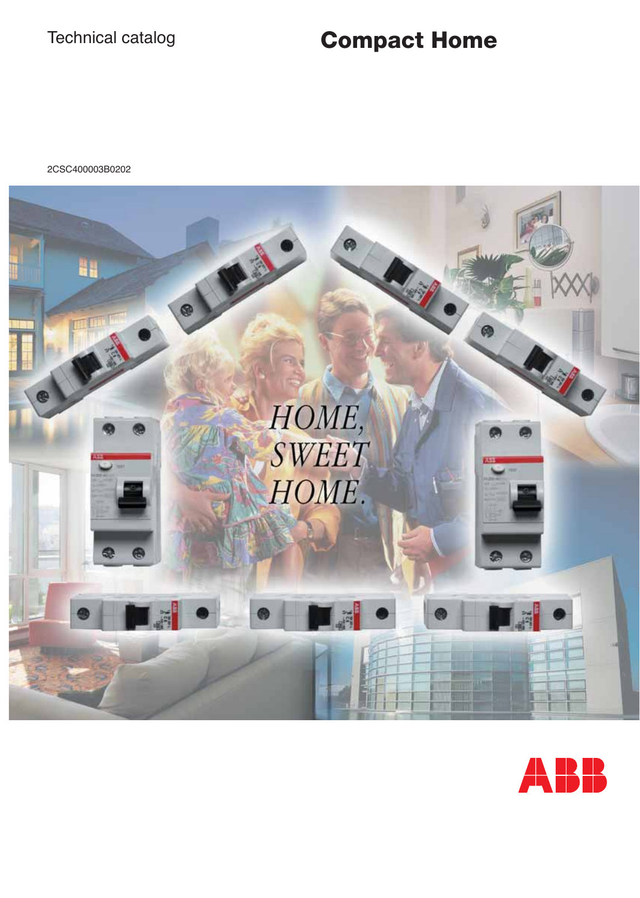Technical catalog

# Compact Home

2CSC400003B0202

HOME,
SWEET
HOME.

ABB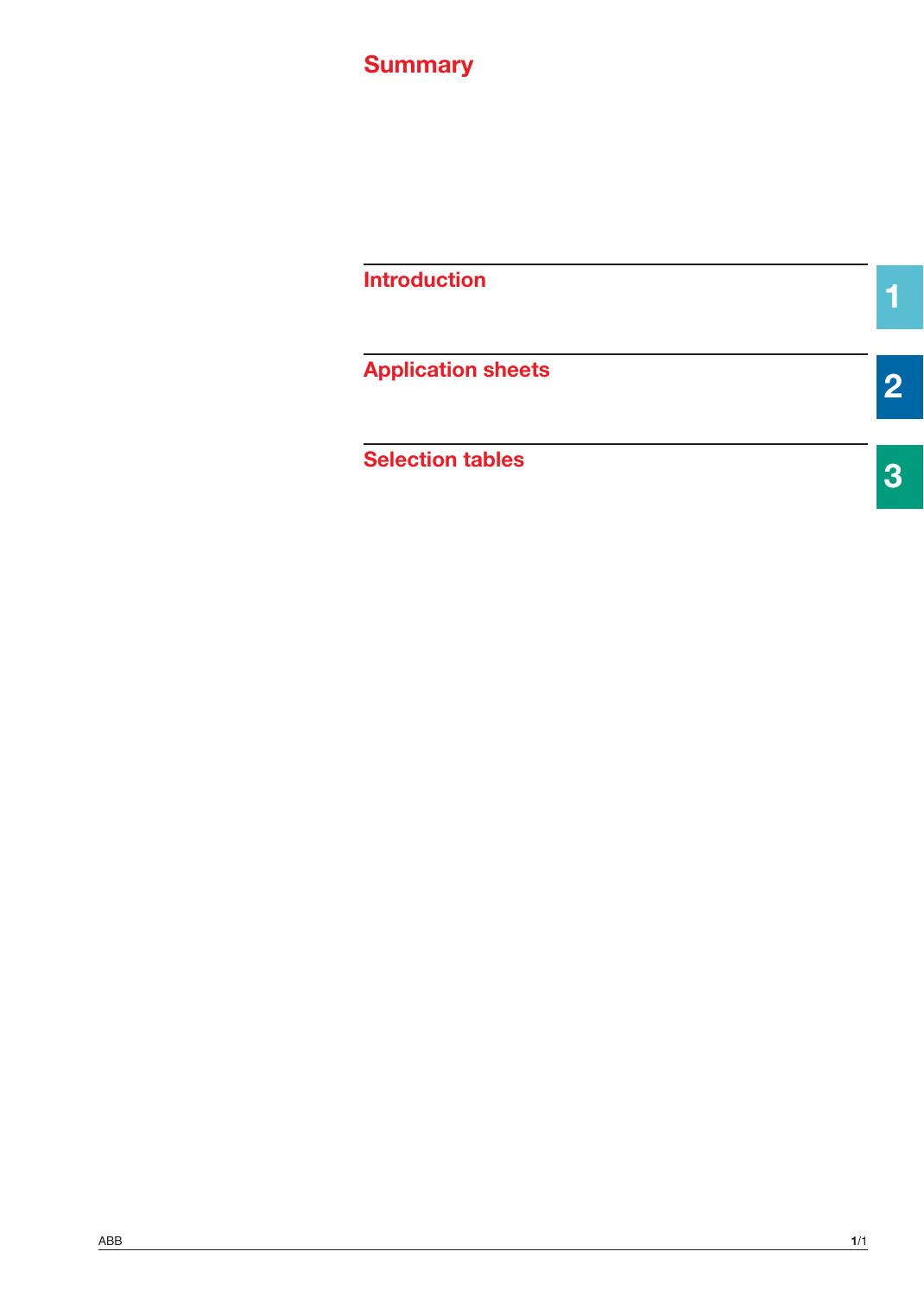# Summary

| | |
|---|---|
| Introduction | 1 |
| Application sheets | 2 |
| Selection tables | 3 |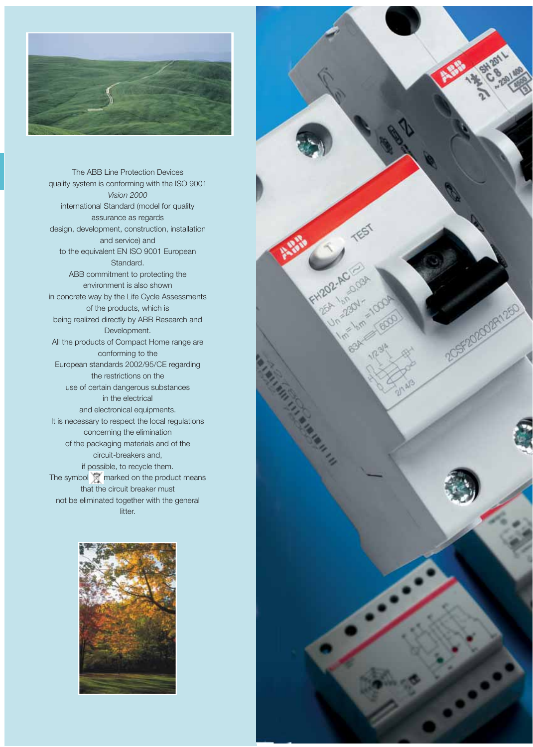The ABB Line Protection Devices quality system is conforming with the ISO 9001 *Vision 2000* international Standard (model for quality assurance as regards design, development, construction, installation and service) and to the equivalent EN ISO 9001 European Standard.

ABB commitment to protecting the environment is also shown in concrete way by the Life Cycle Assessments of the products, which is being realized directly by ABB Research and Development.

All the products of Compact Home range are conforming to the European standards 2002/95/CE regarding the restrictions on the use of certain dangerous substances in the electrical and electronical equipments.

It is necessary to respect the local regulations concerning the elimination of the packaging materials and of the circuit-breakers and, if possible, to recycle them.

The symbol marked on the product means that the circuit breaker must not be eliminated together with the general litter.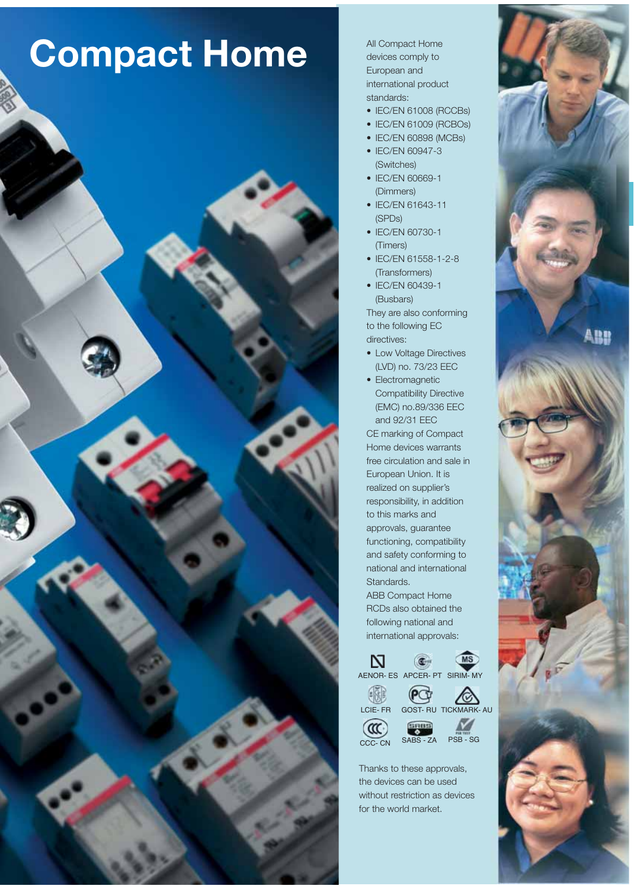# Compact Home

All Compact Home devices comply to European and international product standards:

- IEC/EN 61008 (RCCBs)
- IEC/EN 61009 (RCBOs)
- IEC/EN 60898 (MCBs)
- IEC/EN 60947-3 (Switches)
- IEC/EN 60669-1 (Dimmers)
- IEC/EN 61643-11 (SPDs)
- IEC/EN 60730-1 (Timers)
- IEC/EN 61558-1-2-8 (Transformers)
- IEC/EN 60439-1 (Busbars)

They are also conforming to the following EC directives:

- Low Voltage Directives (LVD) no. 73/23 EEC
- Electromagnetic Compatibility Directive (EMC) no.89/336 EEC and 92/31 EEC

CE marking of Compact Home devices warrants free circulation and sale in European Union. It is realized on supplier's responsibility, in addition to this marks and approvals, guarantee functioning, compatibility and safety conforming to national and international Standards.

ABB Compact Home RCDs also obtained the following national and international approvals:

AENOR- ES APCER- PT SIRIM- MY

LCIE- FR GOST- RU TICKMARK- AU

CCC- CN SABS - ZA PSB - SG

Thanks to these approvals, the devices can be used without restriction as devices for the world market.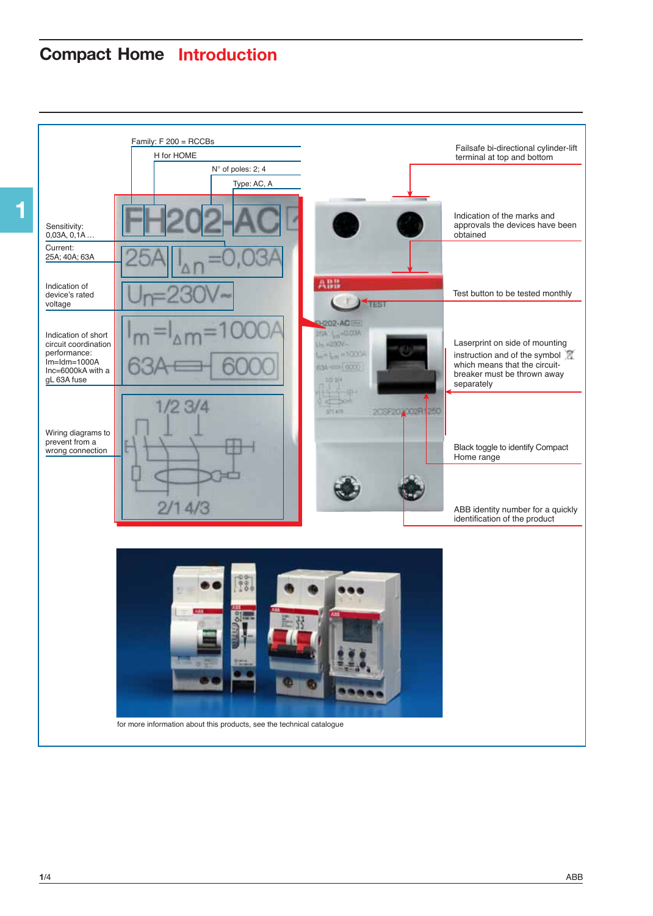# Compact Home Introduction

Family: F 200 = RCCBs

H for HOME

N° of poles: 2; 4

Type: AC, A

Sensitivity: 0,03A, 0,1A …

Current: 25A; 40A; 63A

Indication of device's rated voltage

Indication of short circuit coordination performance: Im=Idm=1000A Inc=6000kA with a gL 63A fuse

Wiring diagrams to prevent from a wrong connection

Failsafe bi-directional cylinder-lift terminal at top and bottom

Indication of the marks and approvals the devices have been obtained

Test button to be tested monthly

Laserprint on side of mounting instruction and of the symbol which means that the circuit-breaker must be thrown away separately

Black toggle to identify Compact Home range

ABB identity number for a quickly identification of the product

for more information about this products, see the technical catalogue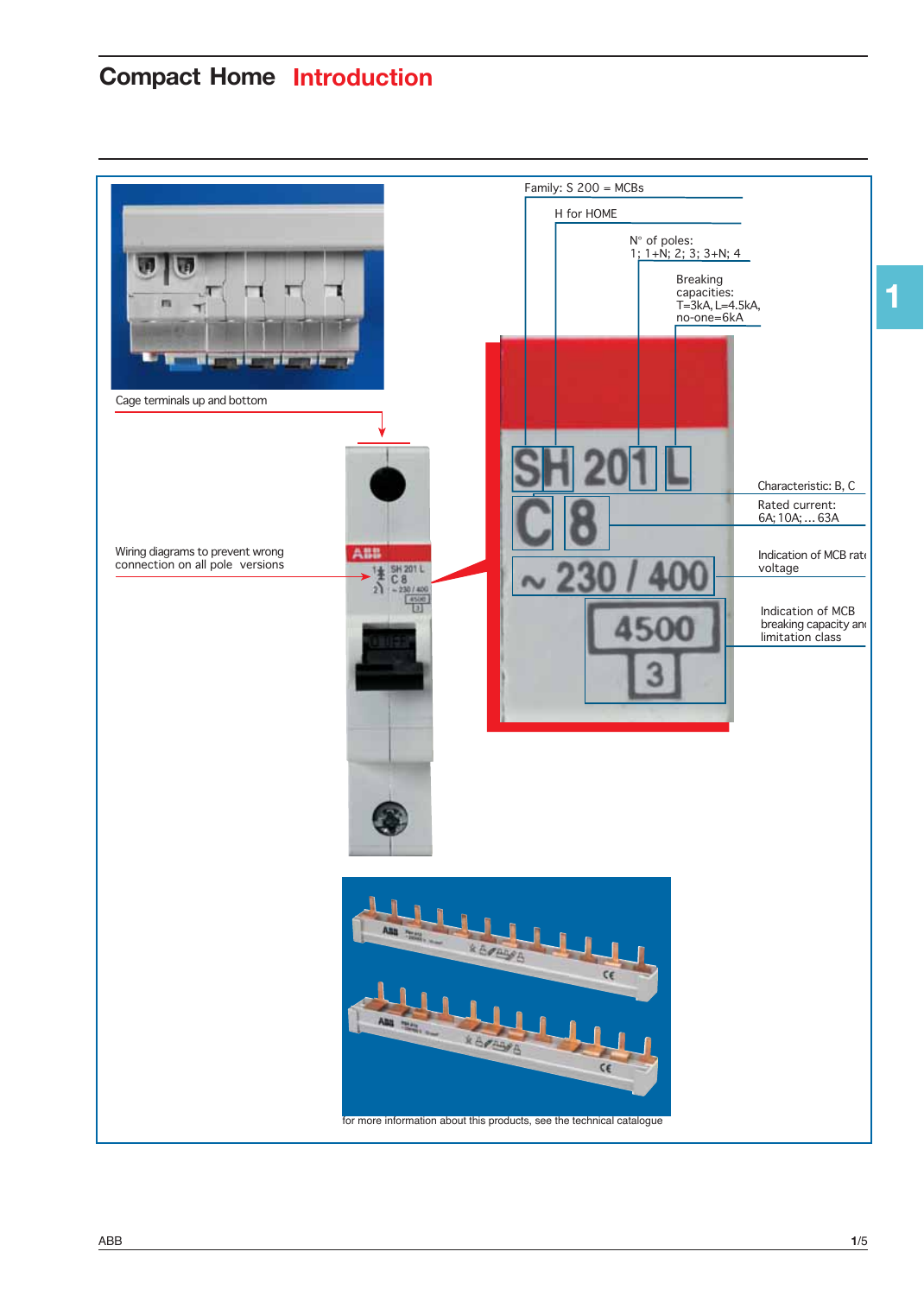# Compact Home Introduction

Family: S 200 = MCBs

H for HOME

N° of poles:
1; 1+N; 2; 3; 3+N; 4

Breaking capacities:
T=3kA, L=4.5kA, no-one=6kA

Cage terminals up and bottom

Characteristic: B, C

Rated current:
6A; 10A; ... 63A

Wiring diagrams to prevent wrong connection on all pole versions

Indication of MCB rated voltage

Indication of MCB breaking capacity and limitation class

for more information about this products, see the technical catalogue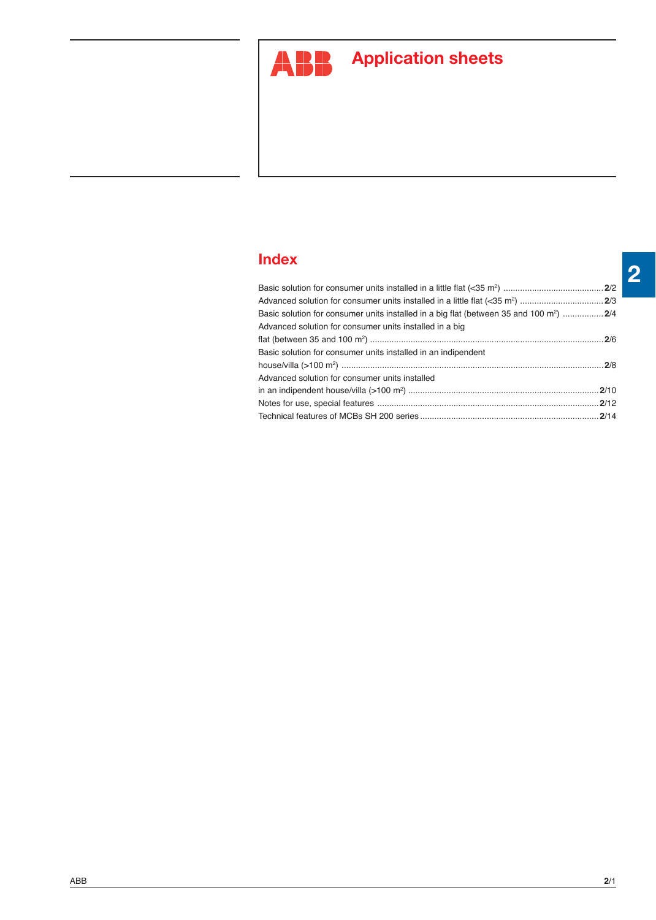# Application sheets

## Index

Basic solution for consumer units installed in a little flat (<35 m$^2$) .......... **2**/2

Advanced solution for consumer units installed in a little flat (<35 m$^2$) .......... **2**/3

Basic solution for consumer units installed in a big flat (between 35 and 100 m$^2$) .......... **2**/4

Advanced solution for consumer units installed in a big flat (between 35 and 100 m$^2$) .......... **2**/6

Basic solution for consumer units installed in an indipendent house/villa (>100 m$^2$) .......... **2**/8

Advanced solution for consumer units installed in an indipendent house/villa (>100 m$^2$) .......... **2**/10

Notes for use, special features .......... **2**/12

Technical features of MCBs SH 200 series .......... **2**/14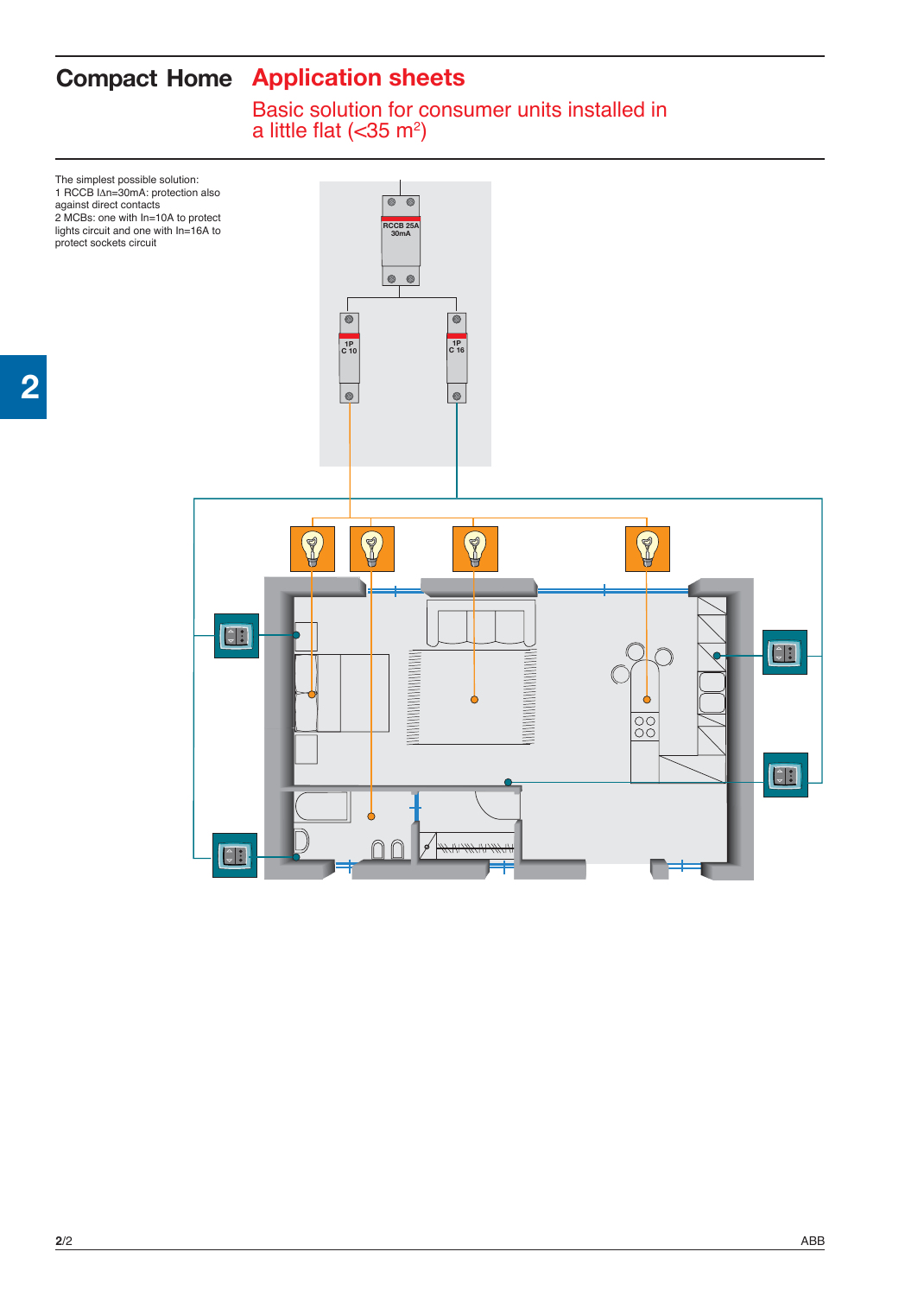# Compact Home Application sheets

## Basic solution for consumer units installed in a little flat (<35 m²)

The simplest possible solution:
1 RCCB IΔn=30mA: protection also against direct contacts
2 MCBs: one with In=10A to protect lights circuit and one with In=16A to protect sockets circuit

RCCB 25A 30mA

1P C 10

1P C 16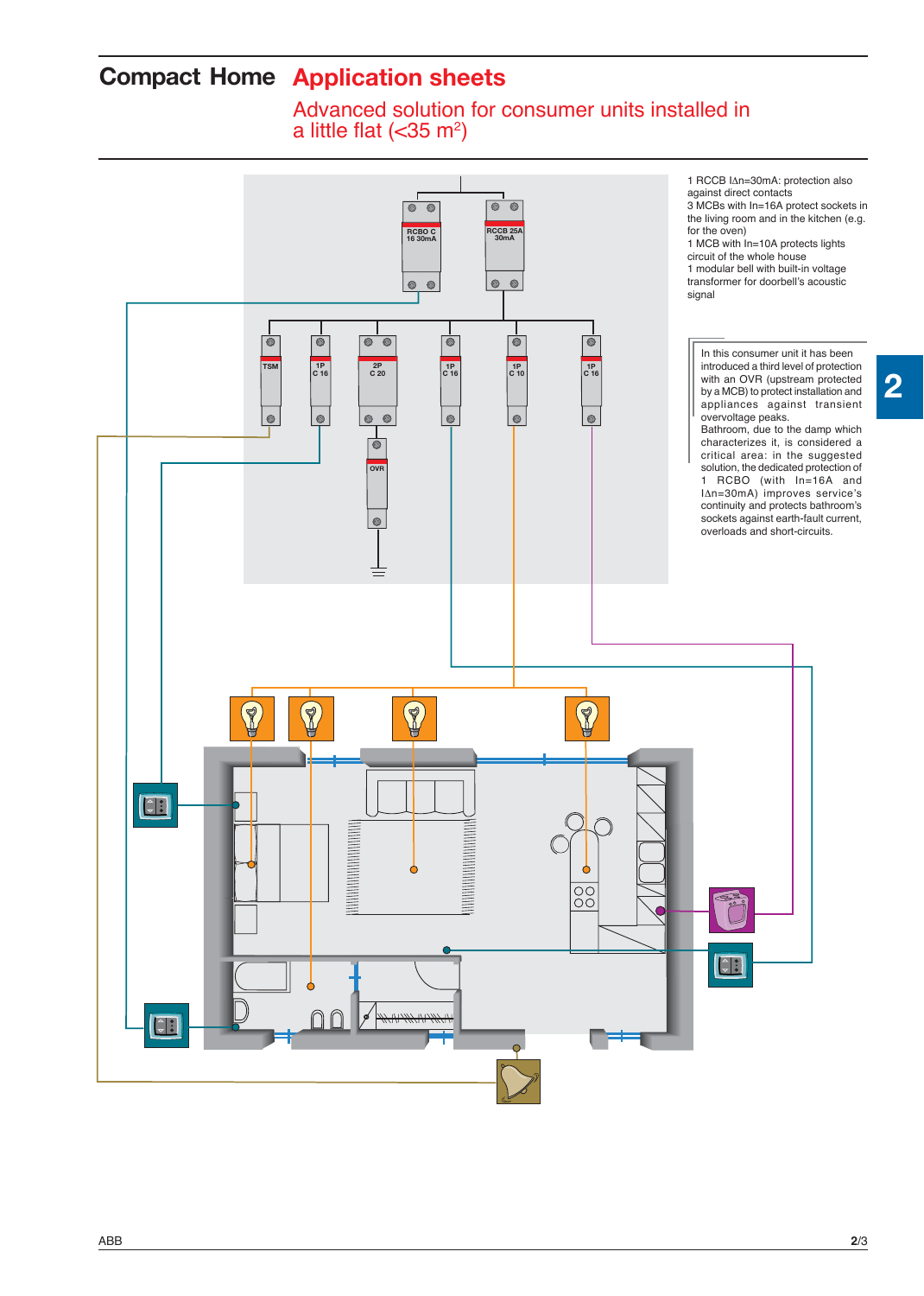# Compact Home Application sheets

## Advanced solution for consumer units installed in a little flat (<35 m$^2$)

1 RCCB I∆n=30mA: protection also against direct contacts
3 MCBs with In=16A protect sockets in the living room and in the kitchen (e.g. for the oven)
1 MCB with In=10A protects lights circuit of the whole house
1 modular bell with built-in voltage transformer for doorbell's acoustic signal

In this consumer unit it has been introduced a third level of protection with an OVR (upstream protected by a MCB) to protect installation and appliances against transient overvoltage peaks.
Bathroom, due to the damp which characterizes it, is considered a critical area: in the suggested solution, the dedicated protection of 1 RCBO (with In=16A and I∆n=30mA) improves service's continuity and protects bathroom's sockets against earth-fault current, overloads and short-circuits.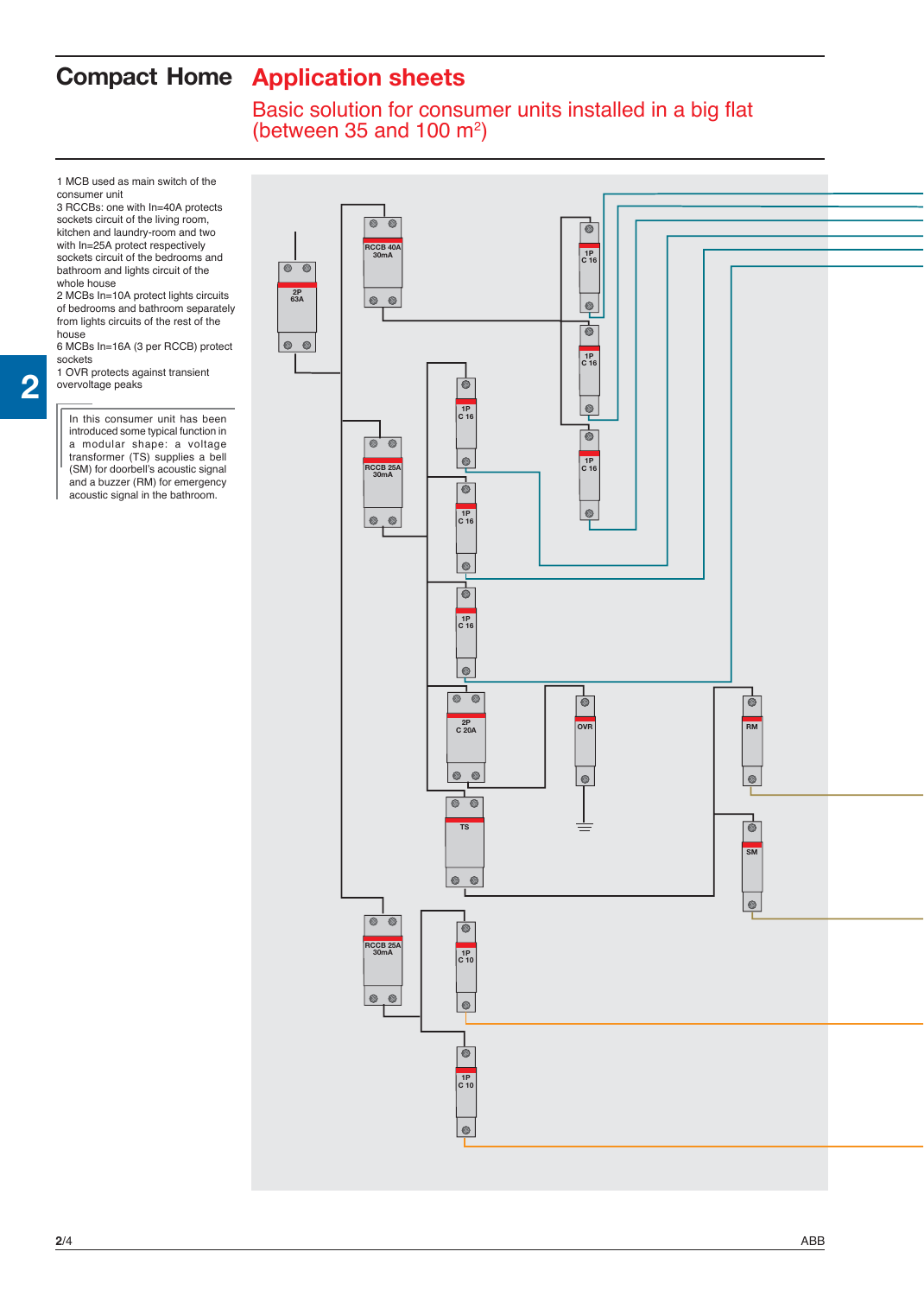# Compact Home Application sheets

## Basic solution for consumer units installed in a big flat (between 35 and 100 m$^2$)

1 MCB used as main switch of the consumer unit
3 RCCBs: one with In=40A protects sockets circuit of the living room, kitchen and laundry-room and two with In=25A protect respectively sockets circuit of the bedrooms and bathroom and lights circuit of the whole house
2 MCBs In=10A protect lights circuits of bedrooms and bathroom separately from lights circuits of the rest of the house
6 MCBs In=16A (3 per RCCB) protect sockets
1 OVR protects against transient overvoltage peaks

In this consumer unit has been introduced some typical function in a modular shape: a voltage transformer (TS) supplies a bell (SM) for doorbell's acoustic signal and a buzzer (RM) for emergency acoustic signal in the bathroom.

2P 63A

RCCB 40A 30mA

RCCB 25A 30mA

RCCB 25A 30mA

1P C 16

1P C 16

1P C 16

1P C 16

1P C 16

1P C 16

2P C 20A

OVR

RM

TS

SM

1P C 10

1P C 10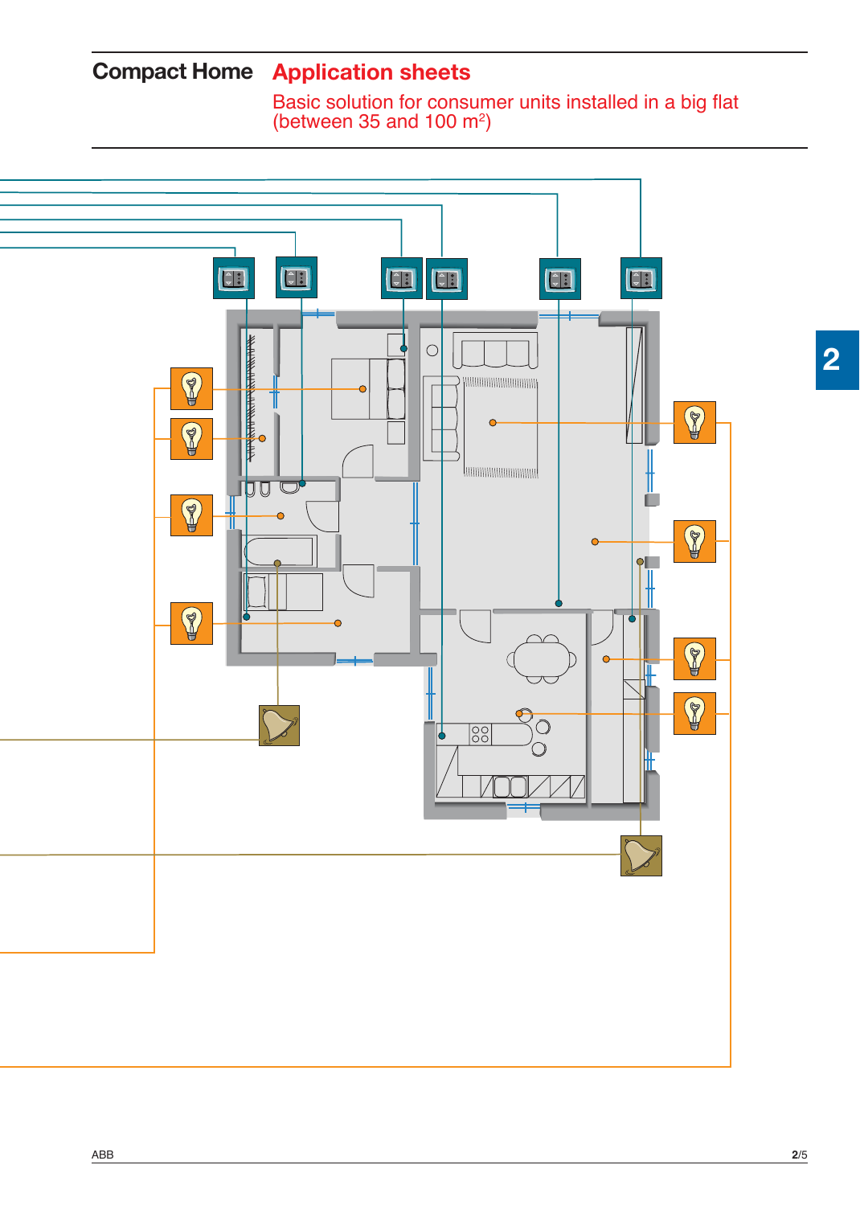# Compact Home Application sheets

Basic solution for consumer units installed in a big flat (between 35 and 100 m²)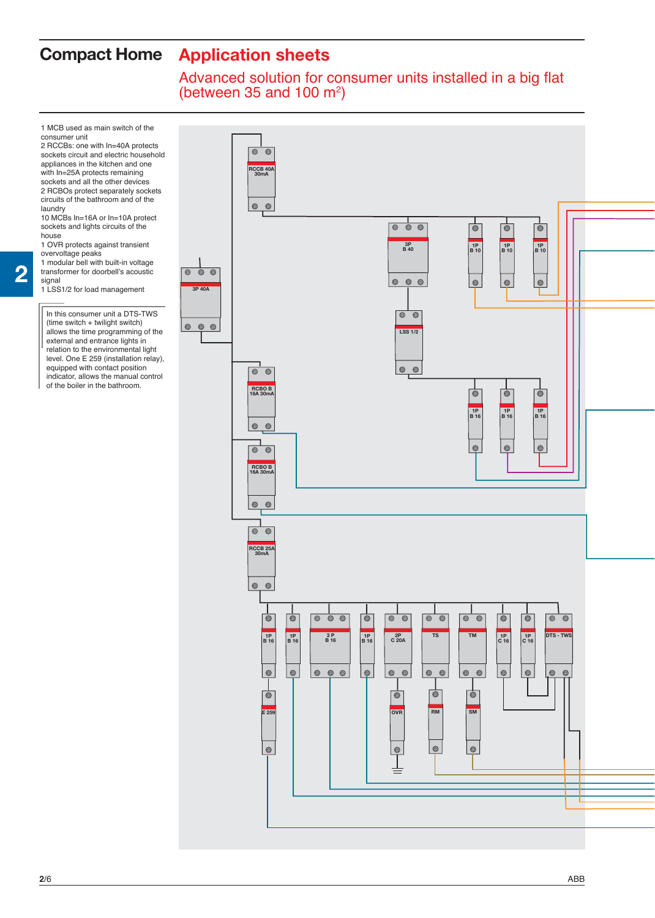# Compact Home — Application sheets

## Advanced solution for consumer units installed in a big flat (between 35 and 100 m²)

1 MCB used as main switch of the consumer unit
2 RCCBs: one with In=40A protects sockets circuit and electric household appliances in the kitchen and one with In=25A protects remaining sockets and all the other devices
2 RCBOs protect separately sockets circuits of the bathroom and of the laundry
10 MCBs In=16A or In=10A protect sockets and lights circuits of the house
1 OVR protects against transient overvoltage peaks
1 modular bell with built-in voltage transformer for doorbell's acoustic signal
1 LSS1/2 for load management

In this consumer unit a DTS-TWS (time switch + twilight switch) allows the time programming of the external and entrance lights in relation to the environmental light level. One E 259 (installation relay), equipped with contact position indicator, allows the manual control of the boiler in the bathroom.

3P 40A

RCCB 40A 30mA

3P B 40

1P B 10

1P B 10

1P B 10

LSS 1/2

1P B 16

1P B 16

1P B 16

RCBO B 16A 30mA

RCBO B 16A 30mA

RCCB 25A 30mA

1P B 16

1P B 16

3 P B 16

1P B 16

2P C 20A

TS

TM

1P C 16

1P C 16

DTS - TWS

E 259

OVR

RM

SM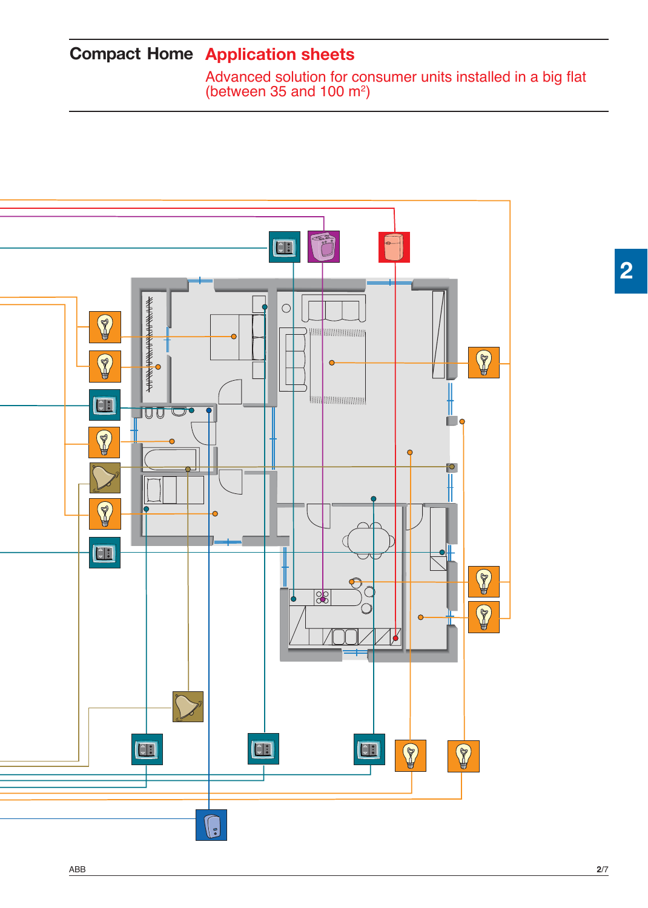# Compact Home Application sheets

Advanced solution for consumer units installed in a big flat (between 35 and 100 $m^2$)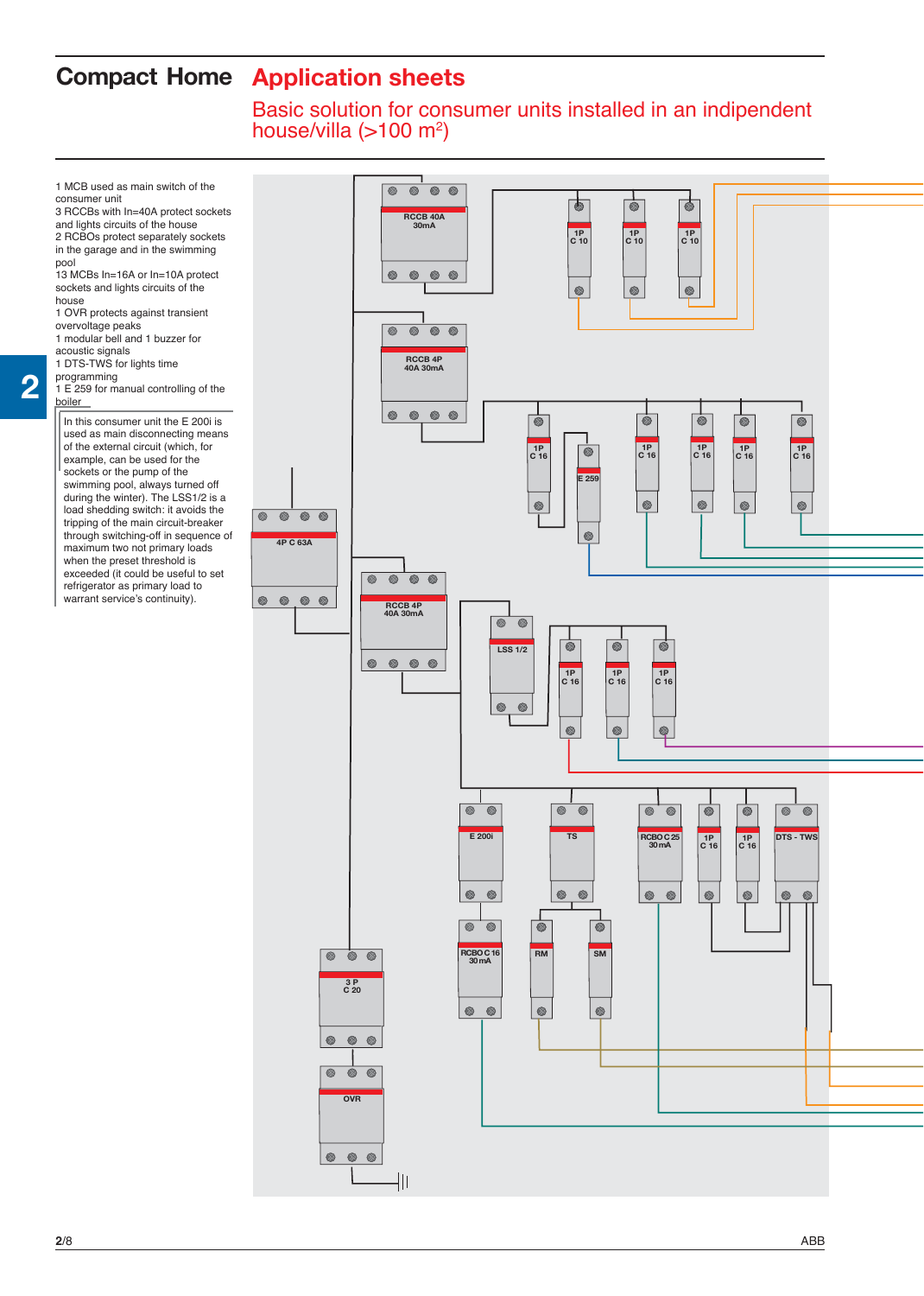# Compact Home Application sheets

## Basic solution for consumer units installed in an indipendent house/villa (>100 m$^2$)

1 MCB used as main switch of the consumer unit
3 RCCBs with In=40A protect sockets and lights circuits of the house
2 RCBOs protect separately sockets in the garage and in the swimming pool
13 MCBs In=16A or In=10A protect sockets and lights circuits of the house
1 OVR protects against transient overvoltage peaks
1 modular bell and 1 buzzer for acoustic signals
1 DTS-TWS for lights time programming
1 E 259 for manual controlling of the boiler

In this consumer unit the E 200i is used as main disconnecting means of the external circuit (which, for example, can be used for the sockets or the pump of the swimming pool, always turned off during the winter). The LSS1/2 is a load shedding switch: it avoids the tripping of the main circuit-breaker through switching-off in sequence of maximum two not primary loads when the preset threshold is exceeded (it could be useful to set refrigerator as primary load to warrant service's continuity).

RCCB 40A 30mA
1P C 10
1P C 10
1P C 10
RCCB 4P 40A 30mA
1P C 16
E 259
1P C 16
1P C 16
1P C 16
1P C 16
4P C 63A
RCCB 4P 40A 30mA
LSS 1/2
1P C 16
1P C 16
1P C 16
E 200i
TS
RCBO C 25 30 mA
1P C 16
1P C 16
DTS - TWS
RCBO C 16 30 mA
RM
SM
3 P C 20
OVR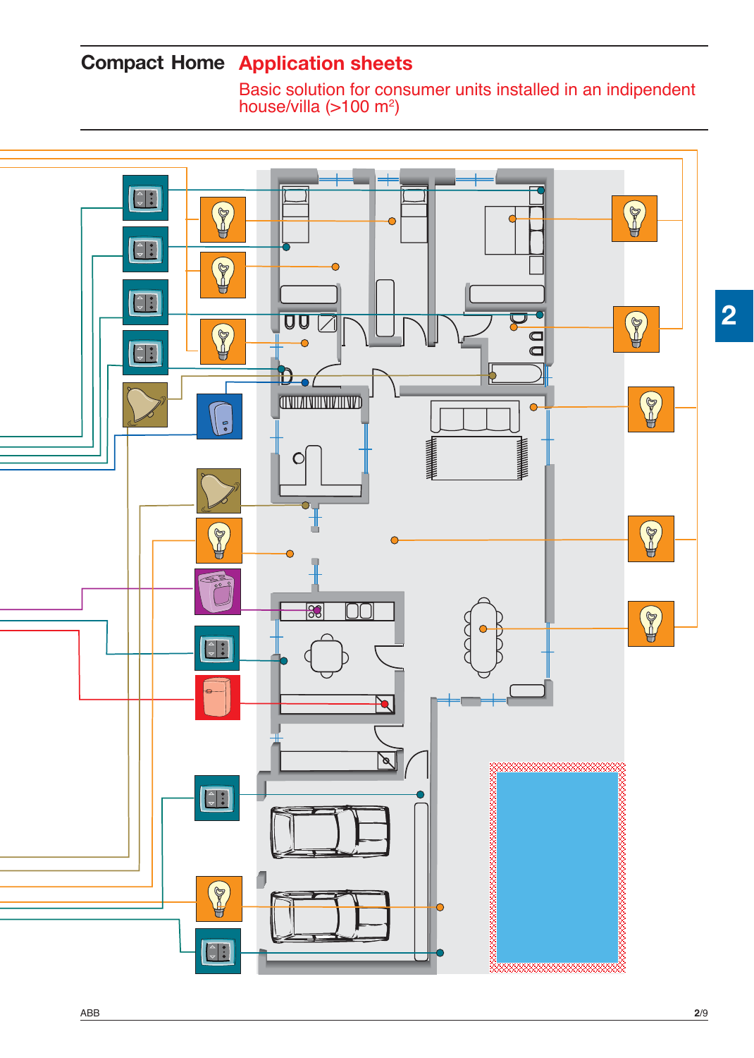# Compact Home Application sheets

Basic solution for consumer units installed in an indipendent house/villa (>100 m²)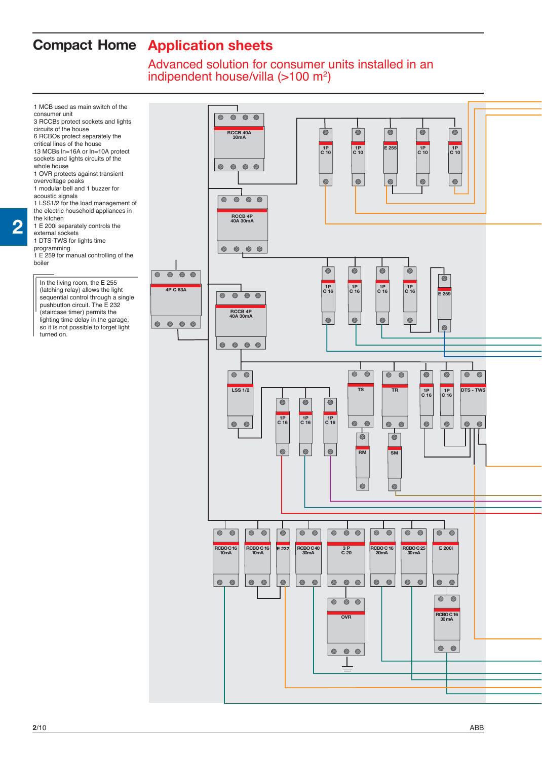# Compact Home Application sheets

## Advanced solution for consumer units installed in an indipendent house/villa (>100 m$^2$)

1 MCB used as main switch of the consumer unit
3 RCCBs protect sockets and lights circuits of the house
6 RCBOs protect separately the critical lines of the house
13 MCBs In=16A or In=10A protect sockets and lights circuits of the whole house
1 OVR protects against transient overvoltage peaks
1 modular bell and 1 buzzer for acoustic signals
1 LSS1/2 for the load management of the electric household appliances in the kitchen
1 E 200i separately controls the external sockets
1 DTS-TWS for lights time programming
1 E 259 for manual controlling of the boiler

In the living room, the E 255 (latching relay) allows the light sequential control through a single pushbutton circuit. The E 232 (staircase timer) permits the lighting time delay in the garage, so it is not possible to forget light turned on.

RCCB 40A 30mA

1P C 10

1P C 10

E 255

1P C 10

1P C 10

RCCB 4P 40A 30mA

4P C 63A

1P C 16

1P C 16

1P C 16

1P C 16

E 259

RCCB 4P 40A 30mA

LSS 1/2

TS

TR

1P C 16

1P C 16

DTS - TWS

1P C 16

1P C 16

1P C 16

RM

SM

RCBO C 16 10mA

RCBO C 16 10mA

E 232

RCBO C 40 30mA

3 P C 20

RCBO C 16 30mA

RCBO C 25 30 mA

E 200i

OVR

RCBO C 16 30 mA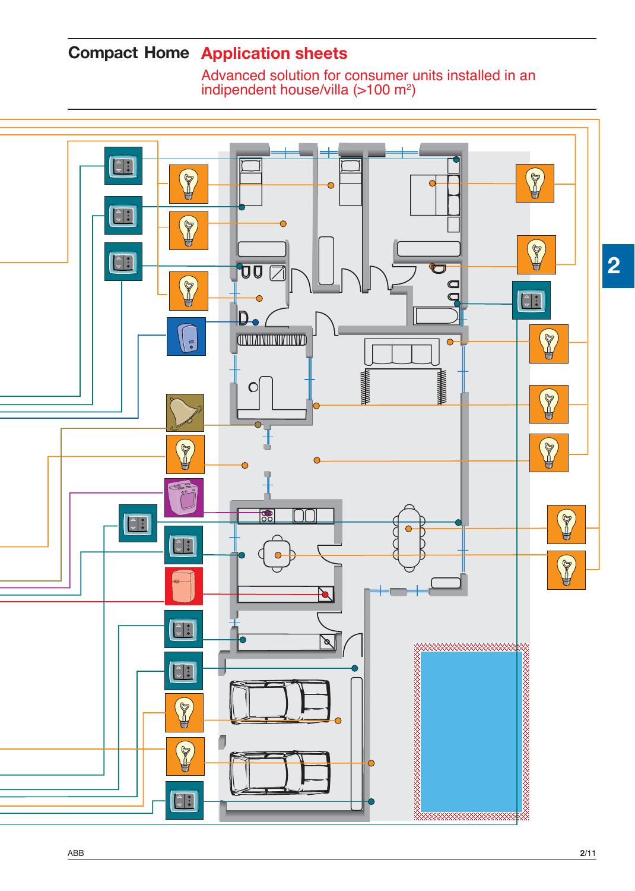# Compact Home Application sheets

## Advanced solution for consumer units installed in an indipendent house/villa (>100 m$^2$)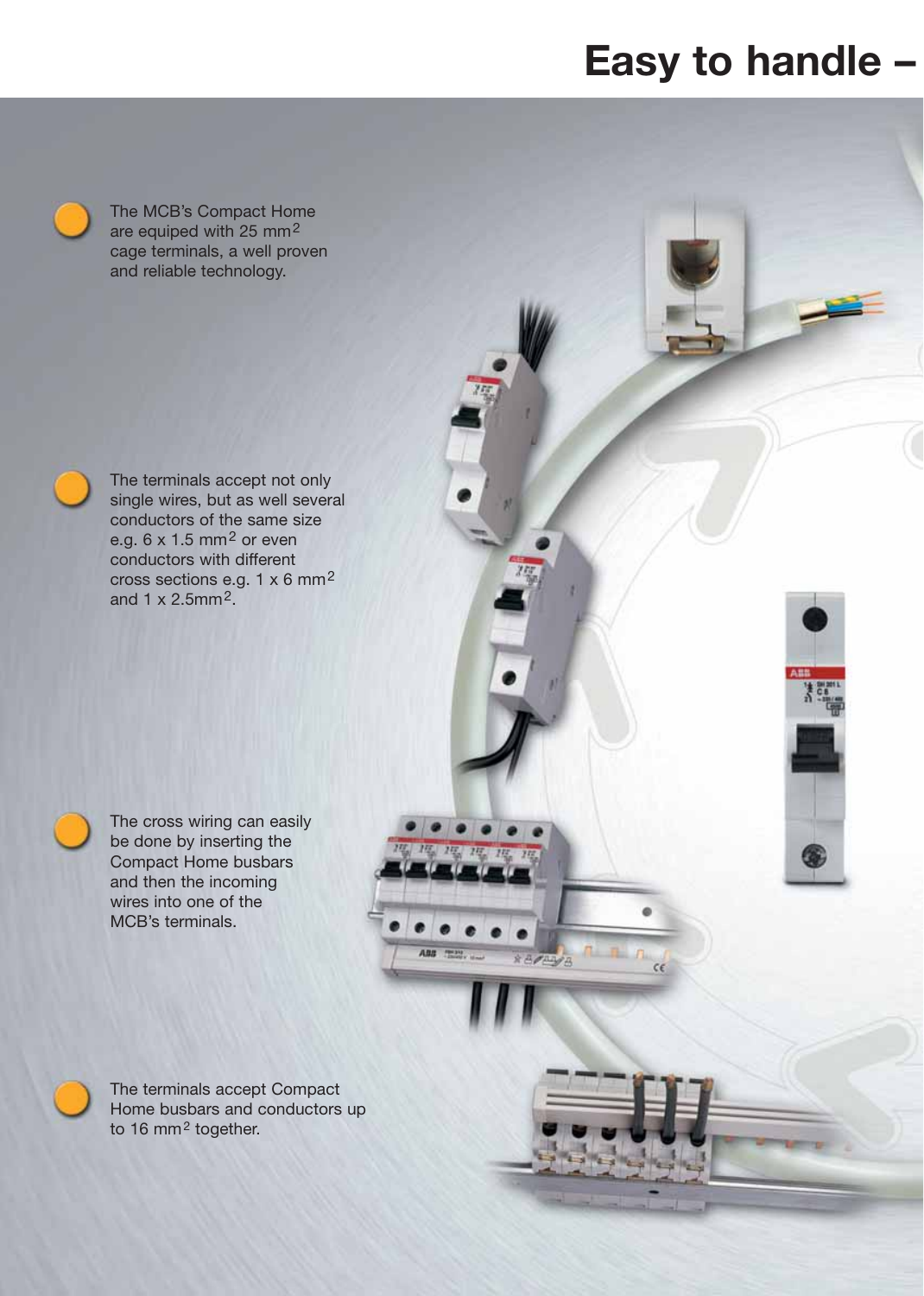# Easy to handle –

- The MCB's Compact Home are equiped with 25 mm$^2$ cage terminals, a well proven and reliable technology.

- The terminals accept not only single wires, but as well several conductors of the same size e.g. 6 x 1.5 mm$^2$ or even conductors with different cross sections e.g. 1 x 6 mm$^2$ and 1 x 2.5mm$^2$.

- The cross wiring can easily be done by inserting the Compact Home busbars and then the incoming wires into one of the MCB's terminals.

- The terminals accept Compact Home busbars and conductors up to 16 mm$^2$ together.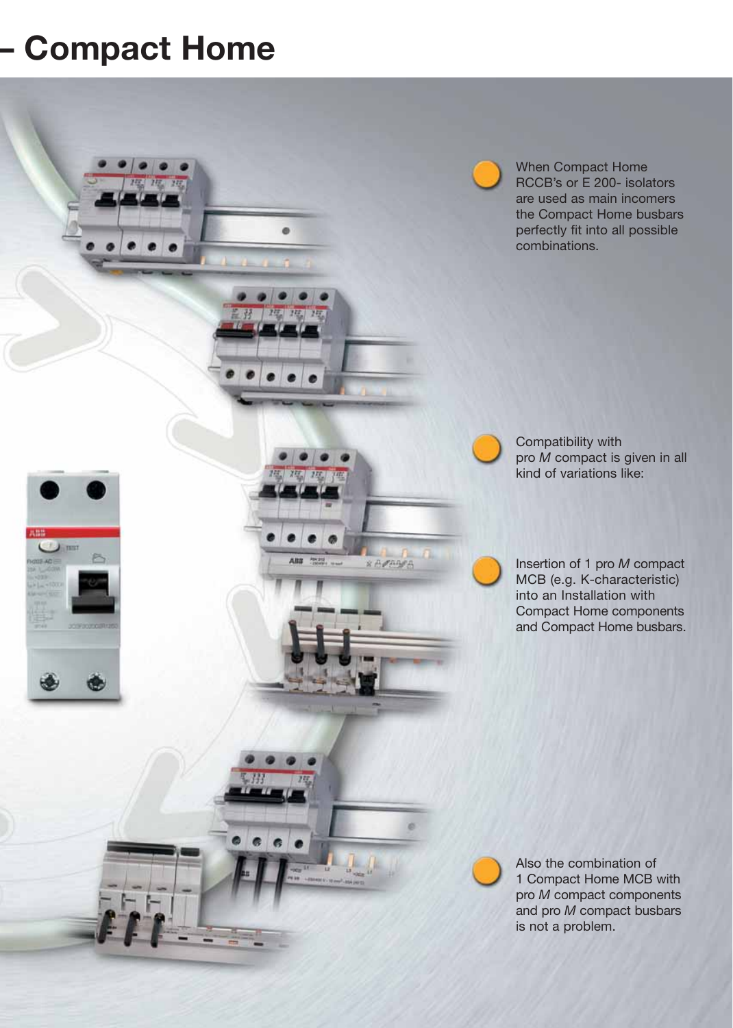# – Compact Home

When Compact Home RCCB's or E 200- isolators are used as main incomers the Compact Home busbars perfectly fit into all possible combinations.

Compatibility with pro *M* compact is given in all kind of variations like:

Insertion of 1 pro *M* compact MCB (e.g. K-characteristic) into an Installation with Compact Home components and Compact Home busbars.

Also the combination of 1 Compact Home MCB with pro *M* compact components and pro *M* compact busbars is not a problem.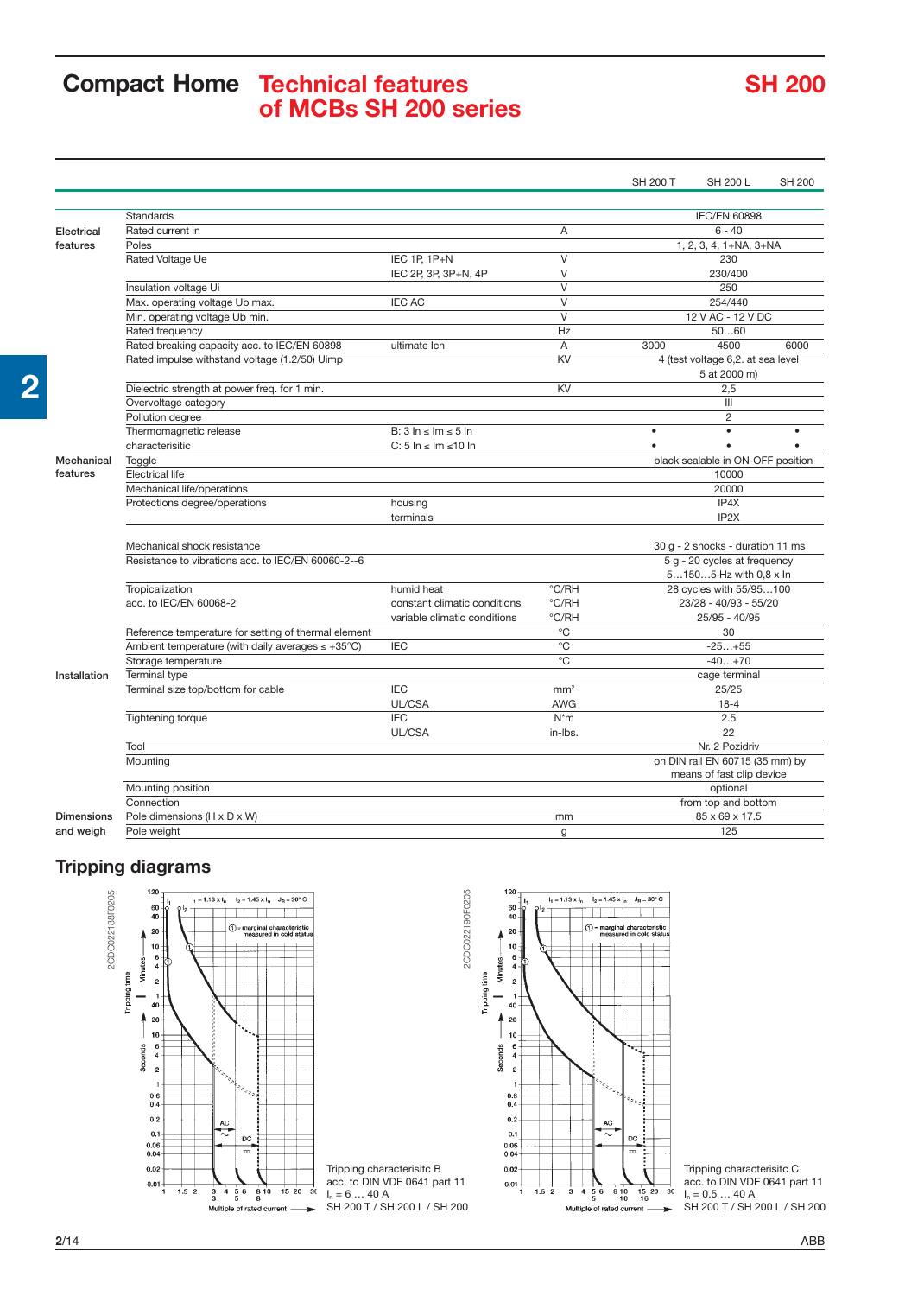# Compact Home Technical features of MCBs SH 200 series

## SH 200

| | | | | SH 200 T | SH 200 L | SH 200 |
|---|---|---|---|---|---|---|
| | Standards | | | | IEC/EN 60898 | |
| Electrical features | Rated current in | | A | | 6 - 40 | |
| | Poles | | | | 1, 2, 3, 4, 1+NA, 3+NA | |
| | Rated Voltage Ue | IEC 1P, 1P+N | V | | 230 | |
| | | IEC 2P, 3P, 3P+N, 4P | V | | 230/400 | |
| | Insulation voltage Ui | | V | | 250 | |
| | Max. operating voltage Ub max. | IEC AC | V | | 254/440 | |
| | Min. operating voltage Ub min. | | V | | 12 V AC - 12 V DC | |
| | Rated frequency | | Hz | | 50…60 | |
| | Rated breaking capacity acc. to IEC/EN 60898 | ultimate Icn | A | 3000 | 4500 | 6000 |
| | Rated impulse withstand voltage (1.2/50) Uimp | | KV | | 4 (test voltage 6,2. at sea level 5 at 2000 m) | |
| | Dielectric strength at power freq. for 1 min. | | KV | | 2,5 | |
| | Overvoltage category | | | | III | |
| | Pollution degree | | | | 2 | |
| | Thermomagnetic release characterisitic | B: 3 In ≤ Im ≤ 5 In | | • | • | • |
| | | C: 5 In ≤ Im ≤10 In | | • | • | • |
| Mechanical features | Toggle | | | | black sealable in ON-OFF position | |
| | Electrical life | | | | 10000 | |
| | Mechanical life/operations | | | | 20000 | |
| | Protections degree/operations | housing | | | IP4X | |
| | | terminals | | | IP2X | |
| | Mechanical shock resistance | | | | 30 g - 2 shocks - duration 11 ms | |
| | Resistance to vibrations acc. to IEC/EN 60060-2--6 | | | | 5 g - 20 cycles at frequency 5…150…5 Hz with 0,8 x In | |
| | Tropicalization acc. to IEC/EN 60068-2 | humid heat | °C/RH | | 28 cycles with 55/95…100 | |
| | | constant climatic conditions | °C/RH | | 23/28 - 40/93 - 55/20 | |
| | | variable climatic conditions | °C/RH | | 25/95 - 40/95 | |
| | Reference temperature for setting of thermal element | | °C | | 30 | |
| | Ambient temperature (with daily averages ≤ +35°C) | IEC | °C | | -25…+55 | |
| | Storage temperature | | °C | | -40…+70 | |
| Installation | Terminal type | | | | cage terminal | |
| | Terminal size top/bottom for cable | IEC | mm² | | 25/25 | |
| | | UL/CSA | AWG | | 18-4 | |
| | Tightening torque | IEC | N*m | | 2.5 | |
| | | UL/CSA | in-lbs. | | 22 | |
| | Tool | | | | Nr. 2 Pozidriv | |
| | Mounting | | | | on DIN rail EN 60715 (35 mm) by means of fast clip device | |
| | Mounting position | | | | optional | |
| | Connection | | | | from top and bottom | |
| Dimensions and weigh | Pole dimensions (H x D x W) | | mm | | 85 x 69 x 17.5 | |
| | Pole weight | | g | | 125 | |

## Tripping diagrams

Tripping characterisitc B acc. to DIN VDE 0641 part 11 $I_n$ = 6 … 40 A SH 200 T / SH 200 L / SH 200

Tripping characterisitc C acc. to DIN VDE 0641 part 11 $I_n$ = 0.5 … 40 A SH 200 T / SH 200 L / SH 200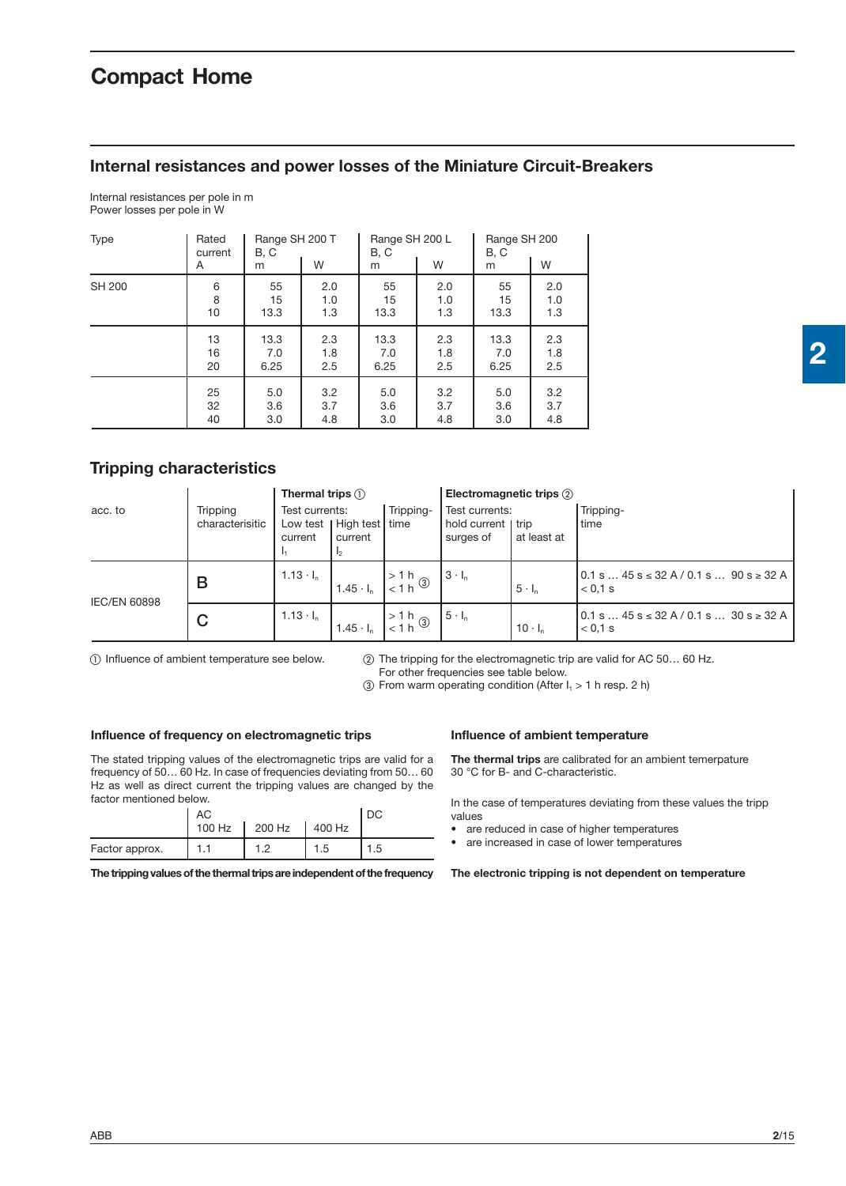# Compact Home

## Internal resistances and power losses of the Miniature Circuit-Breakers

Internal resistances per pole in m
Power losses per pole in W

| Type | Rated current A | Range SH 200 T B, C m | W | Range SH 200 L B, C m | W | Range SH 200 B, C m | W |
|---|---|---|---|---|---|---|---|
| SH 200 | 6 | 55 | 2.0 | 55 | 2.0 | 55 | 2.0 |
| | 8 | 15 | 1.0 | 15 | 1.0 | 15 | 1.0 |
| | 10 | 13.3 | 1.3 | 13.3 | 1.3 | 13.3 | 1.3 |
| | 13 | 13.3 | 2.3 | 13.3 | 2.3 | 13.3 | 2.3 |
| | 16 | 7.0 | 1.8 | 7.0 | 1.8 | 7.0 | 1.8 |
| | 20 | 6.25 | 2.5 | 6.25 | 2.5 | 6.25 | 2.5 |
| | 25 | 5.0 | 3.2 | 5.0 | 3.2 | 5.0 | 3.2 |
| | 32 | 3.6 | 3.7 | 3.6 | 3.7 | 3.6 | 3.7 |
| | 40 | 3.0 | 4.8 | 3.0 | 4.8 | 3.0 | 4.8 |

## Tripping characteristics

| acc. to | Tripping characterisitic | **Thermal trips** ① Test currents: Low test current $I_1$ | High test current $I_2$ | Tripping-time | **Electromagnetic trips** ② Test currents: hold current surges of | trip at least at | Tripping-time |
|---|---|---|---|---|---|---|---|
| IEC/EN 60898 | B | $1.13 \cdot I_n$ | $1.45 \cdot I_n$ | > 1 h<br>< 1 h ③ | $3 \cdot I_n$ | $5 \cdot I_n$ | 0.1 s … 45 s ≤ 32 A / 0.1 s … 90 s ≥ 32 A<br>< 0,1 s |
| | C | $1.13 \cdot I_n$ | $1.45 \cdot I_n$ | > 1 h<br>< 1 h ③ | $5 \cdot I_n$ | $10 \cdot I_n$ | 0.1 s … 45 s ≤ 32 A / 0.1 s … 30 s ≥ 32 A<br>< 0,1 s |

① Influence of ambient temperature see below.

② The tripping for the electromagnetic trip are valid for AC 50… 60 Hz. For other frequencies see table below.

③ From warm operating condition (After $I_1$ > 1 h resp. 2 h)

### Influence of frequency on electromagnetic trips

The stated tripping values of the electromagnetic trips are valid for a frequency of 50… 60 Hz. In case of frequencies deviating from 50… 60 Hz as well as direct current the tripping values are changed by the factor mentioned below.

| | AC 100 Hz | 200 Hz | 400 Hz | DC |
|---|---|---|---|---|
| Factor approx. | 1.1 | 1.2 | 1.5 | 1.5 |

**The tripping values of the thermal trips are independent of the frequency**

### Influence of ambient temperature

**The thermal trips** are calibrated for an ambient temerpature 30 °C for B- and C-characteristic.

In the case of temperatures deviating from these values the tripp values

- are reduced in case of higher temperatures
- are increased in case of lower temperatures

**The electronic tripping is not dependent on temperature**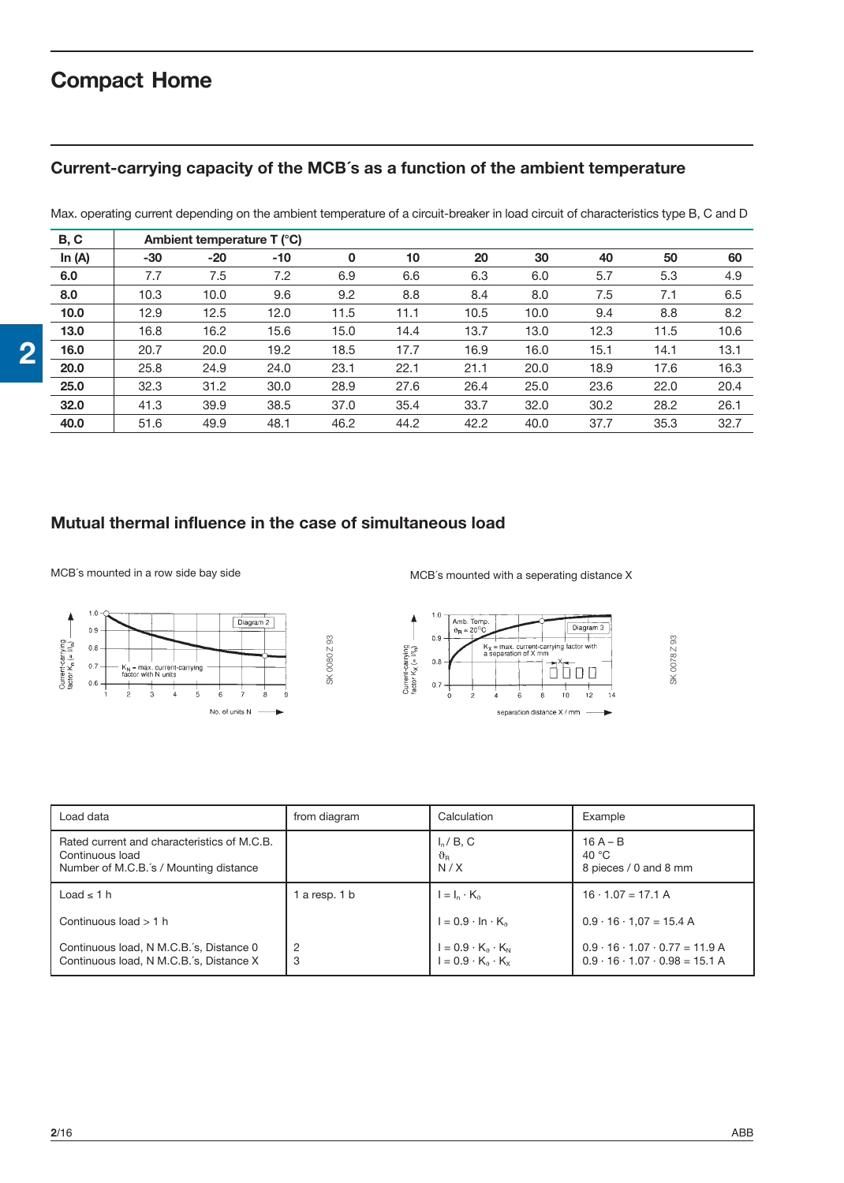# Compact Home

## Current-carrying capacity of the MCB´s as a function of the ambient temperature

Max. operating current depending on the ambient temperature of a circuit-breaker in load circuit of characteristics type B, C and D

| B, C | Ambient temperature T (°C) | | | | | | | | | |
|---|---|---|---|---|---|---|---|---|---|---|
| **In (A)** | **-30** | **-20** | **-10** | **0** | **10** | **20** | **30** | **40** | **50** | **60** |
| **6.0** | 7.7 | 7.5 | 7.2 | 6.9 | 6.6 | 6.3 | 6.0 | 5.7 | 5.3 | 4.9 |
| **8.0** | 10.3 | 10.0 | 9.6 | 9.2 | 8.8 | 8.4 | 8.0 | 7.5 | 7.1 | 6.5 |
| **10.0** | 12.9 | 12.5 | 12.0 | 11.5 | 11.1 | 10.5 | 10.0 | 9.4 | 8.8 | 8.2 |
| **13.0** | 16.8 | 16.2 | 15.6 | 15.0 | 14.4 | 13.7 | 13.0 | 12.3 | 11.5 | 10.6 |
| **16.0** | 20.7 | 20.0 | 19.2 | 18.5 | 17.7 | 16.9 | 16.0 | 15.1 | 14.1 | 13.1 |
| **20.0** | 25.8 | 24.9 | 24.0 | 23.1 | 22.1 | 21.1 | 20.0 | 18.9 | 17.6 | 16.3 |
| **25.0** | 32.3 | 31.2 | 30.0 | 28.9 | 27.6 | 26.4 | 25.0 | 23.6 | 22.0 | 20.4 |
| **32.0** | 41.3 | 39.9 | 38.5 | 37.0 | 35.4 | 33.7 | 32.0 | 30.2 | 28.2 | 26.1 |
| **40.0** | 51.6 | 49.9 | 48.1 | 46.2 | 44.2 | 42.2 | 40.0 | 37.7 | 35.3 | 32.7 |

## Mutual thermal influence in the case of simultaneous load

MCB´s mounted in a row side bay side

Diagram 2 — Current-carrying factor $K_N (= I/I_n)$ vs. No. of units N; $K_N$ = max. current-carrying factor with N units

SK 0080 Z 93

MCB´s mounted with a seperating distance X

Diagram 3 — Amb. Temp. $\vartheta_R = 20°C$; Current-carrying factor $K_X (= I/I_n)$ vs. separation distance X / mm; $K_X$ = max. current-carrying factor with a separation of X mm

SK 0078 Z 93

| Load data | from diagram | Calculation | Example |
|---|---|---|---|
| Rated current and characteristics of M.C.B.<br>Continuous load<br>Number of M.C.B.´s / Mounting distance | | $I_n$ / B, C<br>$\vartheta_R$<br>N / X | 16 A – B<br>40 °C<br>8 pieces / 0 and 8 mm |
| Load ≤ 1 h | 1 a resp. 1 b | $I = I_n \cdot K_\vartheta$ | 16 · 1.07 = 17.1 A |
| Continuous load > 1 h | | $I = 0.9 \cdot In \cdot K_\vartheta$ | 0.9 · 16 · 1,07 = 15.4 A |
| Continuous load, N M.C.B.´s, Distance 0<br>Continuous load, N M.C.B.´s, Distance X | 2<br>3 | $I = 0.9 \cdot K_\vartheta \cdot K_N$<br>$I = 0.9 \cdot K_\vartheta \cdot K_X$ | 0.9 · 16 · 1.07 · 0.77 = 11.9 A<br>0.9 · 16 · 1.07 · 0.98 = 15.1 A |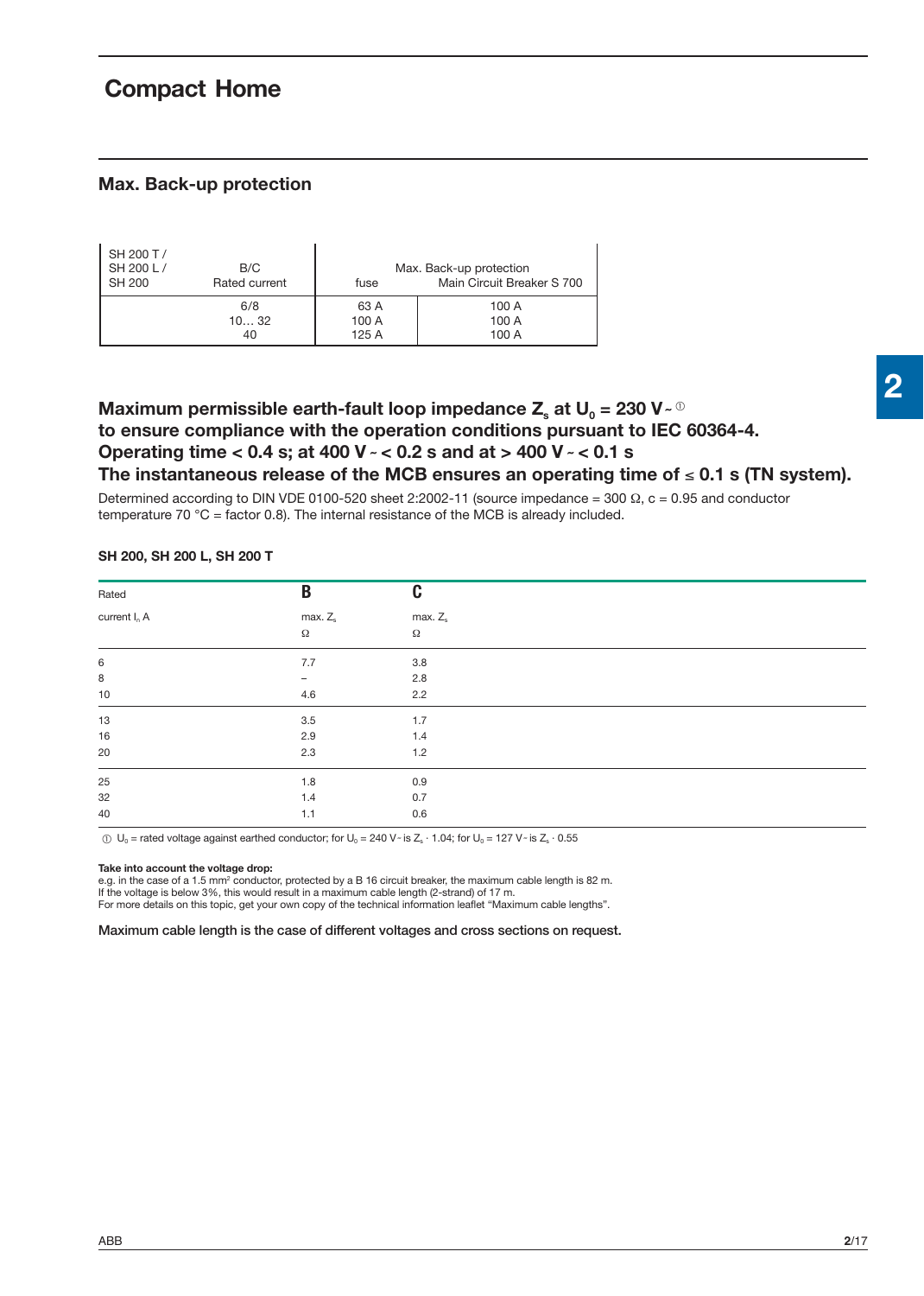# Compact Home

## Max. Back-up protection

| SH 200 T / SH 200 L / SH 200 | B/C Rated current | Max. Back-up protection fuse | Main Circuit Breaker S 700 |
|---|---|---|---|
| | 6/8 | 63 A | 100 A |
| | 10… 32 | 100 A | 100 A |
| | 40 | 125 A | 100 A |

### Maximum permissible earth-fault loop impedance $Z_s$ at $U_0$ = 230 V~ ① to ensure compliance with the operation conditions pursuant to IEC 60364-4. Operating time < 0.4 s; at 400 V~ < 0.2 s and at > 400 V~ < 0.1 s The instantaneous release of the MCB ensures an operating time of ≤ 0.1 s (TN system).

Determined according to DIN VDE 0100-520 sheet 2:2002-11 (source impedance = 300 Ω, c = 0.95 and conductor temperature 70 °C = factor 0.8). The internal resistance of the MCB is already included.

**SH 200, SH 200 L, SH 200 T**

| Rated current $I_n$ A | B max. $Z_s$ Ω | C max. $Z_s$ Ω |
|---|---|---|
| 6 | 7.7 | 3.8 |
| 8 | – | 2.8 |
| 10 | 4.6 | 2.2 |
| 13 | 3.5 | 1.7 |
| 16 | 2.9 | 1.4 |
| 20 | 2.3 | 1.2 |
| 25 | 1.8 | 0.9 |
| 32 | 1.4 | 0.7 |
| 40 | 1.1 | 0.6 |

① $U_0$ = rated voltage against earthed conductor; for $U_0$ = 240 V~ is $Z_s \cdot 1.04$; for $U_0$ = 127 V~ is $Z_s \cdot 0.55$

**Take into account the voltage drop:**
e.g. in the case of a 1.5 mm² conductor, protected by a B 16 circuit breaker, the maximum cable length is 82 m.
If the voltage is below 3%, this would result in a maximum cable length (2-strand) of 17 m.
For more details on this topic, get your own copy of the technical information leaflet "Maximum cable lengths".

Maximum cable length is the case of different voltages and cross sections on request.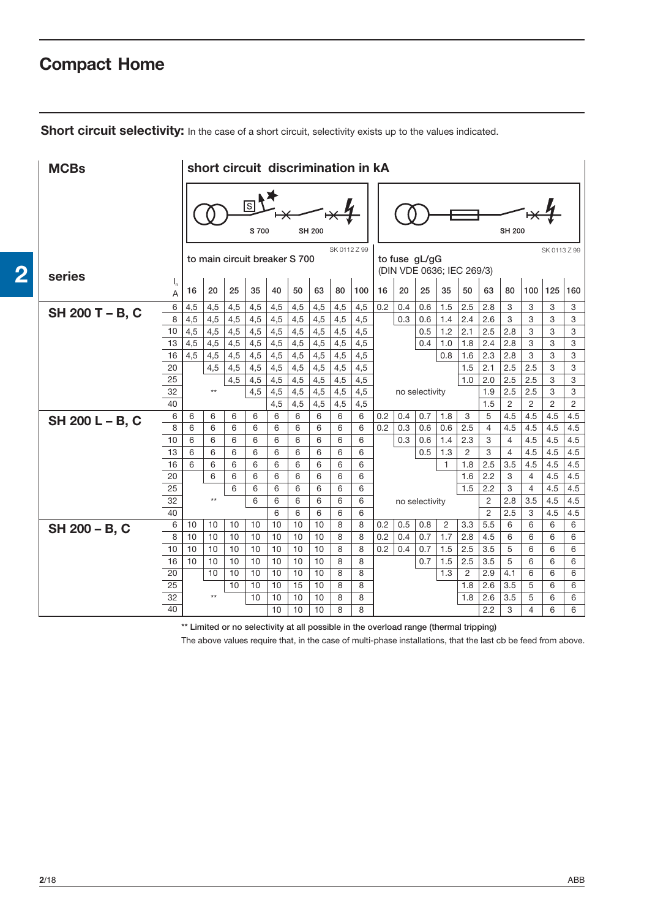# Compact Home

**Short circuit selectivity:** In the case of a short circuit, selectivity exists up to the values indicated.

| MCBs | | short circuit discrimination in kA | | | | | | | | | | | | | | | | | | | |
|---|---|---|---|---|---|---|---|---|---|---|---|---|---|---|---|---|---|---|---|---|---|
| | | to main circuit breaker S 700 (S 700 – SH 200, SK 0112 Z 99) | | | | | | | | | to fuse gL/gG (DIN VDE 0636; IEC 269/3) (SH 200, SK 0113 Z 99) | | | | | | | | | | |
| series | $I_n$ A | 16 | 20 | 25 | 35 | 40 | 50 | 63 | 80 | 100 | 16 | 20 | 25 | 35 | 50 | 63 | 80 | 100 | 125 | 160 |
| **SH 200 T – B, C** | 6 | 4,5 | 4,5 | 4,5 | 4,5 | 4,5 | 4,5 | 4,5 | 4,5 | 4,5 | 0.2 | 0.4 | 0.6 | 1.5 | 2.5 | 2.8 | 3 | 3 | 3 | 3 |
| | 8 | 4,5 | 4,5 | 4,5 | 4,5 | 4,5 | 4,5 | 4,5 | 4,5 | 4,5 | | 0.3 | 0.6 | 1.4 | 2.4 | 2.6 | 3 | 3 | 3 | 3 |
| | 10 | 4,5 | 4,5 | 4,5 | 4,5 | 4,5 | 4,5 | 4,5 | 4,5 | 4,5 | | | 0.5 | 1.2 | 2.1 | 2.5 | 2.8 | 3 | 3 | 3 |
| | 13 | 4,5 | 4,5 | 4,5 | 4,5 | 4,5 | 4,5 | 4,5 | 4,5 | 4,5 | | | 0.4 | 1.0 | 1.8 | 2.4 | 2.8 | 3 | 3 | 3 |
| | 16 | 4,5 | 4,5 | 4,5 | 4,5 | 4,5 | 4,5 | 4,5 | 4,5 | 4,5 | | | | 0.8 | 1.6 | 2.3 | 2.8 | 3 | 3 | 3 |
| | 20 | | 4,5 | 4,5 | 4,5 | 4,5 | 4,5 | 4,5 | 4,5 | 4,5 | | | | | 1.5 | 2.1 | 2.5 | 2.5 | 3 | 3 |
| | 25 | | | 4,5 | 4,5 | 4,5 | 4,5 | 4,5 | 4,5 | 4,5 | | | | | 1.0 | 2.0 | 2.5 | 2.5 | 3 | 3 |
| | 32 | | ** | | 4,5 | 4,5 | 4,5 | 4,5 | 4,5 | 4,5 | no selectivity | | | | | 1.9 | 2.5 | 2.5 | 3 | 3 |
| | 40 | | | | | 4,5 | 4,5 | 4,5 | 4,5 | 4,5 | | | | | | 1.5 | 2 | 2 | 2 | 2 |
| **SH 200 L – B, C** | 6 | 6 | 6 | 6 | 6 | 6 | 6 | 6 | 6 | 6 | 0.2 | 0.4 | 0.7 | 1.8 | 3 | 5 | 4.5 | 4.5 | 4.5 | 4.5 |
| | 8 | 6 | 6 | 6 | 6 | 6 | 6 | 6 | 6 | 6 | 0.2 | 0.3 | 0.6 | 0.6 | 2.5 | 4 | 4.5 | 4.5 | 4.5 | 4.5 |
| | 10 | 6 | 6 | 6 | 6 | 6 | 6 | 6 | 6 | 6 | | 0.3 | 0.6 | 1.4 | 2.3 | 3 | 4 | 4.5 | 4.5 | 4.5 |
| | 13 | 6 | 6 | 6 | 6 | 6 | 6 | 6 | 6 | 6 | | | 0.5 | 1.3 | 2 | 3 | 4 | 4.5 | 4.5 | 4.5 |
| | 16 | 6 | 6 | 6 | 6 | 6 | 6 | 6 | 6 | 6 | | | | 1 | 1.8 | 2.5 | 3.5 | 4.5 | 4.5 | 4.5 |
| | 20 | | 6 | 6 | 6 | 6 | 6 | 6 | 6 | 6 | | | | | 1.6 | 2.2 | 3 | 4 | 4.5 | 4.5 |
| | 25 | | | 6 | 6 | 6 | 6 | 6 | 6 | 6 | | | | | 1.5 | 2.2 | 3 | 4 | 4.5 | 4.5 |
| | 32 | | ** | | 6 | 6 | 6 | 6 | 6 | 6 | no selectivity | | | | | 2 | 2.8 | 3.5 | 4.5 | 4.5 |
| | 40 | | | | | 6 | 6 | 6 | 6 | 6 | | | | | | 2 | 2.5 | 3 | 4.5 | 4.5 |
| **SH 200 – B, C** | 6 | 10 | 10 | 10 | 10 | 10 | 10 | 10 | 8 | 8 | 0.2 | 0.5 | 0.8 | 2 | 3.3 | 5.5 | 6 | 6 | 6 | 6 |
| | 8 | 10 | 10 | 10 | 10 | 10 | 10 | 10 | 8 | 8 | 0.2 | 0.4 | 0.7 | 1.7 | 2.8 | 4.5 | 6 | 6 | 6 | 6 |
| | 10 | 10 | 10 | 10 | 10 | 10 | 10 | 10 | 8 | 8 | 0.2 | 0.4 | 0.7 | 1.5 | 2.5 | 3.5 | 5 | 6 | 6 | 6 |
| | 16 | 10 | 10 | 10 | 10 | 10 | 10 | 10 | 8 | 8 | | | 0.7 | 1.5 | 2.5 | 3.5 | 5 | 6 | 6 | 6 |
| | 20 | | 10 | 10 | 10 | 10 | 10 | 10 | 8 | 8 | | | | 1.3 | 2 | 2.9 | 4.1 | 6 | 6 | 6 |
| | 25 | | | 10 | 10 | 10 | 15 | 10 | 8 | 8 | | | | | 1.8 | 2.6 | 3.5 | 5 | 6 | 6 |
| | 32 | | ** | | 10 | 10 | 10 | 10 | 8 | 8 | | | | | 1.8 | 2.6 | 3.5 | 5 | 6 | 6 |
| | 40 | | | | | 10 | 10 | 10 | 8 | 8 | | | | | | 2.2 | 3 | 4 | 6 | 6 |

** Limited or no selectivity at all possible in the overload range (thermal tripping)

The above values require that, in the case of multi-phase installations, that the last cb be feed from above.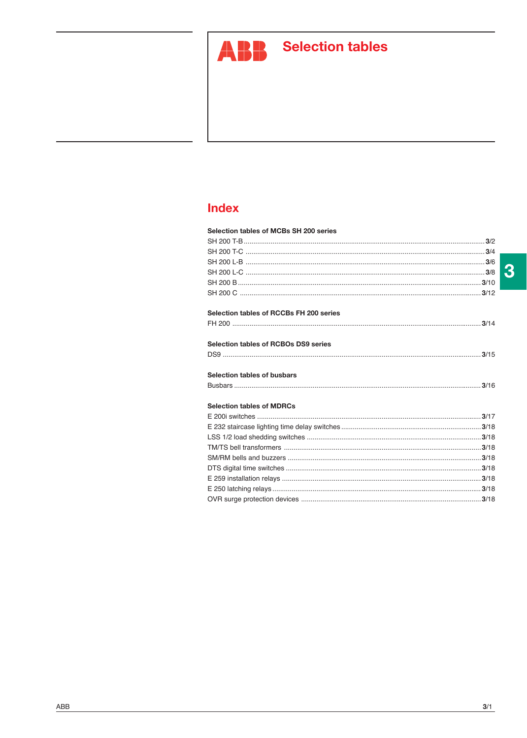# Selection tables

## Index

**Selection tables of MCBs SH 200 series**

SH 200 T-B ... 3/2
SH 200 T-C ... 3/4
SH 200 L-B ... 3/6
SH 200 L-C ... 3/8
SH 200 B ... 3/10
SH 200 C ... 3/12

**Selection tables of RCCBs FH 200 series**

FH 200 ... 3/14

**Selection tables of RCBOs DS9 series**

DS9 ... 3/15

**Selection tables of busbars**

Busbars ... 3/16

**Selection tables of MDRCs**

E 200i switches ... 3/17
E 232 staircase lighting time delay switches ... 3/18
LSS 1/2 load shedding switches ... 3/18
TM/TS bell transformers ... 3/18
SM/RM bells and buzzers ... 3/18
DTS digital time switches ... 3/18
E 259 installation relays ... 3/18
E 250 latching relays ... 3/18
OVR surge protection devices ... 3/18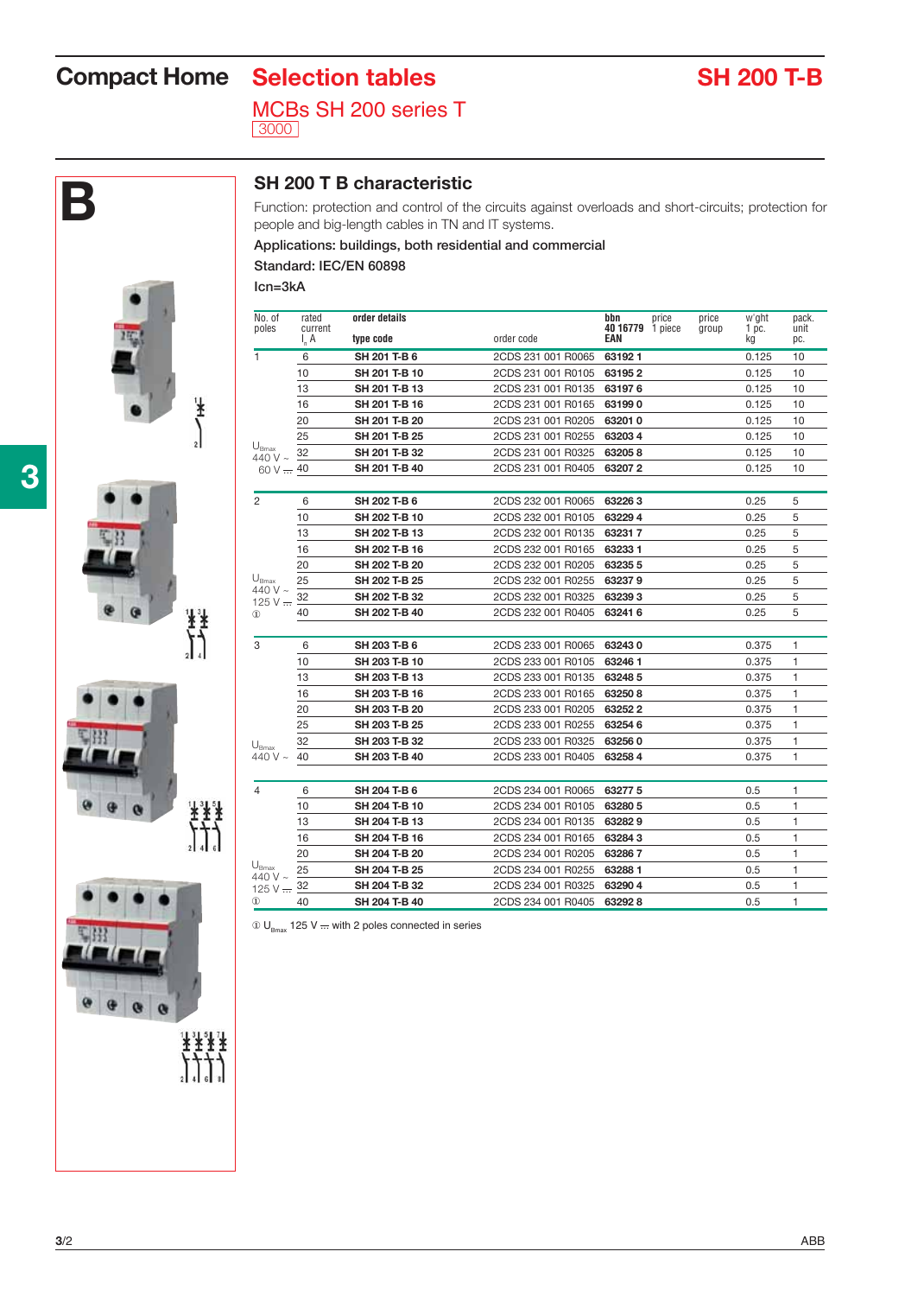# Compact Home — Selection tables — SH 200 T-B

## MCBs SH 200 series T

3000

**B**

## SH 200 T B characteristic

Function: protection and control of the circuits against overloads and short-circuits; protection for people and big-length cables in TN and IT systems.

Applications: buildings, both residential and commercial

Standard: IEC/EN 60898

Icn=3kA

| No. of poles | rated current $I_n$ A | order details type code | order code | bbn 40 16779 EAN | price 1 piece | price group | w'ght 1 pc. kg | pack. unit pc. |
|---|---|---|---|---|---|---|---|---|
| 1 | 6 | **SH 201 T-B 6** | 2CDS 231 001 R0065 | **63192 1** | | | 0.125 | 10 |
| | 10 | **SH 201 T-B 10** | 2CDS 231 001 R0105 | **63195 2** | | | 0.125 | 10 |
| | 13 | **SH 201 T-B 13** | 2CDS 231 001 R0135 | **63197 6** | | | 0.125 | 10 |
| | 16 | **SH 201 T-B 16** | 2CDS 231 001 R0165 | **63199 0** | | | 0.125 | 10 |
| | 20 | **SH 201 T-B 20** | 2CDS 231 001 R0205 | **63201 0** | | | 0.125 | 10 |
| | 25 | **SH 201 T-B 25** | 2CDS 231 001 R0255 | **63203 4** | | | 0.125 | 10 |
| $U_{Bmax}$ 440 V ~ | 32 | **SH 201 T-B 32** | 2CDS 231 001 R0325 | **63205 8** | | | 0.125 | 10 |
| 60 V ⎓ | 40 | **SH 201 T-B 40** | 2CDS 231 001 R0405 | **63207 2** | | | 0.125 | 10 |
| 2 | 6 | **SH 202 T-B 6** | 2CDS 232 001 R0065 | **63226 3** | | | 0.25 | 5 |
| | 10 | **SH 202 T-B 10** | 2CDS 232 001 R0105 | **63229 4** | | | 0.25 | 5 |
| | 13 | **SH 202 T-B 13** | 2CDS 232 001 R0135 | **63231 7** | | | 0.25 | 5 |
| | 16 | **SH 202 T-B 16** | 2CDS 232 001 R0165 | **63233 1** | | | 0.25 | 5 |
| | 20 | **SH 202 T-B 20** | 2CDS 232 001 R0205 | **63235 5** | | | 0.25 | 5 |
| $U_{Bmax}$ 440 V ~ | 25 | **SH 202 T-B 25** | 2CDS 232 001 R0255 | **63237 9** | | | 0.25 | 5 |
| 125 V ⎓ | 32 | **SH 202 T-B 32** | 2CDS 232 001 R0325 | **63239 3** | | | 0.25 | 5 |
| ① | 40 | **SH 202 T-B 40** | 2CDS 232 001 R0405 | **63241 6** | | | 0.25 | 5 |
| 3 | 6 | **SH 203 T-B 6** | 2CDS 233 001 R0065 | **63243 0** | | | 0.375 | 1 |
| | 10 | **SH 203 T-B 10** | 2CDS 233 001 R0105 | **63246 1** | | | 0.375 | 1 |
| | 13 | **SH 203 T-B 13** | 2CDS 233 001 R0135 | **63248 5** | | | 0.375 | 1 |
| | 16 | **SH 203 T-B 16** | 2CDS 233 001 R0165 | **63250 8** | | | 0.375 | 1 |
| | 20 | **SH 203 T-B 20** | 2CDS 233 001 R0205 | **63252 2** | | | 0.375 | 1 |
| | 25 | **SH 203 T-B 25** | 2CDS 233 001 R0255 | **63254 6** | | | 0.375 | 1 |
| $U_{Bmax}$ | 32 | **SH 203 T-B 32** | 2CDS 233 001 R0325 | **63256 0** | | | 0.375 | 1 |
| 440 V ~ | 40 | **SH 203 T-B 40** | 2CDS 233 001 R0405 | **63258 4** | | | 0.375 | 1 |
| 4 | 6 | **SH 204 T-B 6** | 2CDS 234 001 R0065 | **63277 5** | | | 0.5 | 1 |
| | 10 | **SH 204 T-B 10** | 2CDS 234 001 R0105 | **63280 5** | | | 0.5 | 1 |
| | 13 | **SH 204 T-B 13** | 2CDS 234 001 R0135 | **63282 9** | | | 0.5 | 1 |
| | 16 | **SH 204 T-B 16** | 2CDS 234 001 R0165 | **63284 3** | | | 0.5 | 1 |
| | 20 | **SH 204 T-B 20** | 2CDS 234 001 R0205 | **63286 7** | | | 0.5 | 1 |
| $U_{Bmax}$ 440 V ~ | 25 | **SH 204 T-B 25** | 2CDS 234 001 R0255 | **63288 1** | | | 0.5 | 1 |
| 125 V ⎓ | 32 | **SH 204 T-B 32** | 2CDS 234 001 R0325 | **63290 4** | | | 0.5 | 1 |
| ① | 40 | **SH 204 T-B 40** | 2CDS 234 001 R0405 | **63292 8** | | | 0.5 | 1 |

① $U_{Bmax}$ 125 V ⎓ with 2 poles connected in series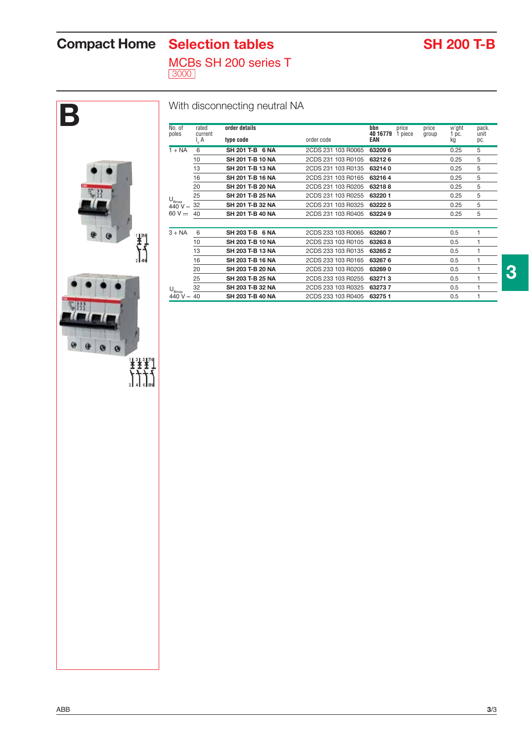# Compact Home Selection tables

## MCBs SH 200 series T

3000

**B**

### With disconnecting neutral NA

| No. of poles | rated current $I_n$ A | order details type code | order code | bbn 40 16779 EAN | price 1 piece | price group | w'ght 1 pc. kg | pack. unit pc. |
|---|---|---|---|---|---|---|---|---|
| 1 + NA | 6 | **SH 201 T-B 6 NA** | 2CDS 231 103 R0065 | **63209 6** | | | 0.25 | 5 |
| | 10 | **SH 201 T-B 10 NA** | 2CDS 231 103 R0105 | **63212 6** | | | 0.25 | 5 |
| | 13 | **SH 201 T-B 13 NA** | 2CDS 231 103 R0135 | **63214 0** | | | 0.25 | 5 |
| | 16 | **SH 201 T-B 16 NA** | 2CDS 231 103 R0165 | **63216 4** | | | 0.25 | 5 |
| | 20 | **SH 201 T-B 20 NA** | 2CDS 231 103 R0205 | **63218 8** | | | 0.25 | 5 |
| $U_{Bmax}$ | 25 | **SH 201 T-B 25 NA** | 2CDS 231 103 R0255 | **63220 1** | | | 0.25 | 5 |
| 440 V ~ | 32 | **SH 201 T-B 32 NA** | 2CDS 231 103 R0325 | **63222 5** | | | 0.25 | 5 |
| 60 V ⎓ | 40 | **SH 201 T-B 40 NA** | 2CDS 231 103 R0405 | **63224 9** | | | 0.25 | 5 |
| 3 + NA | 6 | **SH 203 T-B 6 NA** | 2CDS 233 103 R0065 | **63260 7** | | | 0.5 | 1 |
| | 10 | **SH 203 T-B 10 NA** | 2CDS 233 103 R0105 | **63263 8** | | | 0.5 | 1 |
| | 13 | **SH 203 T-B 13 NA** | 2CDS 233 103 R0135 | **63265 2** | | | 0.5 | 1 |
| | 16 | **SH 203 T-B 16 NA** | 2CDS 233 103 R0165 | **63267 6** | | | 0.5 | 1 |
| | 20 | **SH 203 T-B 20 NA** | 2CDS 233 103 R0205 | **63269 0** | | | 0.5 | 1 |
| | 25 | **SH 203 T-B 25 NA** | 2CDS 233 103 R0255 | **63271 3** | | | 0.5 | 1 |
| $U_{Bmax}$ | 32 | **SH 203 T-B 32 NA** | 2CDS 233 103 R0325 | **63273 7** | | | 0.5 | 1 |
| 440 V ~ | 40 | **SH 203 T-B 40 NA** | 2CDS 233 103 R0405 | **63275 1** | | | 0.5 | 1 |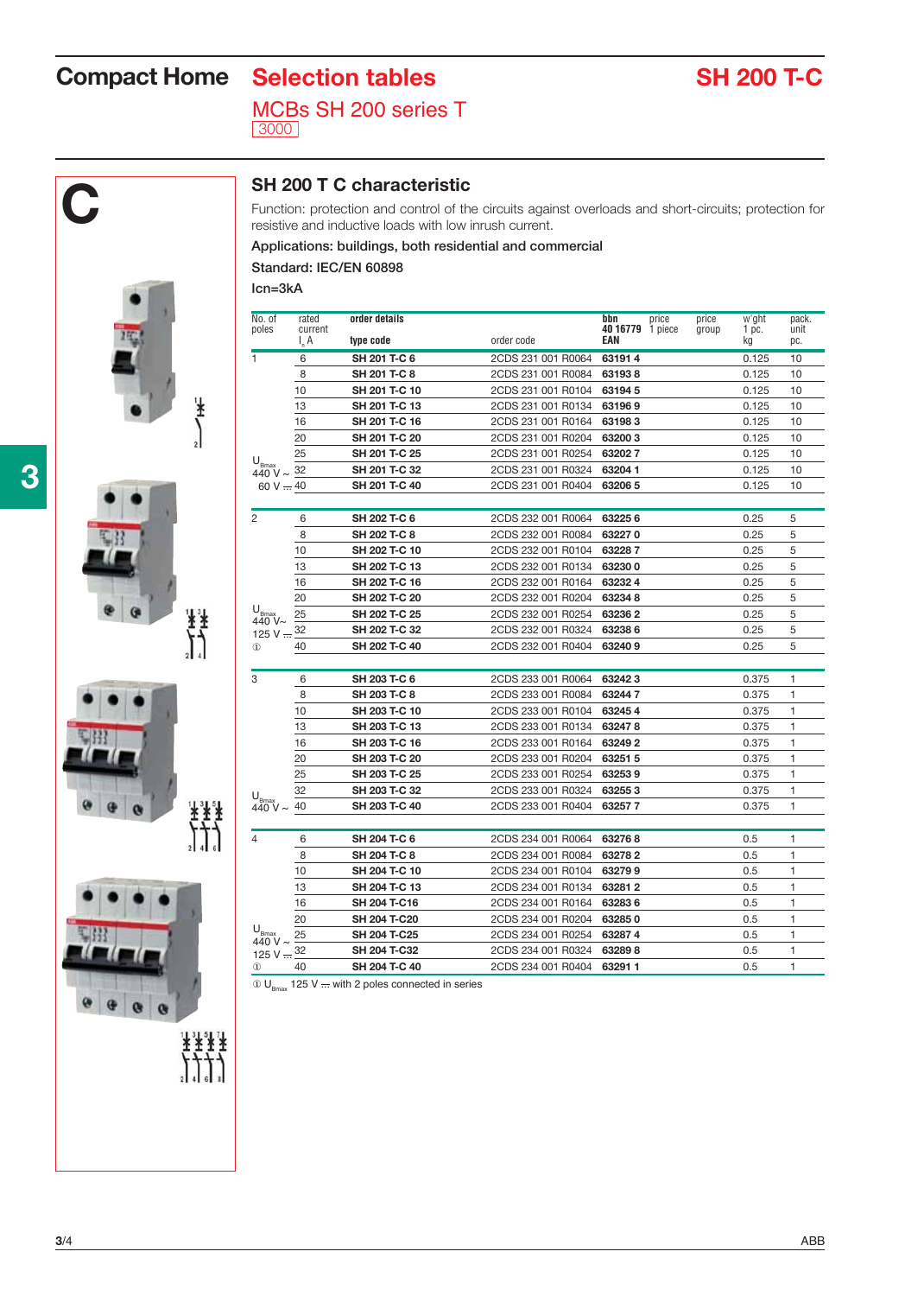# Compact Home — Selection tables — SH 200 T-C

## MCBs SH 200 series T

3000

C

## SH 200 T C characteristic

Function: protection and control of the circuits against overloads and short-circuits; protection for resistive and inductive loads with low inrush current.

Applications: buildings, both residential and commercial

Standard: IEC/EN 60898

Icn=3kA

| No. of poles | rated current $I_n$ A | order details type code | order code | bbn 40 16779 EAN | price 1 piece | price group | w'ght 1 pc. kg | pack. unit pc. |
|---|---|---|---|---|---|---|---|---|
| 1 | 6 | SH 201 T-C 6 | 2CDS 231 001 R0064 | 63191 4 | | | 0.125 | 10 |
| | 8 | SH 201 T-C 8 | 2CDS 231 001 R0084 | 63193 8 | | | 0.125 | 10 |
| | 10 | SH 201 T-C 10 | 2CDS 231 001 R0104 | 63194 5 | | | 0.125 | 10 |
| | 13 | SH 201 T-C 13 | 2CDS 231 001 R0134 | 63196 9 | | | 0.125 | 10 |
| | 16 | SH 201 T-C 16 | 2CDS 231 001 R0164 | 63198 3 | | | 0.125 | 10 |
| | 20 | SH 201 T-C 20 | 2CDS 231 001 R0204 | 63200 3 | | | 0.125 | 10 |
| | 25 | SH 201 T-C 25 | 2CDS 231 001 R0254 | 63202 7 | | | 0.125 | 10 |
| $U_{Bmax}$ 440 V ~ | 32 | SH 201 T-C 32 | 2CDS 231 001 R0324 | 63204 1 | | | 0.125 | 10 |
| 60 V ⎓ | 40 | SH 201 T-C 40 | 2CDS 231 001 R0404 | 63206 5 | | | 0.125 | 10 |
| 2 | 6 | SH 202 T-C 6 | 2CDS 232 001 R0064 | 63225 6 | | | 0.25 | 5 |
| | 8 | SH 202 T-C 8 | 2CDS 232 001 R0084 | 63227 0 | | | 0.25 | 5 |
| | 10 | SH 202 T-C 10 | 2CDS 232 001 R0104 | 63228 7 | | | 0.25 | 5 |
| | 13 | SH 202 T-C 13 | 2CDS 232 001 R0134 | 63230 0 | | | 0.25 | 5 |
| | 16 | SH 202 T-C 16 | 2CDS 232 001 R0164 | 63232 4 | | | 0.25 | 5 |
| | 20 | SH 202 T-C 20 | 2CDS 232 001 R0204 | 63234 8 | | | 0.25 | 5 |
| $U_{Bmax}$ 440 V~ | 25 | SH 202 T-C 25 | 2CDS 232 001 R0254 | 63236 2 | | | 0.25 | 5 |
| 125 V ⎓ | 32 | SH 202 T-C 32 | 2CDS 232 001 R0324 | 63238 6 | | | 0.25 | 5 |
| ① | 40 | SH 202 T-C 40 | 2CDS 232 001 R0404 | 63240 9 | | | 0.25 | 5 |
| 3 | 6 | SH 203 T-C 6 | 2CDS 233 001 R0064 | 63242 3 | | | 0.375 | 1 |
| | 8 | SH 203 T-C 8 | 2CDS 233 001 R0084 | 63244 7 | | | 0.375 | 1 |
| | 10 | SH 203 T-C 10 | 2CDS 233 001 R0104 | 63245 4 | | | 0.375 | 1 |
| | 13 | SH 203 T-C 13 | 2CDS 233 001 R0134 | 63247 8 | | | 0.375 | 1 |
| | 16 | SH 203 T-C 16 | 2CDS 233 001 R0164 | 63249 2 | | | 0.375 | 1 |
| | 20 | SH 203 T-C 20 | 2CDS 233 001 R0204 | 63251 5 | | | 0.375 | 1 |
| | 25 | SH 203 T-C 25 | 2CDS 233 001 R0254 | 63253 9 | | | 0.375 | 1 |
| $U_{Bmax}$ | 32 | SH 203 T-C 32 | 2CDS 233 001 R0324 | 63255 3 | | | 0.375 | 1 |
| 440 V ~ | 40 | SH 203 T-C 40 | 2CDS 233 001 R0404 | 63257 7 | | | 0.375 | 1 |
| 4 | 6 | SH 204 T-C 6 | 2CDS 234 001 R0064 | 63276 8 | | | 0.5 | 1 |
| | 8 | SH 204 T-C 8 | 2CDS 234 001 R0084 | 63278 2 | | | 0.5 | 1 |
| | 10 | SH 204 T-C 10 | 2CDS 234 001 R0104 | 63279 9 | | | 0.5 | 1 |
| | 13 | SH 204 T-C 13 | 2CDS 234 001 R0134 | 63281 2 | | | 0.5 | 1 |
| | 16 | SH 204 T-C16 | 2CDS 234 001 R0164 | 63283 6 | | | 0.5 | 1 |
| | 20 | SH 204 T-C20 | 2CDS 234 001 R0204 | 63285 0 | | | 0.5 | 1 |
| $U_{Bmax}$ 440 V ~ | 25 | SH 204 T-C25 | 2CDS 234 001 R0254 | 63287 4 | | | 0.5 | 1 |
| 125 V ⎓ | 32 | SH 204 T-C32 | 2CDS 234 001 R0324 | 63289 8 | | | 0.5 | 1 |
| ① | 40 | SH 204 T-C 40 | 2CDS 234 001 R0404 | 63291 1 | | | 0.5 | 1 |

① $U_{Bmax}$ 125 V ⎓ with 2 poles connected in series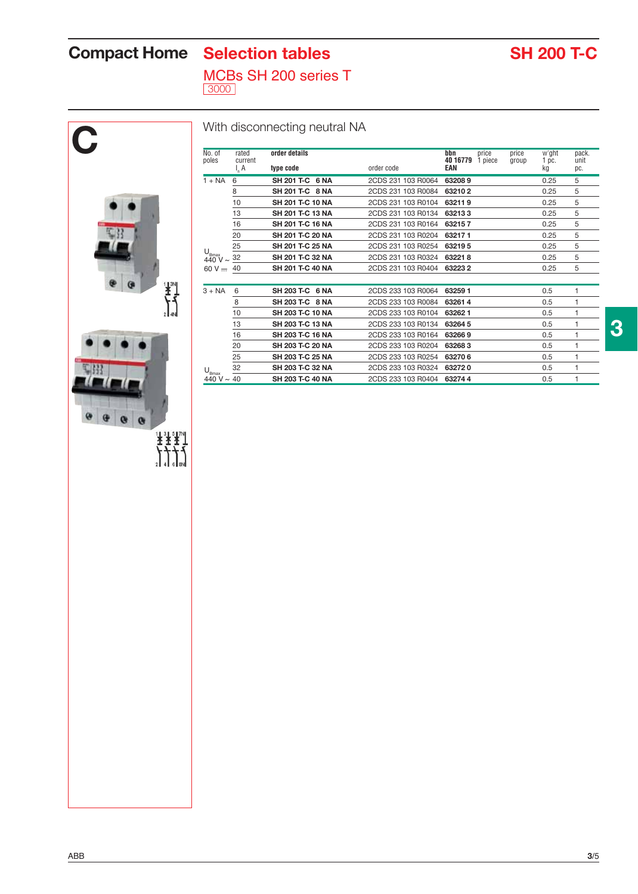# Compact Home Selection tables

## MCBs SH 200 series T

3000

SH 200 T-C

C

### With disconnecting neutral NA

| No. of poles | rated current $I_n$ A | order details type code | order code | bbn 40 16779 EAN | price 1 piece | price group | w'ght 1 pc. kg | pack. unit pc. |
|---|---|---|---|---|---|---|---|---|
| 1 + NA | 6 | **SH 201 T-C 6 NA** | 2CDS 231 103 R0064 | **63208 9** | | | 0.25 | 5 |
| | 8 | **SH 201 T-C 8 NA** | 2CDS 231 103 R0084 | **63210 2** | | | 0.25 | 5 |
| | 10 | **SH 201 T-C 10 NA** | 2CDS 231 103 R0104 | **63211 9** | | | 0.25 | 5 |
| | 13 | **SH 201 T-C 13 NA** | 2CDS 231 103 R0134 | **63213 3** | | | 0.25 | 5 |
| | 16 | **SH 201 T-C 16 NA** | 2CDS 231 103 R0164 | **63215 7** | | | 0.25 | 5 |
| | 20 | **SH 201 T-C 20 NA** | 2CDS 231 103 R0204 | **63217 1** | | | 0.25 | 5 |
| $U_{Bmax}$ | 25 | **SH 201 T-C 25 NA** | 2CDS 231 103 R0254 | **63219 5** | | | 0.25 | 5 |
| 440 V ~ | 32 | **SH 201 T-C 32 NA** | 2CDS 231 103 R0324 | **63221 8** | | | 0.25 | 5 |
| 60 V ⎓ | 40 | **SH 201 T-C 40 NA** | 2CDS 231 103 R0404 | **63223 2** | | | 0.25 | 5 |
| 3 + NA | 6 | **SH 203 T-C 6 NA** | 2CDS 233 103 R0064 | **63259 1** | | | 0.5 | 1 |
| | 8 | **SH 203 T-C 8 NA** | 2CDS 233 103 R0084 | **63261 4** | | | 0.5 | 1 |
| | 10 | **SH 203 T-C 10 NA** | 2CDS 233 103 R0104 | **63262 1** | | | 0.5 | 1 |
| | 13 | **SH 203 T-C 13 NA** | 2CDS 233 103 R0134 | **63264 5** | | | 0.5 | 1 |
| | 16 | **SH 203 T-C 16 NA** | 2CDS 233 103 R0164 | **63266 9** | | | 0.5 | 1 |
| | 20 | **SH 203 T-C 20 NA** | 2CDS 233 103 R0204 | **63268 3** | | | 0.5 | 1 |
| | 25 | **SH 203 T-C 25 NA** | 2CDS 233 103 R0254 | **63270 6** | | | 0.5 | 1 |
| $U_{Bmax}$ | 32 | **SH 203 T-C 32 NA** | 2CDS 233 103 R0324 | **63272 0** | | | 0.5 | 1 |
| 440 V ~ | 40 | **SH 203 T-C 40 NA** | 2CDS 233 103 R0404 | **63274 4** | | | 0.5 | 1 |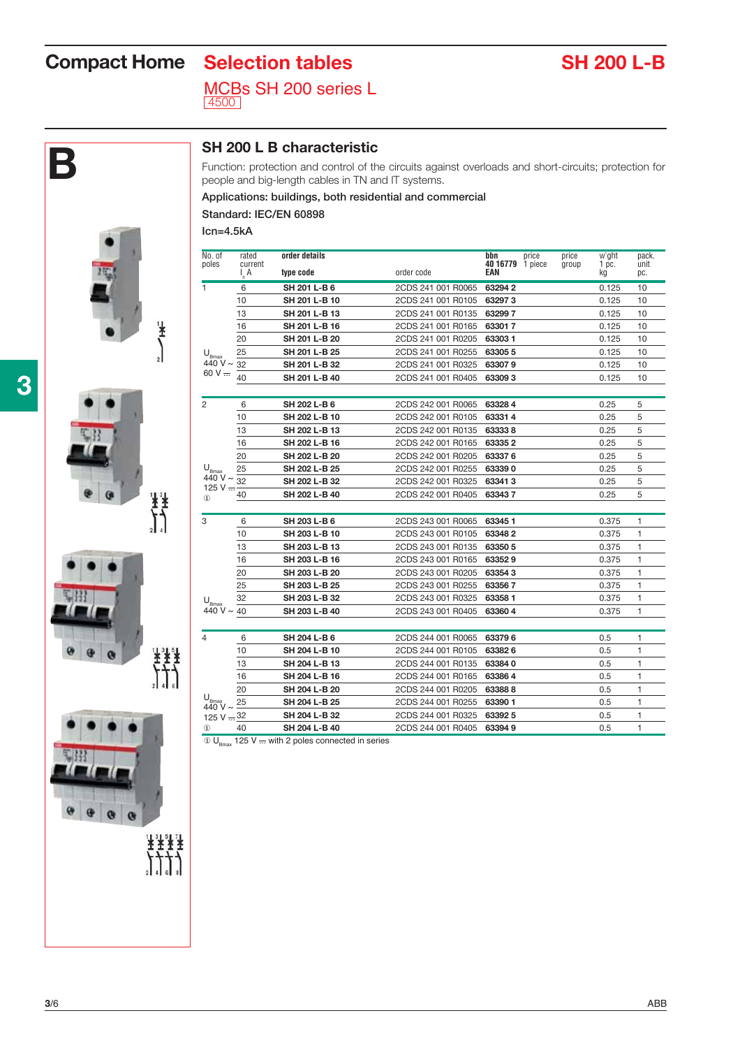# Compact Home  Selection tables

# SH 200 L-B

MCBs SH 200 series L

4500

B

## SH 200 L B characteristic

Function: protection and control of the circuits against overloads and short-circuits; protection for people and big-length cables in TN and IT systems.

Applications: buildings, both residential and commercial

Standard: IEC/EN 60898

Icn=4.5kA

| No. of poles | rated current $I_n$ A | order details type code | order code | bbn 40 16779 EAN | price 1 piece | price group | w'ght 1 pc. kg | pack. unit pc. |
|---|---|---|---|---|---|---|---|---|
| 1 | 6 | **SH 201 L-B 6** | 2CDS 241 001 R0065 | **63294 2** | | | 0.125 | 10 |
| | 10 | **SH 201 L-B 10** | 2CDS 241 001 R0105 | **63297 3** | | | 0.125 | 10 |
| | 13 | **SH 201 L-B 13** | 2CDS 241 001 R0135 | **63299 7** | | | 0.125 | 10 |
| | 16 | **SH 201 L-B 16** | 2CDS 241 001 R0165 | **63301 7** | | | 0.125 | 10 |
| | 20 | **SH 201 L-B 20** | 2CDS 241 001 R0205 | **63303 1** | | | 0.125 | 10 |
| $U_{Bmax}$ | 25 | **SH 201 L-B 25** | 2CDS 241 001 R0255 | **63305 5** | | | 0.125 | 10 |
| 440 V ~ | 32 | **SH 201 L-B 32** | 2CDS 241 001 R0325 | **63307 9** | | | 0.125 | 10 |
| 60 V ⎓ | 40 | **SH 201 L-B 40** | 2CDS 241 001 R0405 | **63309 3** | | | 0.125 | 10 |
| 2 | 6 | **SH 202 L-B 6** | 2CDS 242 001 R0065 | **63328 4** | | | 0.25 | 5 |
| | 10 | **SH 202 L-B 10** | 2CDS 242 001 R0105 | **63331 4** | | | 0.25 | 5 |
| | 13 | **SH 202 L-B 13** | 2CDS 242 001 R0135 | **63333 8** | | | 0.25 | 5 |
| | 16 | **SH 202 L-B 16** | 2CDS 242 001 R0165 | **63335 2** | | | 0.25 | 5 |
| | 20 | **SH 202 L-B 20** | 2CDS 242 001 R0205 | **63337 6** | | | 0.25 | 5 |
| $U_{Bmax}$ | 25 | **SH 202 L-B 25** | 2CDS 242 001 R0255 | **63339 0** | | | 0.25 | 5 |
| 440 V ~ | 32 | **SH 202 L-B 32** | 2CDS 242 001 R0325 | **63341 3** | | | 0.25 | 5 |
| 125 V ⎓ ① | 40 | **SH 202 L-B 40** | 2CDS 242 001 R0405 | **63343 7** | | | 0.25 | 5 |
| 3 | 6 | **SH 203 L-B 6** | 2CDS 243 001 R0065 | **63345 1** | | | 0.375 | 1 |
| | 10 | **SH 203 L-B 10** | 2CDS 243 001 R0105 | **63348 2** | | | 0.375 | 1 |
| | 13 | **SH 203 L-B 13** | 2CDS 243 001 R0135 | **63350 5** | | | 0.375 | 1 |
| | 16 | **SH 203 L-B 16** | 2CDS 243 001 R0165 | **63352 9** | | | 0.375 | 1 |
| | 20 | **SH 203 L-B 20** | 2CDS 243 001 R0205 | **63354 3** | | | 0.375 | 1 |
| | 25 | **SH 203 L-B 25** | 2CDS 243 001 R0255 | **63356 7** | | | 0.375 | 1 |
| $U_{Bmax}$ | 32 | **SH 203 L-B 32** | 2CDS 243 001 R0325 | **63358 1** | | | 0.375 | 1 |
| 440 V ~ | 40 | **SH 203 L-B 40** | 2CDS 243 001 R0405 | **63360 4** | | | 0.375 | 1 |
| 4 | 6 | **SH 204 L-B 6** | 2CDS 244 001 R0065 | **63379 6** | | | 0.5 | 1 |
| | 10 | **SH 204 L-B 10** | 2CDS 244 001 R0105 | **63382 6** | | | 0.5 | 1 |
| | 13 | **SH 204 L-B 13** | 2CDS 244 001 R0135 | **63384 0** | | | 0.5 | 1 |
| | 16 | **SH 204 L-B 16** | 2CDS 244 001 R0165 | **63386 4** | | | 0.5 | 1 |
| | 20 | **SH 204 L-B 20** | 2CDS 244 001 R0205 | **63388 8** | | | 0.5 | 1 |
| $U_{Bmax}$ | 25 | **SH 204 L-B 25** | 2CDS 244 001 R0255 | **63390 1** | | | 0.5 | 1 |
| 440 V ~ 125 V ⎓ | 32 | **SH 204 L-B 32** | 2CDS 244 001 R0325 | **63392 5** | | | 0.5 | 1 |
| ① | 40 | **SH 204 L-B 40** | 2CDS 244 001 R0405 | **63394 9** | | | 0.5 | 1 |

① $U_{Bmax}$ 125 V ⎓ with 2 poles connected in series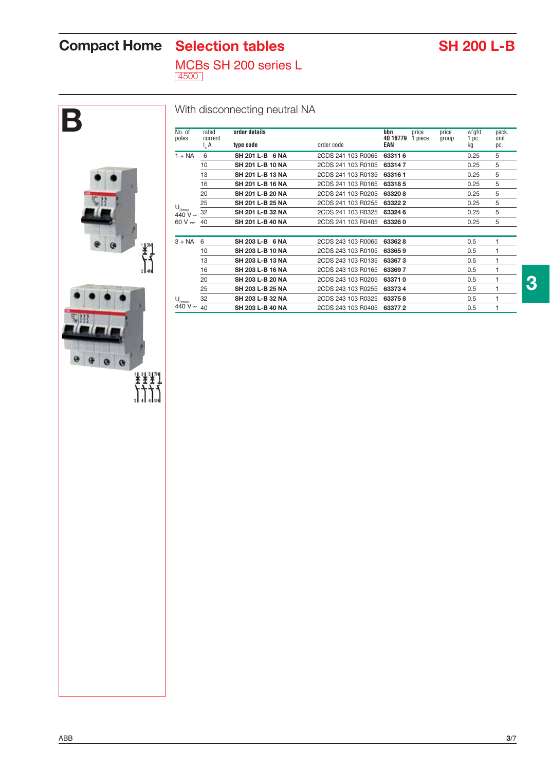# Compact Home Selection tables

## SH 200 L-B

## MCBs SH 200 series L

4500

B

### With disconnecting neutral NA

| No. of poles | rated current $I_n$ A | order details type code | order code | bbn 40 16779 EAN | price 1 piece | price group | w'ght 1 pc. kg | pack. unit pc. |
|---|---|---|---|---|---|---|---|---|
| 1 + NA | 6 | **SH 201 L-B 6 NA** | 2CDS 241 103 R0065 | **63311 6** | | | 0.25 | 5 |
| | 10 | **SH 201 L-B 10 NA** | 2CDS 241 103 R0105 | **63314 7** | | | 0.25 | 5 |
| | 13 | **SH 201 L-B 13 NA** | 2CDS 241 103 R0135 | **63316 1** | | | 0.25 | 5 |
| | 16 | **SH 201 L-B 16 NA** | 2CDS 241 103 R0165 | **63318 5** | | | 0.25 | 5 |
| | 20 | **SH 201 L-B 20 NA** | 2CDS 241 103 R0205 | **63320 8** | | | 0.25 | 5 |
| | 25 | **SH 201 L-B 25 NA** | 2CDS 241 103 R0255 | **63322 2** | | | 0.25 | 5 |
| $U_{Bmax}$ 440 V ~ | 32 | **SH 201 L-B 32 NA** | 2CDS 241 103 R0325 | **63324 6** | | | 0.25 | 5 |
| 60 V ⎓ | 40 | **SH 201 L-B 40 NA** | 2CDS 241 103 R0405 | **63326 0** | | | 0.25 | 5 |
| 3 + NA | 6 | **SH 203 L-B 6 NA** | 2CDS 243 103 R0065 | **63362 8** | | | 0.5 | 1 |
| | 10 | **SH 203 L-B 10 NA** | 2CDS 243 103 R0105 | **63365 9** | | | 0.5 | 1 |
| | 13 | **SH 203 L-B 13 NA** | 2CDS 243 103 R0135 | **63367 3** | | | 0.5 | 1 |
| | 16 | **SH 203 L-B 16 NA** | 2CDS 243 103 R0165 | **63369 7** | | | 0.5 | 1 |
| | 20 | **SH 203 L-B 20 NA** | 2CDS 243 103 R0205 | **63371 0** | | | 0.5 | 1 |
| | 25 | **SH 203 L-B 25 NA** | 2CDS 243 103 R0255 | **63373 4** | | | 0.5 | 1 |
| $U_{Bmax}$ | 32 | **SH 203 L-B 32 NA** | 2CDS 243 103 R0325 | **63375 8** | | | 0.5 | 1 |
| 440 V ~ | 40 | **SH 203 L-B 40 NA** | 2CDS 243 103 R0405 | **63377 2** | | | 0.5 | 1 |

3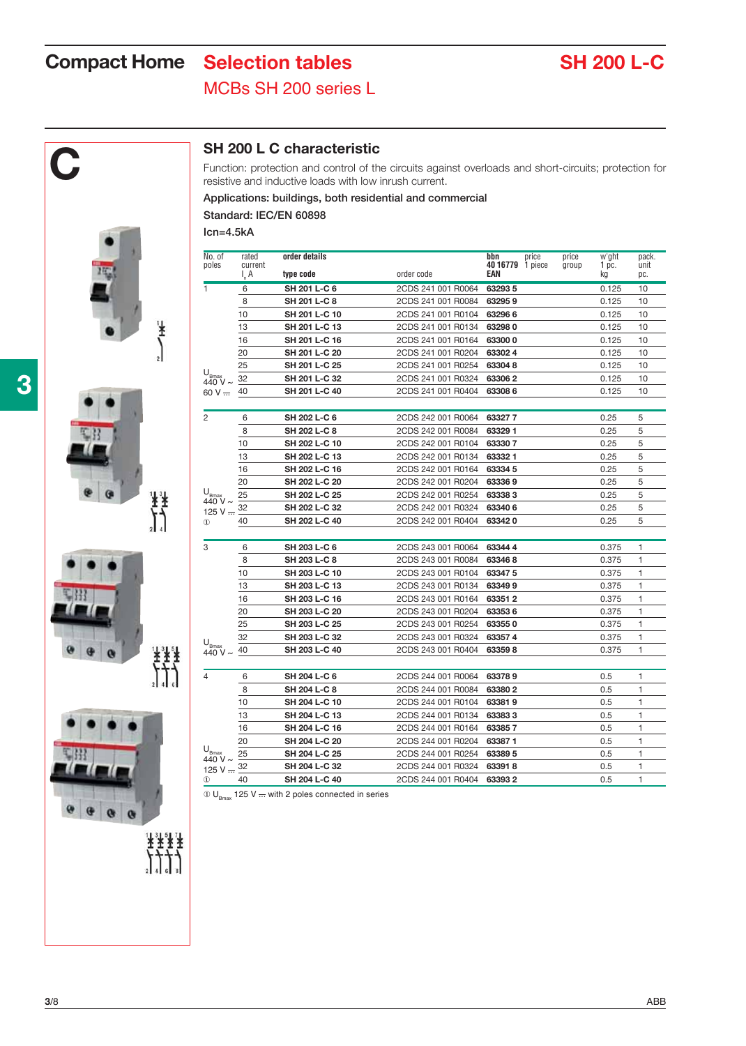# Compact Home — Selection tables

## MCBs SH 200 series L

# SH 200 L-C

C

3

## SH 200 L C characteristic

Function: protection and control of the circuits against overloads and short-circuits; protection for resistive and inductive loads with low inrush current.

Applications: buildings, both residential and commercial

Standard: IEC/EN 60898

Icn=4.5kA

| No. of poles | rated current $I_n$ A | order details type code | order code | bbn 40 16779 EAN | price 1 piece | price group | w'ght 1 pc. kg | pack. unit pc. |
|---|---|---|---|---|---|---|---|---|
| 1 | 6 | SH 201 L-C 6 | 2CDS 241 001 R0064 | 63293 5 | | | 0.125 | 10 |
| | 8 | SH 201 L-C 8 | 2CDS 241 001 R0084 | 63295 9 | | | 0.125 | 10 |
| | 10 | SH 201 L-C 10 | 2CDS 241 001 R0104 | 63296 6 | | | 0.125 | 10 |
| | 13 | SH 201 L-C 13 | 2CDS 241 001 R0134 | 63298 0 | | | 0.125 | 10 |
| | 16 | SH 201 L-C 16 | 2CDS 241 001 R0164 | 63300 0 | | | 0.125 | 10 |
| | 20 | SH 201 L-C 20 | 2CDS 241 001 R0204 | 63302 4 | | | 0.125 | 10 |
| | 25 | SH 201 L-C 25 | 2CDS 241 001 R0254 | 63304 8 | | | 0.125 | 10 |
| $U_{Bmax}$ 440 V ~ | 32 | SH 201 L-C 32 | 2CDS 241 001 R0324 | 63306 2 | | | 0.125 | 10 |
| 60 V ⎓ | 40 | SH 201 L-C 40 | 2CDS 241 001 R0404 | 63308 6 | | | 0.125 | 10 |
| 2 | 6 | SH 202 L-C 6 | 2CDS 242 001 R0064 | 63327 7 | | | 0.25 | 5 |
| | 8 | SH 202 L-C 8 | 2CDS 242 001 R0084 | 63329 1 | | | 0.25 | 5 |
| | 10 | SH 202 L-C 10 | 2CDS 242 001 R0104 | 63330 7 | | | 0.25 | 5 |
| | 13 | SH 202 L-C 13 | 2CDS 242 001 R0134 | 63332 1 | | | 0.25 | 5 |
| | 16 | SH 202 L-C 16 | 2CDS 242 001 R0164 | 63334 5 | | | 0.25 | 5 |
| | 20 | SH 202 L-C 20 | 2CDS 242 001 R0204 | 63336 9 | | | 0.25 | 5 |
| $U_{Bmax}$ | 25 | SH 202 L-C 25 | 2CDS 242 001 R0254 | 63338 3 | | | 0.25 | 5 |
| 440 V ~ 125 V ⎓ | 32 | SH 202 L-C 32 | 2CDS 242 001 R0324 | 63340 6 | | | 0.25 | 5 |
| ① | 40 | SH 202 L-C 40 | 2CDS 242 001 R0404 | 63342 0 | | | 0.25 | 5 |
| 3 | 6 | SH 203 L-C 6 | 2CDS 243 001 R0064 | 63344 4 | | | 0.375 | 1 |
| | 8 | SH 203 L-C 8 | 2CDS 243 001 R0084 | 63346 8 | | | 0.375 | 1 |
| | 10 | SH 203 L-C 10 | 2CDS 243 001 R0104 | 63347 5 | | | 0.375 | 1 |
| | 13 | SH 203 L-C 13 | 2CDS 243 001 R0134 | 63349 9 | | | 0.375 | 1 |
| | 16 | SH 203 L-C 16 | 2CDS 243 001 R0164 | 63351 2 | | | 0.375 | 1 |
| | 20 | SH 203 L-C 20 | 2CDS 243 001 R0204 | 63353 6 | | | 0.375 | 1 |
| | 25 | SH 203 L-C 25 | 2CDS 243 001 R0254 | 63355 0 | | | 0.375 | 1 |
| $U_{Bmax}$ | 32 | SH 203 L-C 32 | 2CDS 243 001 R0324 | 63357 4 | | | 0.375 | 1 |
| 440 V ~ | 40 | SH 203 L-C 40 | 2CDS 243 001 R0404 | 63359 8 | | | 0.375 | 1 |
| 4 | 6 | SH 204 L-C 6 | 2CDS 244 001 R0064 | 63378 9 | | | 0.5 | 1 |
| | 8 | SH 204 L-C 8 | 2CDS 244 001 R0084 | 63380 2 | | | 0.5 | 1 |
| | 10 | SH 204 L-C 10 | 2CDS 244 001 R0104 | 63381 9 | | | 0.5 | 1 |
| | 13 | SH 204 L-C 13 | 2CDS 244 001 R0134 | 63383 3 | | | 0.5 | 1 |
| | 16 | SH 204 L-C 16 | 2CDS 244 001 R0164 | 63385 7 | | | 0.5 | 1 |
| | 20 | SH 204 L-C 20 | 2CDS 244 001 R0204 | 63387 1 | | | 0.5 | 1 |
| $U_{Bmax}$ 440 V ~ | 25 | SH 204 L-C 25 | 2CDS 244 001 R0254 | 63389 5 | | | 0.5 | 1 |
| 125 V ⎓ | 32 | SH 204 L-C 32 | 2CDS 244 001 R0324 | 63391 8 | | | 0.5 | 1 |
| ① | 40 | SH 204 L-C 40 | 2CDS 244 001 R0404 | 63393 2 | | | 0.5 | 1 |

① $U_{Bmax}$ 125 V ⎓ with 2 poles connected in series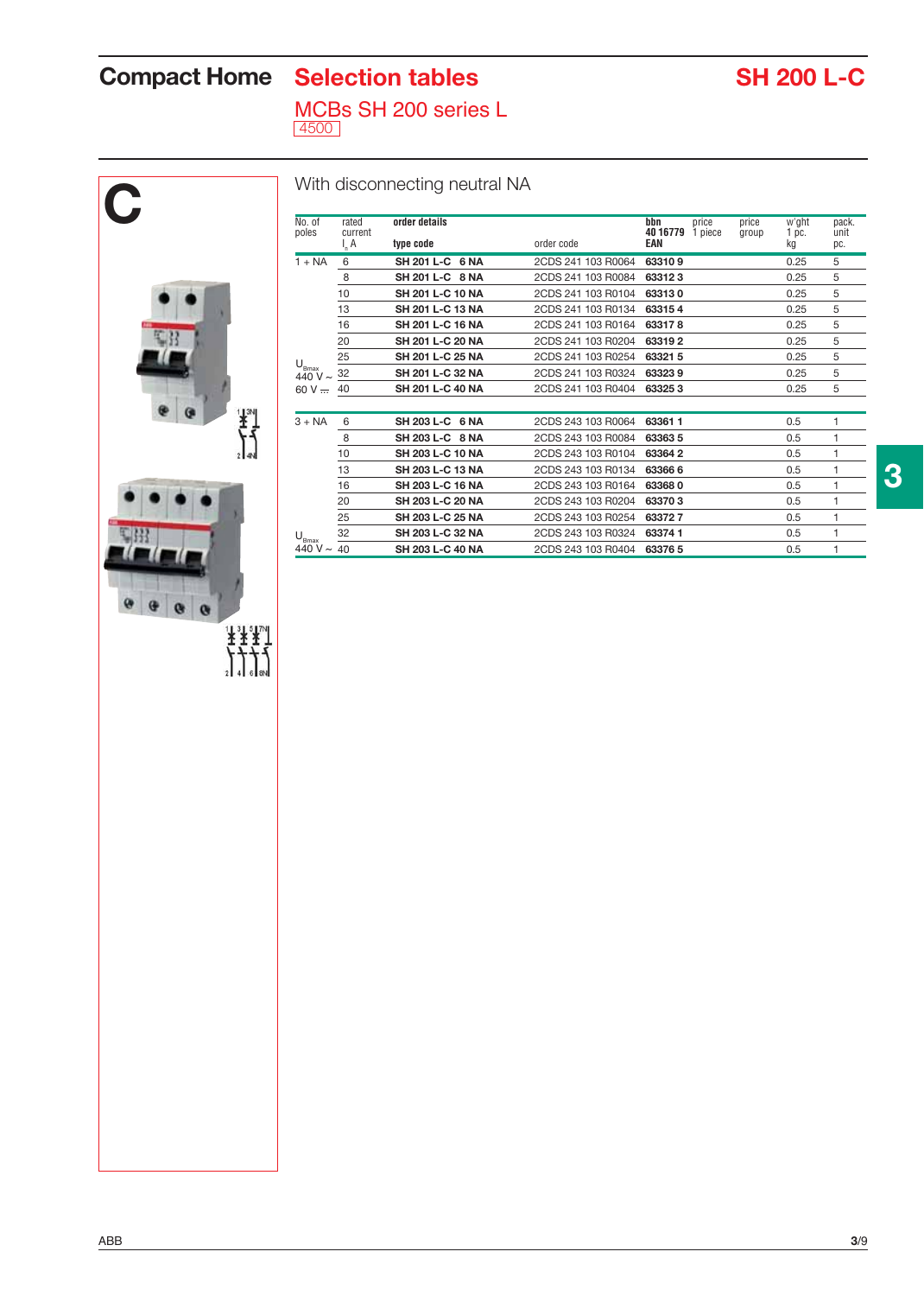# Compact Home Selection tables

## MCBs SH 200 series L

4500

## SH 200 L-C

C

With disconnecting neutral NA

| No. of poles | rated current $I_n$ A | order details type code | order code | bbn 40 16779 EAN | price 1 piece | price group | w'ght 1 pc. kg | pack. unit pc. |
|---|---|---|---|---|---|---|---|---|
| 1 + NA | 6 | SH 201 L-C 6 NA | 2CDS 241 103 R0064 | 63310 9 | | | 0.25 | 5 |
| | 8 | SH 201 L-C 8 NA | 2CDS 241 103 R0084 | 63312 3 | | | 0.25 | 5 |
| | 10 | SH 201 L-C 10 NA | 2CDS 241 103 R0104 | 63313 0 | | | 0.25 | 5 |
| | 13 | SH 201 L-C 13 NA | 2CDS 241 103 R0134 | 63315 4 | | | 0.25 | 5 |
| | 16 | SH 201 L-C 16 NA | 2CDS 241 103 R0164 | 63317 8 | | | 0.25 | 5 |
| | 20 | SH 201 L-C 20 NA | 2CDS 241 103 R0204 | 63319 2 | | | 0.25 | 5 |
| $U_{Bmax}$ | 25 | SH 201 L-C 25 NA | 2CDS 241 103 R0254 | 63321 5 | | | 0.25 | 5 |
| 440 V ~ | 32 | SH 201 L-C 32 NA | 2CDS 241 103 R0324 | 63323 9 | | | 0.25 | 5 |
| 60 V ⎓ | 40 | SH 201 L-C 40 NA | 2CDS 241 103 R0404 | 63325 3 | | | 0.25 | 5 |
| 3 + NA | 6 | SH 203 L-C 6 NA | 2CDS 243 103 R0064 | 63361 1 | | | 0.5 | 1 |
| | 8 | SH 203 L-C 8 NA | 2CDS 243 103 R0084 | 63363 5 | | | 0.5 | 1 |
| | 10 | SH 203 L-C 10 NA | 2CDS 243 103 R0104 | 63364 2 | | | 0.5 | 1 |
| | 13 | SH 203 L-C 13 NA | 2CDS 243 103 R0134 | 63366 6 | | | 0.5 | 1 |
| | 16 | SH 203 L-C 16 NA | 2CDS 243 103 R0164 | 63368 0 | | | 0.5 | 1 |
| | 20 | SH 203 L-C 20 NA | 2CDS 243 103 R0204 | 63370 3 | | | 0.5 | 1 |
| | 25 | SH 203 L-C 25 NA | 2CDS 243 103 R0254 | 63372 7 | | | 0.5 | 1 |
| $U_{Bmax}$ | 32 | SH 203 L-C 32 NA | 2CDS 243 103 R0324 | 63374 1 | | | 0.5 | 1 |
| 440 V ~ | 40 | SH 203 L-C 40 NA | 2CDS 243 103 R0404 | 63376 5 | | | 0.5 | 1 |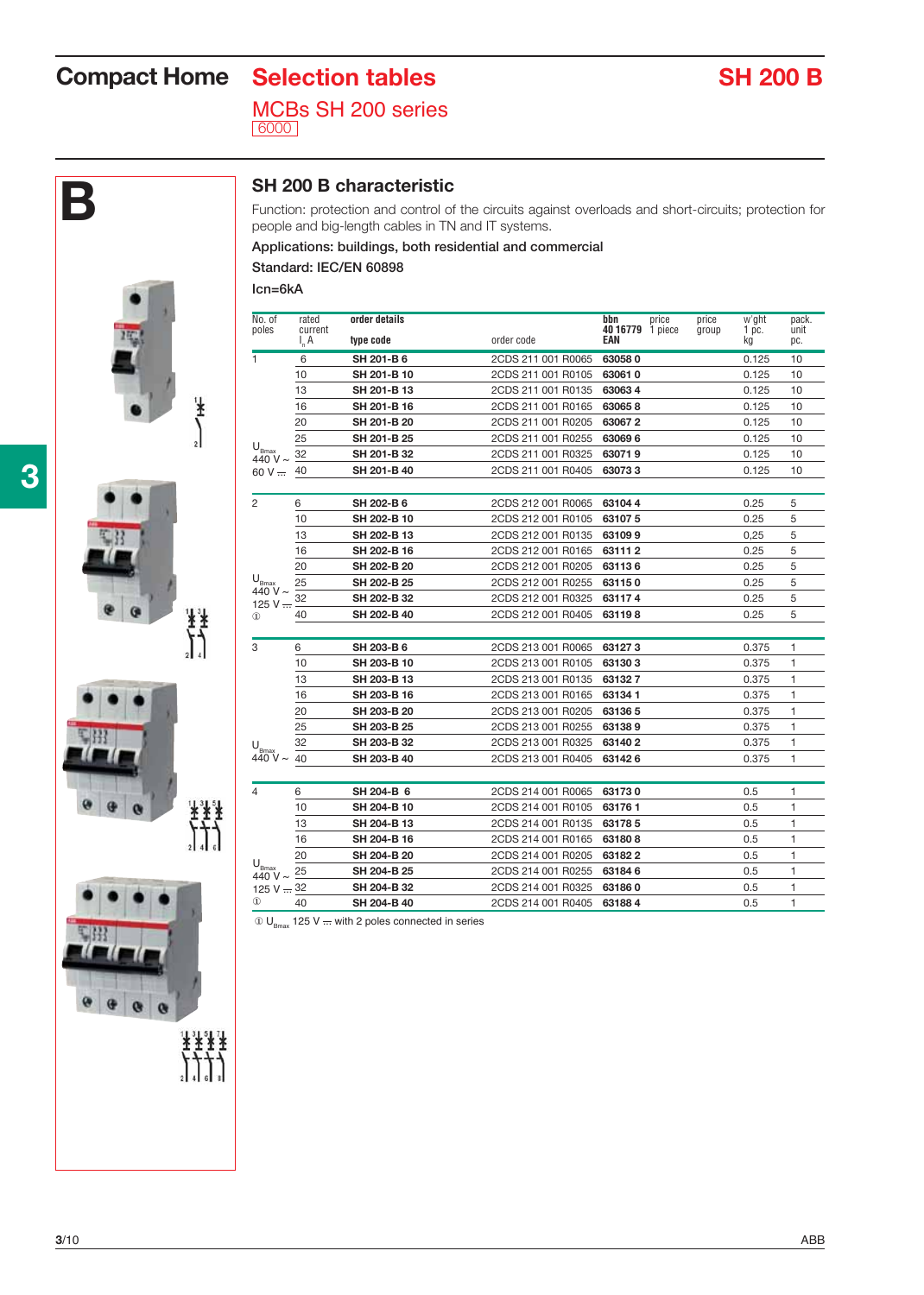# Compact Home Selection tables

## MCBs SH 200 series

6000

# SH 200 B

B

### SH 200 B characteristic

Function: protection and control of the circuits against overloads and short-circuits; protection for people and big-length cables in TN and IT systems.

Applications: buildings, both residential and commercial

Standard: IEC/EN 60898

Icn=6kA

| No. of poles | rated current $I_n$ A | order details type code | order code | bbn 40 16779 EAN | price 1 piece | price group | w'ght 1 pc. kg | pack. unit pc. |
|---|---|---|---|---|---|---|---|---|
| 1 | 6 | **SH 201-B 6** | 2CDS 211 001 R0065 | **63058 0** | | | 0.125 | 10 |
| | 10 | **SH 201-B 10** | 2CDS 211 001 R0105 | **63061 0** | | | 0.125 | 10 |
| | 13 | **SH 201-B 13** | 2CDS 211 001 R0135 | **63063 4** | | | 0.125 | 10 |
| | 16 | **SH 201-B 16** | 2CDS 211 001 R0165 | **63065 8** | | | 0.125 | 10 |
| | 20 | **SH 201-B 20** | 2CDS 211 001 R0205 | **63067 2** | | | 0.125 | 10 |
| | 25 | **SH 201-B 25** | 2CDS 211 001 R0255 | **63069 6** | | | 0.125 | 10 |
| $U_{Bmax}$ 440 V ~ | 32 | **SH 201-B 32** | 2CDS 211 001 R0325 | **63071 9** | | | 0.125 | 10 |
| 60 V ⎓ | 40 | **SH 201-B 40** | 2CDS 211 001 R0405 | **63073 3** | | | 0.125 | 10 |
| 2 | 6 | **SH 202-B 6** | 2CDS 212 001 R0065 | **63104 4** | | | 0.25 | 5 |
| | 10 | **SH 202-B 10** | 2CDS 212 001 R0105 | **63107 5** | | | 0.25 | 5 |
| | 13 | **SH 202-B 13** | 2CDS 212 001 R0135 | **63109 9** | | | 0,25 | 5 |
| | 16 | **SH 202-B 16** | 2CDS 212 001 R0165 | **63111 2** | | | 0.25 | 5 |
| | 20 | **SH 202-B 20** | 2CDS 212 001 R0205 | **63113 6** | | | 0.25 | 5 |
| $U_{Bmax}$ | 25 | **SH 202-B 25** | 2CDS 212 001 R0255 | **63115 0** | | | 0.25 | 5 |
| 440 V ~ | 32 | **SH 202-B 32** | 2CDS 212 001 R0325 | **63117 4** | | | 0.25 | 5 |
| 125 V ⎓ ① | 40 | **SH 202-B 40** | 2CDS 212 001 R0405 | **63119 8** | | | 0.25 | 5 |
| 3 | 6 | **SH 203-B 6** | 2CDS 213 001 R0065 | **63127 3** | | | 0.375 | 1 |
| | 10 | **SH 203-B 10** | 2CDS 213 001 R0105 | **63130 3** | | | 0.375 | 1 |
| | 13 | **SH 203-B 13** | 2CDS 213 001 R0135 | **63132 7** | | | 0.375 | 1 |
| | 16 | **SH 203-B 16** | 2CDS 213 001 R0165 | **63134 1** | | | 0.375 | 1 |
| | 20 | **SH 203-B 20** | 2CDS 213 001 R0205 | **63136 5** | | | 0.375 | 1 |
| | 25 | **SH 203-B 25** | 2CDS 213 001 R0255 | **63138 9** | | | 0.375 | 1 |
| $U_{Bmax}$ | 32 | **SH 203-B 32** | 2CDS 213 001 R0325 | **63140 2** | | | 0.375 | 1 |
| 440 V ~ | 40 | **SH 203-B 40** | 2CDS 213 001 R0405 | **63142 6** | | | 0.375 | 1 |
| 4 | 6 | **SH 204-B 6** | 2CDS 214 001 R0065 | **63173 0** | | | 0.5 | 1 |
| | 10 | **SH 204-B 10** | 2CDS 214 001 R0105 | **63176 1** | | | 0.5 | 1 |
| | 13 | **SH 204-B 13** | 2CDS 214 001 R0135 | **63178 5** | | | 0.5 | 1 |
| | 16 | **SH 204-B 16** | 2CDS 214 001 R0165 | **63180 8** | | | 0.5 | 1 |
| | 20 | **SH 204-B 20** | 2CDS 214 001 R0205 | **63182 2** | | | 0.5 | 1 |
| $U_{Bmax}$ 440 V ~ | 25 | **SH 204-B 25** | 2CDS 214 001 R0255 | **63184 6** | | | 0.5 | 1 |
| 125 V ⎓ | 32 | **SH 204-B 32** | 2CDS 214 001 R0325 | **63186 0** | | | 0.5 | 1 |
| ① | 40 | **SH 204-B 40** | 2CDS 214 001 R0405 | **63188 4** | | | 0.5 | 1 |

① $U_{Bmax}$ 125 V ⎓ with 2 poles connected in series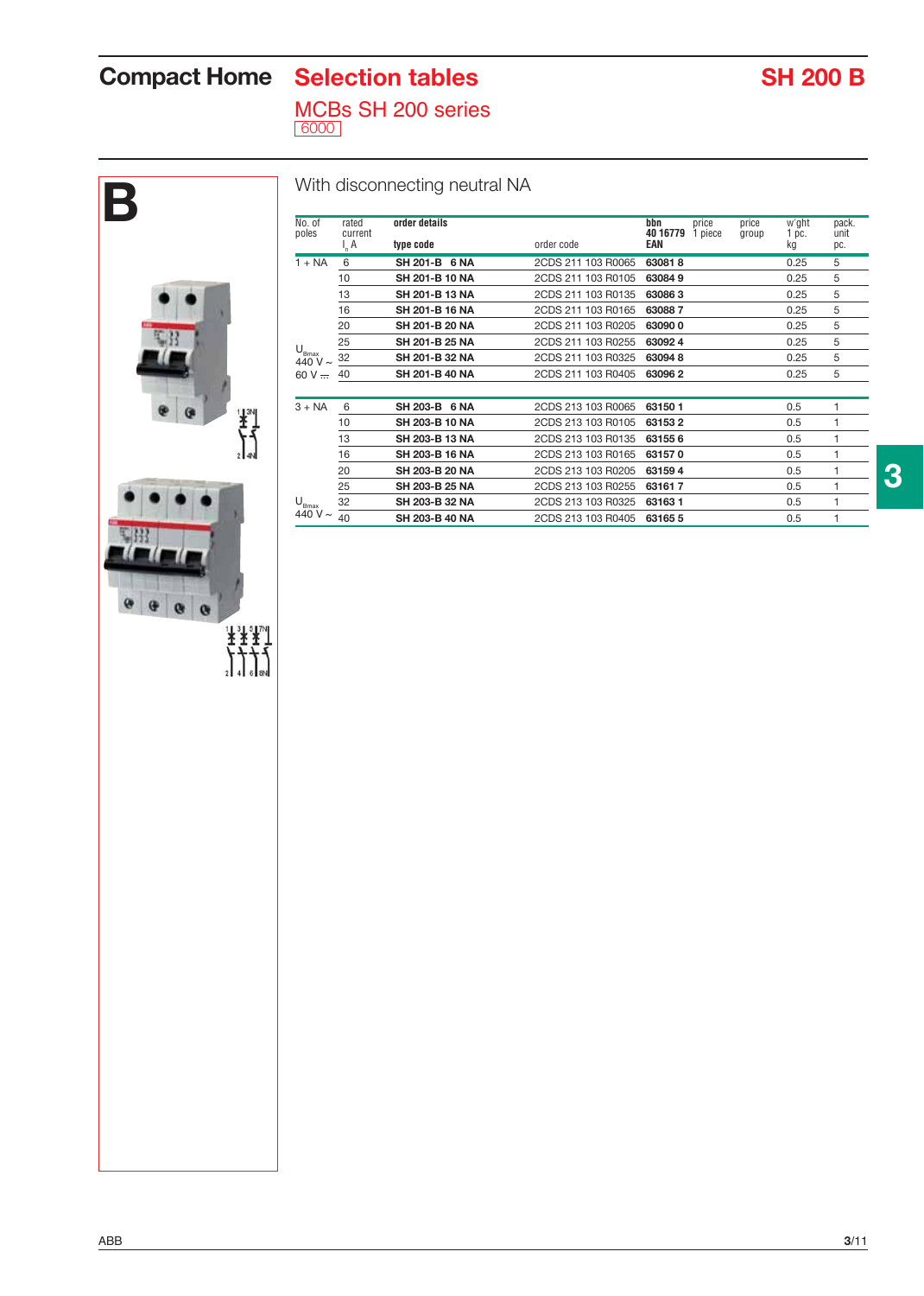# Compact Home Selection tables SH 200 B

## MCBs SH 200 series

6000

**B**

### With disconnecting neutral NA

| No. of poles | rated current $I_n$ A | order details type code | order code | bbn 40 16779 EAN | price 1 piece | price group | w'ght 1 pc. kg | pack. unit pc. |
|---|---|---|---|---|---|---|---|---|
| 1 + NA | 6 | **SH 201-B 6 NA** | 2CDS 211 103 R0065 | **63081 8** | | | 0.25 | 5 |
| | 10 | **SH 201-B 10 NA** | 2CDS 211 103 R0105 | **63084 9** | | | 0.25 | 5 |
| | 13 | **SH 201-B 13 NA** | 2CDS 211 103 R0135 | **63086 3** | | | 0.25 | 5 |
| | 16 | **SH 201-B 16 NA** | 2CDS 211 103 R0165 | **63088 7** | | | 0.25 | 5 |
| | 20 | **SH 201-B 20 NA** | 2CDS 211 103 R0205 | **63090 0** | | | 0.25 | 5 |
| | 25 | **SH 201-B 25 NA** | 2CDS 211 103 R0255 | **63092 4** | | | 0.25 | 5 |
| $U_{Bmax}$ 440 V ~ | 32 | **SH 201-B 32 NA** | 2CDS 211 103 R0325 | **63094 8** | | | 0.25 | 5 |
| 60 V ⎓ | 40 | **SH 201-B 40 NA** | 2CDS 211 103 R0405 | **63096 2** | | | 0.25 | 5 |
| 3 + NA | 6 | **SH 203-B 6 NA** | 2CDS 213 103 R0065 | **63150 1** | | | 0.5 | 1 |
| | 10 | **SH 203-B 10 NA** | 2CDS 213 103 R0105 | **63153 2** | | | 0.5 | 1 |
| | 13 | **SH 203-B 13 NA** | 2CDS 213 103 R0135 | **63155 6** | | | 0.5 | 1 |
| | 16 | **SH 203-B 16 NA** | 2CDS 213 103 R0165 | **63157 0** | | | 0.5 | 1 |
| | 20 | **SH 203-B 20 NA** | 2CDS 213 103 R0205 | **63159 4** | | | 0.5 | 1 |
| | 25 | **SH 203-B 25 NA** | 2CDS 213 103 R0255 | **63161 7** | | | 0.5 | 1 |
| $U_{Bmax}$ | 32 | **SH 203-B 32 NA** | 2CDS 213 103 R0325 | **63163 1** | | | 0.5 | 1 |
| 440 V ~ | 40 | **SH 203-B 40 NA** | 2CDS 213 103 R0405 | **63165 5** | | | 0.5 | 1 |

3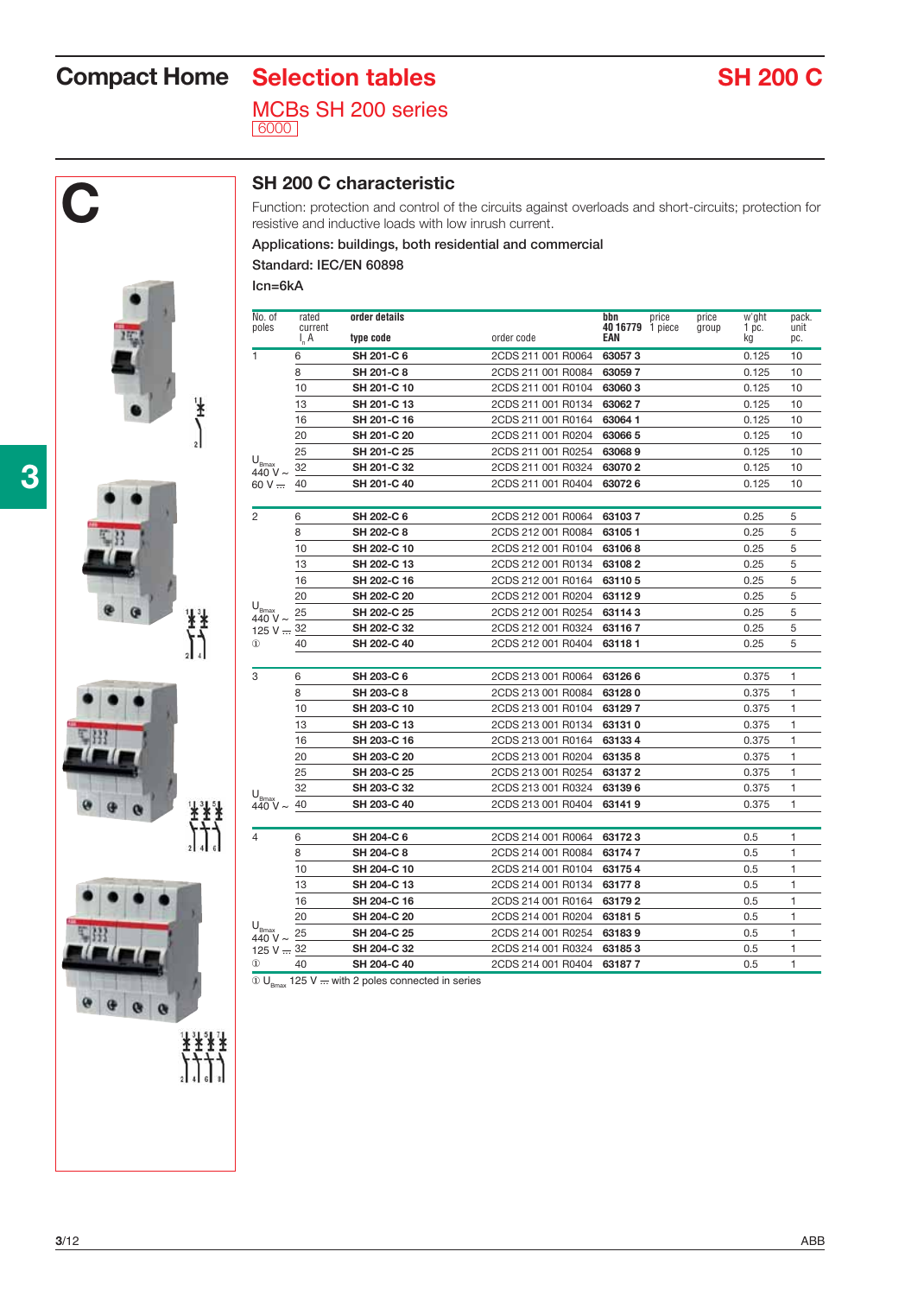# Compact Home — Selection tables — SH 200 C

## MCBs SH 200 series

6000

C

## SH 200 C characteristic

Function: protection and control of the circuits against overloads and short-circuits; protection for resistive and inductive loads with low inrush current.

Applications: buildings, both residential and commercial

Standard: IEC/EN 60898

Icn=6kA

| No. of poles | rated current $I_n$ A | order details type code | order code | bbn 40 16779 EAN | price 1 piece | price group | w'ght 1 pc. kg | pack. unit pc. |
|---|---|---|---|---|---|---|---|---|
| 1 | 6 | **SH 201-C 6** | 2CDS 211 001 R0064 | **63057 3** | | | 0.125 | 10 |
| | 8 | **SH 201-C 8** | 2CDS 211 001 R0084 | **63059 7** | | | 0.125 | 10 |
| | 10 | **SH 201-C 10** | 2CDS 211 001 R0104 | **63060 3** | | | 0.125 | 10 |
| | 13 | **SH 201-C 13** | 2CDS 211 001 R0134 | **63062 7** | | | 0.125 | 10 |
| | 16 | **SH 201-C 16** | 2CDS 211 001 R0164 | **63064 1** | | | 0.125 | 10 |
| | 20 | **SH 201-C 20** | 2CDS 211 001 R0204 | **63066 5** | | | 0.125 | 10 |
| $U_{Bmax}$ | 25 | **SH 201-C 25** | 2CDS 211 001 R0254 | **63068 9** | | | 0.125 | 10 |
| 440 V ~ | 32 | **SH 201-C 32** | 2CDS 211 001 R0324 | **63070 2** | | | 0.125 | 10 |
| 60 V ⎓ | 40 | **SH 201-C 40** | 2CDS 211 001 R0404 | **63072 6** | | | 0.125 | 10 |
| 2 | 6 | **SH 202-C 6** | 2CDS 212 001 R0064 | **63103 7** | | | 0.25 | 5 |
| | 8 | **SH 202-C 8** | 2CDS 212 001 R0084 | **63105 1** | | | 0.25 | 5 |
| | 10 | **SH 202-C 10** | 2CDS 212 001 R0104 | **63106 8** | | | 0.25 | 5 |
| | 13 | **SH 202-C 13** | 2CDS 212 001 R0134 | **63108 2** | | | 0.25 | 5 |
| | 16 | **SH 202-C 16** | 2CDS 212 001 R0164 | **63110 5** | | | 0.25 | 5 |
| | 20 | **SH 202-C 20** | 2CDS 212 001 R0204 | **63112 9** | | | 0.25 | 5 |
| $U_{Bmax}$ | 25 | **SH 202-C 25** | 2CDS 212 001 R0254 | **63114 3** | | | 0.25 | 5 |
| 440 V ~ / 125 V ⎓ | 32 | **SH 202-C 32** | 2CDS 212 001 R0324 | **63116 7** | | | 0.25 | 5 |
| ① | 40 | **SH 202-C 40** | 2CDS 212 001 R0404 | **63118 1** | | | 0.25 | 5 |
| 3 | 6 | **SH 203-C 6** | 2CDS 213 001 R0064 | **63126 6** | | | 0.375 | 1 |
| | 8 | **SH 203-C 8** | 2CDS 213 001 R0084 | **63128 0** | | | 0.375 | 1 |
| | 10 | **SH 203-C 10** | 2CDS 213 001 R0104 | **63129 7** | | | 0.375 | 1 |
| | 13 | **SH 203-C 13** | 2CDS 213 001 R0134 | **63131 0** | | | 0.375 | 1 |
| | 16 | **SH 203-C 16** | 2CDS 213 001 R0164 | **63133 4** | | | 0.375 | 1 |
| | 20 | **SH 203-C 20** | 2CDS 213 001 R0204 | **63135 8** | | | 0.375 | 1 |
| | 25 | **SH 203-C 25** | 2CDS 213 001 R0254 | **63137 2** | | | 0.375 | 1 |
| $U_{Bmax}$ | 32 | **SH 203-C 32** | 2CDS 213 001 R0324 | **63139 6** | | | 0.375 | 1 |
| 440 V ~ | 40 | **SH 203-C 40** | 2CDS 213 001 R0404 | **63141 9** | | | 0.375 | 1 |
| 4 | 6 | **SH 204-C 6** | 2CDS 214 001 R0064 | **63172 3** | | | 0.5 | 1 |
| | 8 | **SH 204-C 8** | 2CDS 214 001 R0084 | **63174 7** | | | 0.5 | 1 |
| | 10 | **SH 204-C 10** | 2CDS 214 001 R0104 | **63175 4** | | | 0.5 | 1 |
| | 13 | **SH 204-C 13** | 2CDS 214 001 R0134 | **63177 8** | | | 0.5 | 1 |
| | 16 | **SH 204-C 16** | 2CDS 214 001 R0164 | **63179 2** | | | 0.5 | 1 |
| | 20 | **SH 204-C 20** | 2CDS 214 001 R0204 | **63181 5** | | | 0.5 | 1 |
| $U_{Bmax}$ | 25 | **SH 204-C 25** | 2CDS 214 001 R0254 | **63183 9** | | | 0.5 | 1 |
| 440 V ~ / 125 V ⎓ | 32 | **SH 204-C 32** | 2CDS 214 001 R0324 | **63185 3** | | | 0.5 | 1 |
| ① | 40 | **SH 204-C 40** | 2CDS 214 001 R0404 | **63187 7** | | | 0.5 | 1 |

① $U_{Bmax}$ 125 V ⎓ with 2 poles connected in series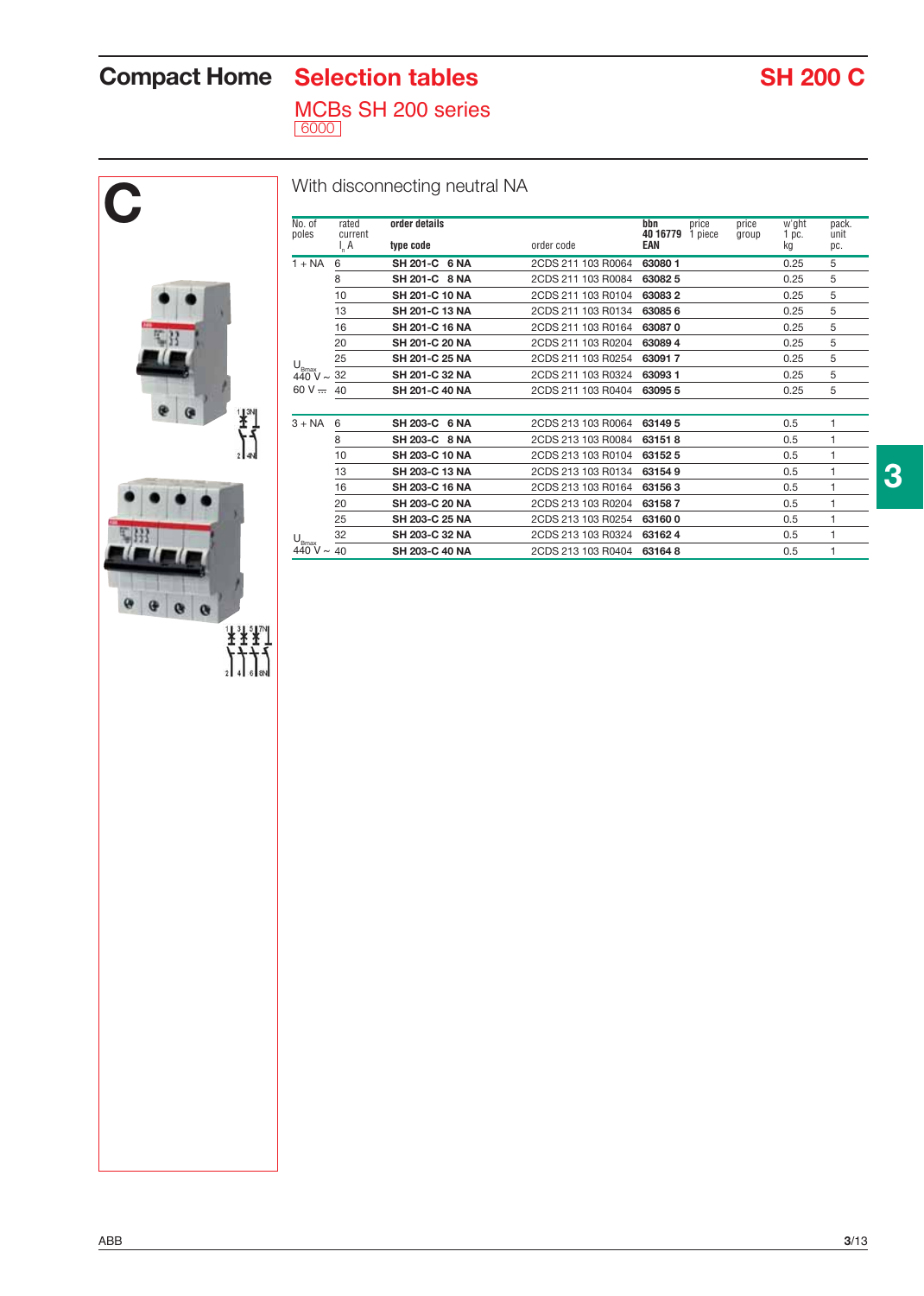# Compact Home Selection tables

## MCBs SH 200 series

6000

# SH 200 C

**C**

### With disconnecting neutral NA

| No. of poles | rated current $I_n$ A | order details type code | order code | bbn 40 16779 EAN | price 1 piece | price group | w'ght 1 pc. kg | pack. unit pc. |
|---|---|---|---|---|---|---|---|---|
| 1 + NA | 6 | **SH 201-C 6 NA** | 2CDS 211 103 R0064 | **63080 1** | | | 0.25 | 5 |
| | 8 | **SH 201-C 8 NA** | 2CDS 211 103 R0084 | **63082 5** | | | 0.25 | 5 |
| | 10 | **SH 201-C 10 NA** | 2CDS 211 103 R0104 | **63083 2** | | | 0.25 | 5 |
| | 13 | **SH 201-C 13 NA** | 2CDS 211 103 R0134 | **63085 6** | | | 0.25 | 5 |
| | 16 | **SH 201-C 16 NA** | 2CDS 211 103 R0164 | **63087 0** | | | 0.25 | 5 |
| | 20 | **SH 201-C 20 NA** | 2CDS 211 103 R0204 | **63089 4** | | | 0.25 | 5 |
| $U_{Bmax}$ | 25 | **SH 201-C 25 NA** | 2CDS 211 103 R0254 | **63091 7** | | | 0.25 | 5 |
| 440 V ~ | 32 | **SH 201-C 32 NA** | 2CDS 211 103 R0324 | **63093 1** | | | 0.25 | 5 |
| 60 V ⎓ | 40 | **SH 201-C 40 NA** | 2CDS 211 103 R0404 | **63095 5** | | | 0.25 | 5 |
| 3 + NA | 6 | **SH 203-C 6 NA** | 2CDS 213 103 R0064 | **63149 5** | | | 0.5 | 1 |
| | 8 | **SH 203-C 8 NA** | 2CDS 213 103 R0084 | **63151 8** | | | 0.5 | 1 |
| | 10 | **SH 203-C 10 NA** | 2CDS 213 103 R0104 | **63152 5** | | | 0.5 | 1 |
| | 13 | **SH 203-C 13 NA** | 2CDS 213 103 R0134 | **63154 9** | | | 0.5 | 1 |
| | 16 | **SH 203-C 16 NA** | 2CDS 213 103 R0164 | **63156 3** | | | 0.5 | 1 |
| | 20 | **SH 203-C 20 NA** | 2CDS 213 103 R0204 | **63158 7** | | | 0.5 | 1 |
| | 25 | **SH 203-C 25 NA** | 2CDS 213 103 R0254 | **63160 0** | | | 0.5 | 1 |
| $U_{Bmax}$ | 32 | **SH 203-C 32 NA** | 2CDS 213 103 R0324 | **63162 4** | | | 0.5 | 1 |
| 440 V ~ | 40 | **SH 203-C 40 NA** | 2CDS 213 103 R0404 | **63164 8** | | | 0.5 | 1 |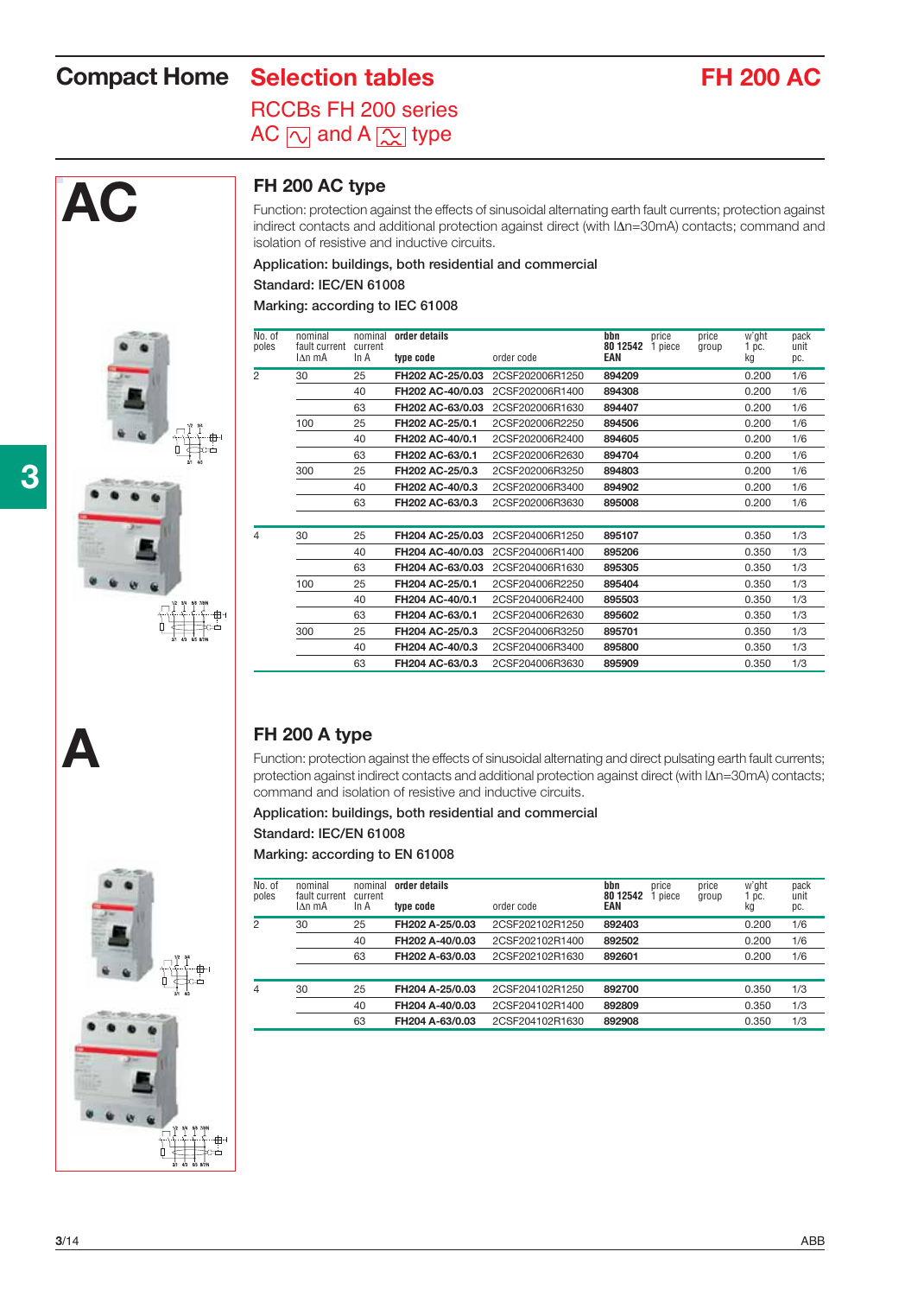# Compact Home — Selection tables — FH 200 AC

## RCCBs FH 200 series
## AC and A type

# AC

### FH 200 AC type

Function: protection against the effects of sinusoidal alternating earth fault currents; protection against indirect contacts and additional protection against direct (with IΔn=30mA) contacts; command and isolation of resistive and inductive circuits.

**Application: buildings, both residential and commercial**

**Standard: IEC/EN 61008**

**Marking: according to IEC 61008**

| No. of poles | nominal fault current IΔn mA | nominal current In A | order details type code | order code | bbn 80 12542 EAN | price 1 piece | price group | w'ght 1 pc. kg | pack unit pc. |
|---|---|---|---|---|---|---|---|---|---|
| 2 | 30 | 25 | FH202 AC-25/0.03 | 2CSF202006R1250 | 894209 | | | 0.200 | 1/6 |
| | | 40 | FH202 AC-40/0.03 | 2CSF202006R1400 | 894308 | | | 0.200 | 1/6 |
| | | 63 | FH202 AC-63/0.03 | 2CSF202006R1630 | 894407 | | | 0.200 | 1/6 |
| | 100 | 25 | FH202 AC-25/0.1 | 2CSF202006R2250 | 894506 | | | 0.200 | 1/6 |
| | | 40 | FH202 AC-40/0.1 | 2CSF202006R2400 | 894605 | | | 0.200 | 1/6 |
| | | 63 | FH202 AC-63/0.1 | 2CSF202006R2630 | 894704 | | | 0.200 | 1/6 |
| | 300 | 25 | FH202 AC-25/0.3 | 2CSF202006R3250 | 894803 | | | 0.200 | 1/6 |
| | | 40 | FH202 AC-40/0.3 | 2CSF202006R3400 | 894902 | | | 0.200 | 1/6 |
| | | 63 | FH202 AC-63/0.3 | 2CSF202006R3630 | 895008 | | | 0.200 | 1/6 |
| 4 | 30 | 25 | FH204 AC-25/0.03 | 2CSF204006R1250 | 895107 | | | 0.350 | 1/3 |
| | | 40 | FH204 AC-40/0.03 | 2CSF204006R1400 | 895206 | | | 0.350 | 1/3 |
| | | 63 | FH204 AC-63/0.03 | 2CSF204006R1630 | 895305 | | | 0.350 | 1/3 |
| | 100 | 25 | FH204 AC-25/0.1 | 2CSF204006R2250 | 895404 | | | 0.350 | 1/3 |
| | | 40 | FH204 AC-40/0.1 | 2CSF204006R2400 | 895503 | | | 0.350 | 1/3 |
| | | 63 | FH204 AC-63/0.1 | 2CSF204006R2630 | 895602 | | | 0.350 | 1/3 |
| | 300 | 25 | FH204 AC-25/0.3 | 2CSF204006R3250 | 895701 | | | 0.350 | 1/3 |
| | | 40 | FH204 AC-40/0.3 | 2CSF204006R3400 | 895800 | | | 0.350 | 1/3 |
| | | 63 | FH204 AC-63/0.3 | 2CSF204006R3630 | 895909 | | | 0.350 | 1/3 |

# A

### FH 200 A type

Function: protection against the effects of sinusoidal alternating and direct pulsating earth fault currents; protection against indirect contacts and additional protection against direct (with IΔn=30mA) contacts; command and isolation of resistive and inductive circuits.

**Application: buildings, both residential and commercial**

**Standard: IEC/EN 61008**

**Marking: according to EN 61008**

| No. of poles | nominal fault current IΔn mA | nominal current In A | order details type code | order code | bbn 80 12542 EAN | price 1 piece | price group | w'ght 1 pc. kg | pack unit pc. |
|---|---|---|---|---|---|---|---|---|---|
| 2 | 30 | 25 | FH202 A-25/0.03 | 2CSF202102R1250 | 892403 | | | 0.200 | 1/6 |
| | | 40 | FH202 A-40/0.03 | 2CSF202102R1400 | 892502 | | | 0.200 | 1/6 |
| | | 63 | FH202 A-63/0.03 | 2CSF202102R1630 | 892601 | | | 0.200 | 1/6 |
| 4 | 30 | 25 | FH204 A-25/0.03 | 2CSF204102R1250 | 892700 | | | 0.350 | 1/3 |
| | | 40 | FH204 A-40/0.03 | 2CSF204102R1400 | 892809 | | | 0.350 | 1/3 |
| | | 63 | FH204 A-63/0.03 | 2CSF204102R1630 | 892908 | | | 0.350 | 1/3 |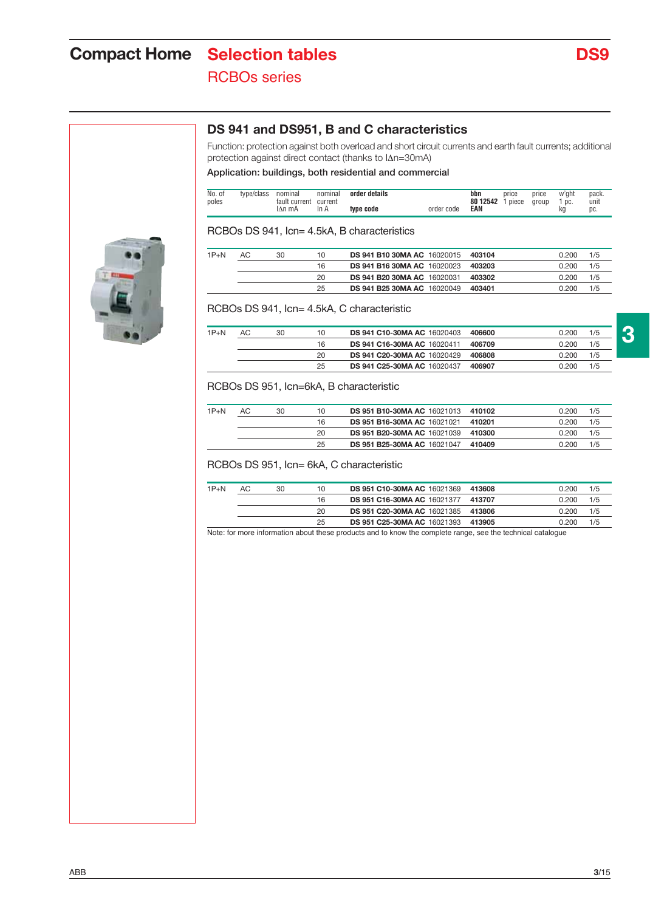# Compact Home Selection tables

## RCBOs series

DS9

### DS 941 and DS951, B and C characteristics

Function: protection against both overload and short circuit currents and earth fault currents; additional protection against direct contact (thanks to IΔn=30mA)

Application: buildings, both residential and commercial

| No. of poles | type/class | nominal fault current IΔn mA | nominal current In A | order details type code | order code | bbn 80 12542 EAN | price 1 piece | price group | w'ght 1 pc. kg | pack. unit pc. |
|---|---|---|---|---|---|---|---|---|---|---|

**RCBOs DS 941, Icn= 4.5kA, B characteristics**

| No. of poles | type/class | nominal fault current IΔn mA | nominal current In A | type code | order code | bbn 80 12542 EAN | price 1 piece | price group | w'ght 1 pc. kg | pack. unit pc. |
|---|---|---|---|---|---|---|---|---|---|---|
| 1P+N | AC | 30 | 10 | **DS 941 B10 30MA AC** | 16020015 | **403104** | | | 0.200 | 1/5 |
| | | | 16 | **DS 941 B16 30MA AC** | 16020023 | **403203** | | | 0.200 | 1/5 |
| | | | 20 | **DS 941 B20 30MA AC** | 16020031 | **403302** | | | 0.200 | 1/5 |
| | | | 25 | **DS 941 B25 30MA AC** | 16020049 | **403401** | | | 0.200 | 1/5 |

**RCBOs DS 941, Icn= 4.5kA, C characteristic**

| No. of poles | type/class | nominal fault current IΔn mA | nominal current In A | type code | order code | bbn 80 12542 EAN | price 1 piece | price group | w'ght 1 pc. kg | pack. unit pc. |
|---|---|---|---|---|---|---|---|---|---|---|
| 1P+N | AC | 30 | 10 | **DS 941 C10-30MA AC** | 16020403 | **406600** | | | 0.200 | 1/5 |
| | | | 16 | **DS 941 C16-30MA AC** | 16020411 | **406709** | | | 0.200 | 1/5 |
| | | | 20 | **DS 941 C20-30MA AC** | 16020429 | **406808** | | | 0.200 | 1/5 |
| | | | 25 | **DS 941 C25-30MA AC** | 16020437 | **406907** | | | 0.200 | 1/5 |

**RCBOs DS 951, Icn=6kA, B characteristic**

| No. of poles | type/class | nominal fault current IΔn mA | nominal current In A | type code | order code | bbn 80 12542 EAN | price 1 piece | price group | w'ght 1 pc. kg | pack. unit pc. |
|---|---|---|---|---|---|---|---|---|---|---|
| 1P+N | AC | 30 | 10 | **DS 951 B10-30MA AC** | 16021013 | **410102** | | | 0.200 | 1/5 |
| | | | 16 | **DS 951 B16-30MA AC** | 16021021 | **410201** | | | 0.200 | 1/5 |
| | | | 20 | **DS 951 B20-30MA AC** | 16021039 | **410300** | | | 0.200 | 1/5 |
| | | | 25 | **DS 951 B25-30MA AC** | 16021047 | **410409** | | | 0.200 | 1/5 |

**RCBOs DS 951, Icn= 6kA, C characteristic**

| No. of poles | type/class | nominal fault current IΔn mA | nominal current In A | type code | order code | bbn 80 12542 EAN | price 1 piece | price group | w'ght 1 pc. kg | pack. unit pc. |
|---|---|---|---|---|---|---|---|---|---|---|
| 1P+N | AC | 30 | 10 | **DS 951 C10-30MA AC** | 16021369 | **413608** | | | 0.200 | 1/5 |
| | | | 16 | **DS 951 C16-30MA AC** | 16021377 | **413707** | | | 0.200 | 1/5 |
| | | | 20 | **DS 951 C20-30MA AC** | 16021385 | **413806** | | | 0.200 | 1/5 |
| | | | 25 | **DS 951 C25-30MA AC** | 16021393 | **413905** | | | 0.200 | 1/5 |

Note: for more information about these products and to know the complete range, see the technical catalogue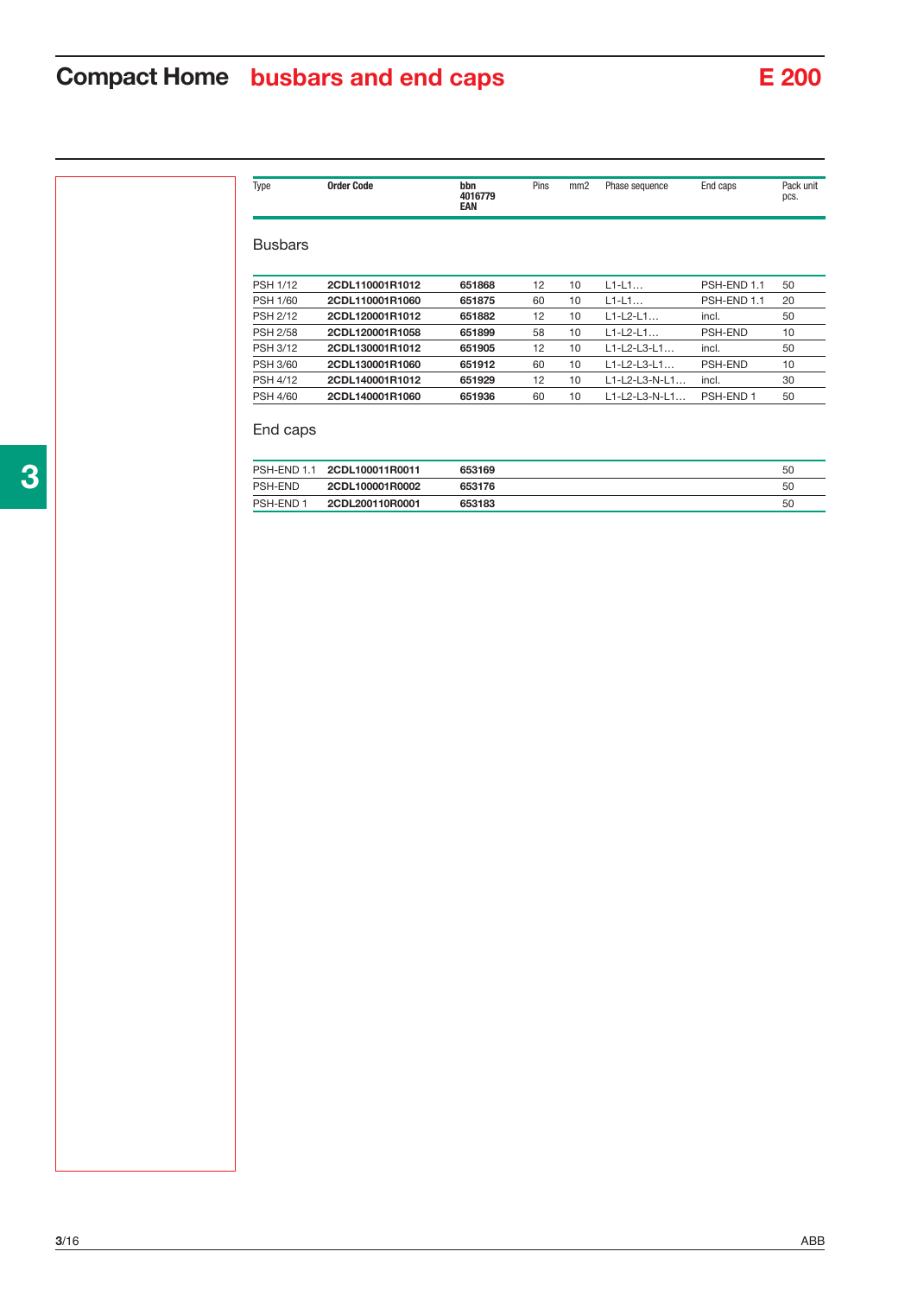# Compact Home busbars and end caps

E 200

| Type | Order Code | bbn 4016779 EAN | Pins | mm2 | Phase sequence | End caps | Pack unit pcs. |
|---|---|---|---|---|---|---|---|
| **Busbars** | | | | | | | |
| PSH 1/12 | **2CDL110001R1012** | **651868** | 12 | 10 | L1-L1… | PSH-END 1.1 | 50 |
| PSH 1/60 | **2CDL110001R1060** | **651875** | 60 | 10 | L1-L1… | PSH-END 1.1 | 20 |
| PSH 2/12 | **2CDL120001R1012** | **651882** | 12 | 10 | L1-L2-L1… | incl. | 50 |
| PSH 2/58 | **2CDL120001R1058** | **651899** | 58 | 10 | L1-L2-L1… | PSH-END | 10 |
| PSH 3/12 | **2CDL130001R1012** | **651905** | 12 | 10 | L1-L2-L3-L1… | incl. | 50 |
| PSH 3/60 | **2CDL130001R1060** | **651912** | 60 | 10 | L1-L2-L3-L1… | PSH-END | 10 |
| PSH 4/12 | **2CDL140001R1012** | **651929** | 12 | 10 | L1-L2-L3-N-L1… | incl. | 30 |
| PSH 4/60 | **2CDL140001R1060** | **651936** | 60 | 10 | L1-L2-L3-N-L1… | PSH-END 1 | 50 |
| **End caps** | | | | | | | |
| PSH-END 1.1 | **2CDL100011R0011** | **653169** | | | | | 50 |
| PSH-END | **2CDL100001R0002** | **653176** | | | | | 50 |
| PSH-END 1 | **2CDL200110R0001** | **653183** | | | | | 50 |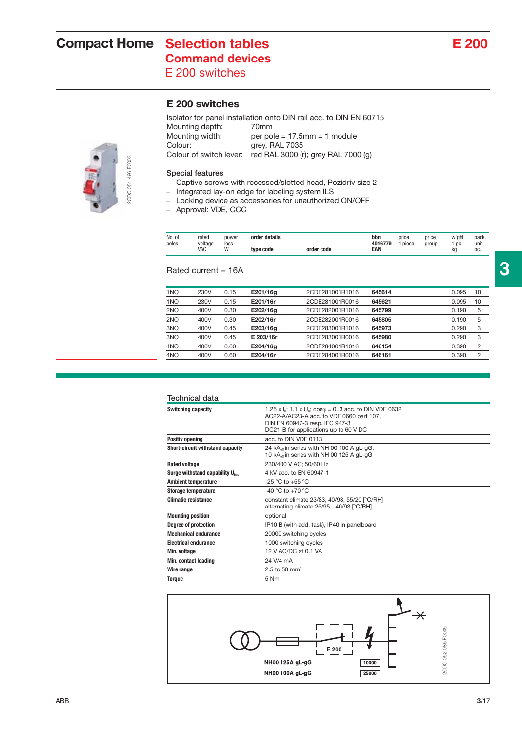# Compact Home Selection tables Command devices E 200 switches

## E 200 switches

Isolator for panel installation onto DIN rail acc. to DIN EN 60715

Mounting depth: 70mm
Mounting width: per pole = 17.5mm = 1 module
Colour: grey, RAL 7035
Colour of switch lever: red RAL 3000 (r); grey RAL 7000 (g)

### Special features

- Captive screws with recessed/slotted head, Pozidriv size 2
- Integrated lay-on edge for labeling system ILS
- Locking device as accessories for unauthorized ON/OFF
- Approval: VDE, CCC

| No. of poles | rated voltage VAC | power loss W | order details type code | order code | bbn 4016779 EAN | price 1 piece | price group | w'ght 1 pc. kg | pack. unit pc. |
|---|---|---|---|---|---|---|---|---|---|
| **Rated current = 16A** | | | | | | | | | |
| 1NO | 230V | 0.15 | **E201/16g** | 2CDE281001R1016 | **645614** | | | 0.095 | 10 |
| 1NO | 230V | 0.15 | **E201/16r** | 2CDE281001R0016 | **645621** | | | 0.095 | 10 |
| 2NO | 400V | 0.30 | **E202/16g** | 2CDE282001R1016 | **645799** | | | 0.190 | 5 |
| 2NO | 400V | 0.30 | **E202/16r** | 2CDE282001R0016 | **645805** | | | 0.190 | 5 |
| 3NO | 400V | 0.45 | **E203/16g** | 2CDE283001R1016 | **645973** | | | 0.290 | 3 |
| 3NO | 400V | 0.45 | **E 203/16r** | 2CDE283001R0016 | **645980** | | | 0.290 | 3 |
| 4NO | 400V | 0.60 | **E204/16g** | 2CDE284001R1016 | **646154** | | | 0.390 | 2 |
| 4NO | 400V | 0.60 | **E204/16r** | 2CDE284001R0016 | **646161** | | | 0.390 | 2 |

### Technical data

| | |
|---|---|
| **Switching capacity** | 1.25 x $I_n$; 1.1 x $U_n$; cosφ = 0..3 acc. to DIN VDE 0632<br>AC22-A/AC23-A acc. to VDE 0660 part 107,<br>DIN EN 60947-3 resp. IEC 947-3<br>DC21-B for applications up to 60 V DC |
| **Positiv opening** | acc. to DIN VDE 0113 |
| **Short-circuit withstand capacity** | 24 $kA_{eff}$ in series with NH 00 100 A gL-gG;<br>10 $kA_{eff}$ in series with NH 00 125 A gL-gG |
| **Rated voltage** | 230/400 V AC; 50/60 Hz |
| **Surge withstand capability $U_{imp}$** | 4 kV acc. to EN 60947-1 |
| **Ambient temperature** | -25 °C to +55 °C |
| **Storage temperature** | -40 °C to +70 °C |
| **Climatic resistance** | constant climate 23/83, 40/93, 55/20 [°C/RH]<br>alternating climate 25/95 - 40/93 [°C/RH] |
| **Mounting position** | optional |
| **Degree of protection** | IP10 B (with add. task), IP40 in panelboard |
| **Mechanical endurance** | 20000 switching cycles |
| **Electrical endurance** | 1000 switching cycles |
| **Min. voltage** | 12 V AC/DC at 0.1 VA |
| **Min. contact loading** | 24 V/4 mA |
| **Wire range** | 2.5 to 50 mm² |
| **Torque** | 5 Nm |

E 200

NH00 125A gL-gG — 10000

NH00 100A gL-gG — 25000

2CDC 052 086 F0005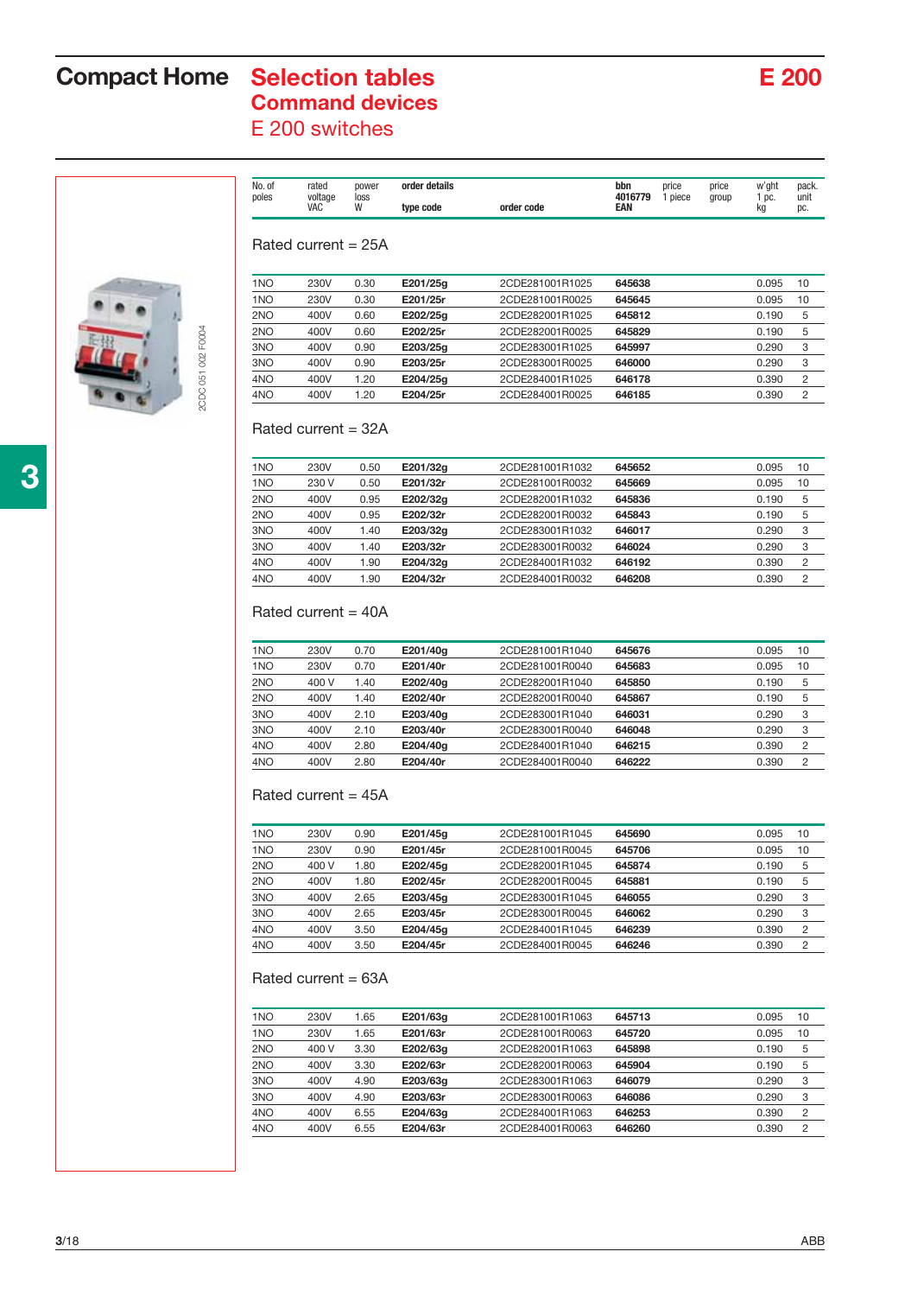# Compact Home

## Selection tables
## Command devices
## E 200 switches

E 200

2CDC 051 002 F0004

| No. of poles | rated voltage VAC | power loss W | order details type code | order code | bbn 4016779 EAN | price 1 piece | price group | w'ght 1 pc. kg | pack. unit pc. |
|---|---|---|---|---|---|---|---|---|---|
| **Rated current = 25A** | | | | | | | | | |
| 1NO | 230V | 0.30 | **E201/25g** | 2CDE281001R1025 | **645638** | | | 0.095 | 10 |
| 1NO | 230V | 0.30 | **E201/25r** | 2CDE281001R0025 | **645645** | | | 0.095 | 10 |
| 2NO | 400V | 0.60 | **E202/25g** | 2CDE282001R1025 | **645812** | | | 0.190 | 5 |
| 2NO | 400V | 0.60 | **E202/25r** | 2CDE282001R0025 | **645829** | | | 0.190 | 5 |
| 3NO | 400V | 0.90 | **E203/25g** | 2CDE283001R1025 | **645997** | | | 0.290 | 3 |
| 3NO | 400V | 0.90 | **E203/25r** | 2CDE283001R0025 | **646000** | | | 0.290 | 3 |
| 4NO | 400V | 1.20 | **E204/25g** | 2CDE284001R1025 | **646178** | | | 0.390 | 2 |
| 4NO | 400V | 1.20 | **E204/25r** | 2CDE284001R0025 | **646185** | | | 0.390 | 2 |
| **Rated current = 32A** | | | | | | | | | |
| 1NO | 230V | 0.50 | **E201/32g** | 2CDE281001R1032 | **645652** | | | 0.095 | 10 |
| 1NO | 230 V | 0.50 | **E201/32r** | 2CDE281001R0032 | **645669** | | | 0.095 | 10 |
| 2NO | 400V | 0.95 | **E202/32g** | 2CDE282001R1032 | **645836** | | | 0.190 | 5 |
| 2NO | 400V | 0.95 | **E202/32r** | 2CDE282001R0032 | **645843** | | | 0.190 | 5 |
| 3NO | 400V | 1.40 | **E203/32g** | 2CDE283001R1032 | **646017** | | | 0.290 | 3 |
| 3NO | 400V | 1.40 | **E203/32r** | 2CDE283001R0032 | **646024** | | | 0.290 | 3 |
| 4NO | 400V | 1.90 | **E204/32g** | 2CDE284001R1032 | **646192** | | | 0.390 | 2 |
| 4NO | 400V | 1.90 | **E204/32r** | 2CDE284001R0032 | **646208** | | | 0.390 | 2 |
| **Rated current = 40A** | | | | | | | | | |
| 1NO | 230V | 0.70 | **E201/40g** | 2CDE281001R1040 | **645676** | | | 0.095 | 10 |
| 1NO | 230V | 0.70 | **E201/40r** | 2CDE281001R0040 | **645683** | | | 0.095 | 10 |
| 2NO | 400 V | 1.40 | **E202/40g** | 2CDE282001R1040 | **645850** | | | 0.190 | 5 |
| 2NO | 400V | 1.40 | **E202/40r** | 2CDE282001R0040 | **645867** | | | 0.190 | 5 |
| 3NO | 400V | 2.10 | **E203/40g** | 2CDE283001R1040 | **646031** | | | 0.290 | 3 |
| 3NO | 400V | 2.10 | **E203/40r** | 2CDE283001R0040 | **646048** | | | 0.290 | 3 |
| 4NO | 400V | 2.80 | **E204/40g** | 2CDE284001R1040 | **646215** | | | 0.390 | 2 |
| 4NO | 400V | 2.80 | **E204/40r** | 2CDE284001R0040 | **646222** | | | 0.390 | 2 |
| **Rated current = 45A** | | | | | | | | | |
| 1NO | 230V | 0.90 | **E201/45g** | 2CDE281001R1045 | **645690** | | | 0.095 | 10 |
| 1NO | 230V | 0.90 | **E201/45r** | 2CDE281001R0045 | **645706** | | | 0.095 | 10 |
| 2NO | 400 V | 1.80 | **E202/45g** | 2CDE282001R1045 | **645874** | | | 0.190 | 5 |
| 2NO | 400V | 1.80 | **E202/45r** | 2CDE282001R0045 | **645881** | | | 0.190 | 5 |
| 3NO | 400V | 2.65 | **E203/45g** | 2CDE283001R1045 | **646055** | | | 0.290 | 3 |
| 3NO | 400V | 2.65 | **E203/45r** | 2CDE283001R0045 | **646062** | | | 0.290 | 3 |
| 4NO | 400V | 3.50 | **E204/45g** | 2CDE284001R1045 | **646239** | | | 0.390 | 2 |
| 4NO | 400V | 3.50 | **E204/45r** | 2CDE284001R0045 | **646246** | | | 0.390 | 2 |
| **Rated current = 63A** | | | | | | | | | |
| 1NO | 230V | 1.65 | **E201/63g** | 2CDE281001R1063 | **645713** | | | 0.095 | 10 |
| 1NO | 230V | 1.65 | **E201/63r** | 2CDE281001R0063 | **645720** | | | 0.095 | 10 |
| 2NO | 400 V | 3.30 | **E202/63g** | 2CDE282001R1063 | **645898** | | | 0.190 | 5 |
| 2NO | 400V | 3.30 | **E202/63r** | 2CDE282001R0063 | **645904** | | | 0.190 | 5 |
| 3NO | 400V | 4.90 | **E203/63g** | 2CDE283001R1063 | **646079** | | | 0.290 | 3 |
| 3NO | 400V | 4.90 | **E203/63r** | 2CDE283001R0063 | **646086** | | | 0.290 | 3 |
| 4NO | 400V | 6.55 | **E204/63g** | 2CDE284001R1063 | **646253** | | | 0.390 | 2 |
| 4NO | 400V | 6.55 | **E204/63r** | 2CDE284001R0063 | **646260** | | | 0.390 | 2 |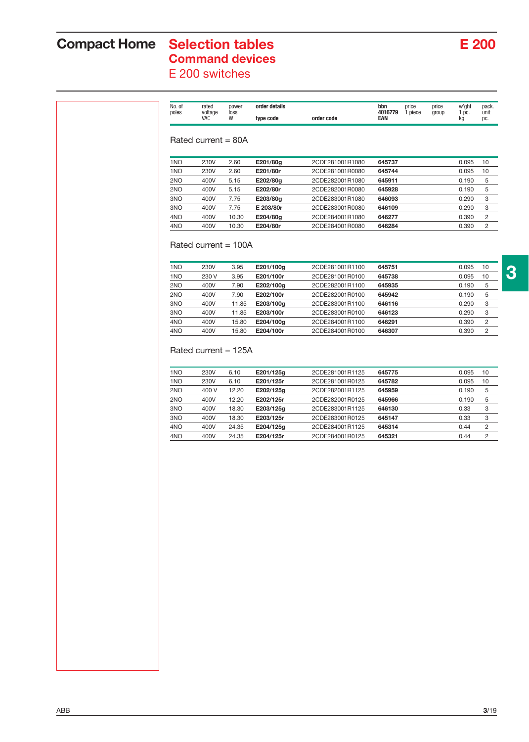# Compact Home

# Selection tables
## Command devices
### E 200 switches

# E 200

| No. of poles | rated voltage VAC | power loss W | order details type code | order code | bbn 4016779 EAN | price 1 piece | price group | w'ght 1 pc. kg | pack. unit pc. |
|---|---|---|---|---|---|---|---|---|---|
| **Rated current = 80A** | | | | | | | | | |
| 1NO | 230V | 2.60 | **E201/80g** | 2CDE281001R1080 | **645737** | | | 0.095 | 10 |
| 1NO | 230V | 2.60 | **E201/80r** | 2CDE281001R0080 | **645744** | | | 0.095 | 10 |
| 2NO | 400V | 5.15 | **E202/80g** | 2CDE282001R1080 | **645911** | | | 0.190 | 5 |
| 2NO | 400V | 5.15 | **E202/80r** | 2CDE282001R0080 | **645928** | | | 0.190 | 5 |
| 3NO | 400V | 7.75 | **E203/80g** | 2CDE283001R1080 | **646093** | | | 0.290 | 3 |
| 3NO | 400V | 7.75 | **E 203/80r** | 2CDE283001R0080 | **646109** | | | 0.290 | 3 |
| 4NO | 400V | 10.30 | **E204/80g** | 2CDE284001R1080 | **646277** | | | 0.390 | 2 |
| 4NO | 400V | 10.30 | **E204/80r** | 2CDE284001R0080 | **646284** | | | 0.390 | 2 |
| **Rated current = 100A** | | | | | | | | | |
| 1NO | 230V | 3.95 | **E201/100g** | 2CDE281001R1100 | **645751** | | | 0.095 | 10 |
| 1NO | 230 V | 3.95 | **E201/100r** | 2CDE281001R0100 | **645738** | | | 0.095 | 10 |
| 2NO | 400V | 7.90 | **E202/100g** | 2CDE282001R1100 | **645935** | | | 0.190 | 5 |
| 2NO | 400V | 7.90 | **E202/100r** | 2CDE282001R0100 | **645942** | | | 0.190 | 5 |
| 3NO | 400V | 11.85 | **E203/100g** | 2CDE283001R1100 | **646116** | | | 0.290 | 3 |
| 3NO | 400V | 11.85 | **E203/100r** | 2CDE283001R0100 | **646123** | | | 0.290 | 3 |
| 4NO | 400V | 15.80 | **E204/100g** | 2CDE284001R1100 | **646291** | | | 0.390 | 2 |
| 4NO | 400V | 15.80 | **E204/100r** | 2CDE284001R0100 | **646307** | | | 0.390 | 2 |
| **Rated current = 125A** | | | | | | | | | |
| 1NO | 230V | 6.10 | **E201/125g** | 2CDE281001R1125 | **645775** | | | 0.095 | 10 |
| 1NO | 230V | 6.10 | **E201/125r** | 2CDE281001R0125 | **645782** | | | 0.095 | 10 |
| 2NO | 400 V | 12.20 | **E202/125g** | 2CDE282001R1125 | **645959** | | | 0.190 | 5 |
| 2NO | 400V | 12.20 | **E202/125r** | 2CDE282001R0125 | **645966** | | | 0.190 | 5 |
| 3NO | 400V | 18.30 | **E203/125g** | 2CDE283001R1125 | **646130** | | | 0.33 | 3 |
| 3NO | 400V | 18.30 | **E203/125r** | 2CDE283001R0125 | **645147** | | | 0.33 | 3 |
| 4NO | 400V | 24.35 | **E204/125g** | 2CDE284001R1125 | **645314** | | | 0.44 | 2 |
| 4NO | 400V | 24.35 | **E204/125r** | 2CDE284001R0125 | **645321** | | | 0.44 | 2 |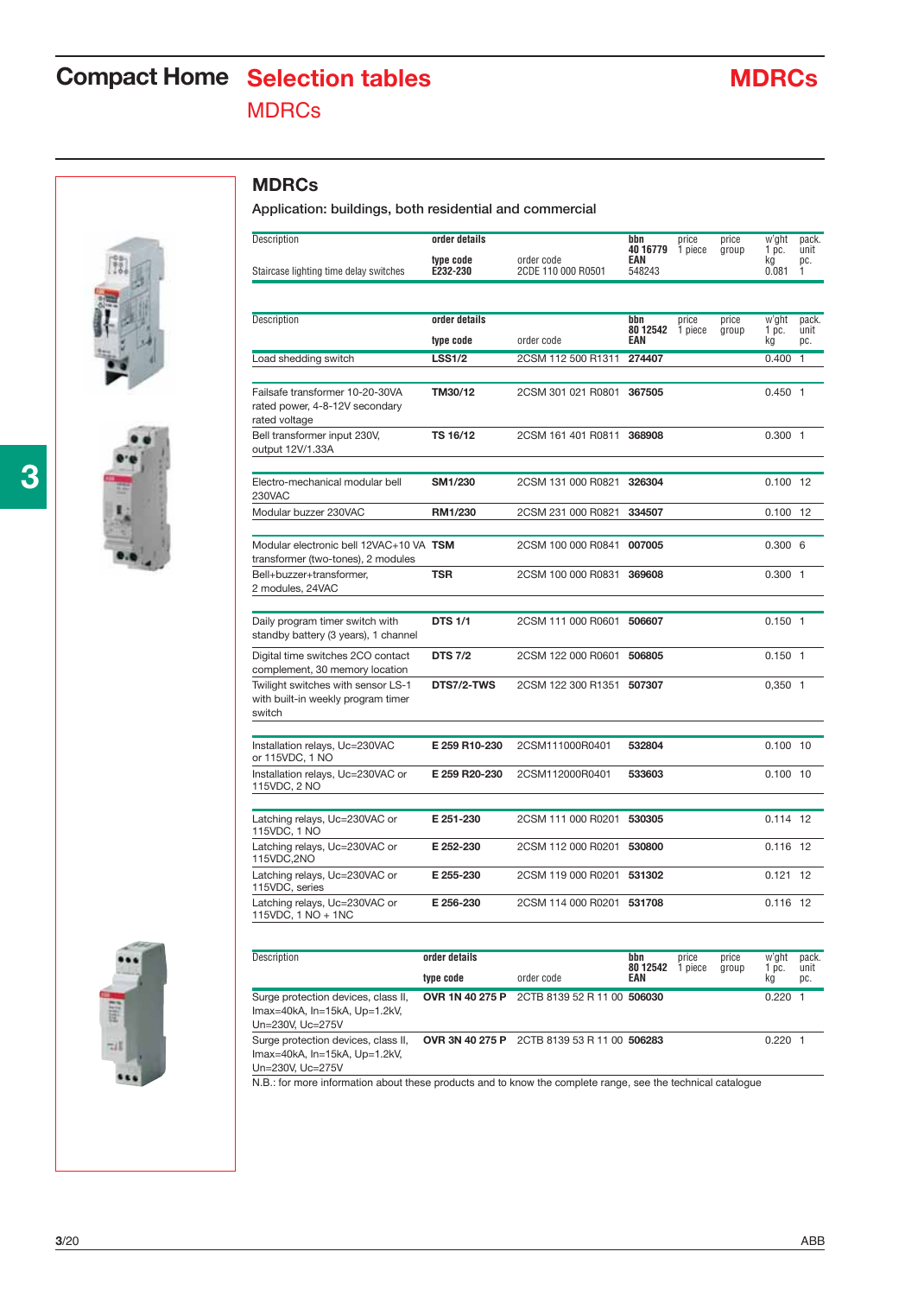# Compact Home Selection tables

## MDRCs

### MDRCs

Application: buildings, both residential and commercial

| Description | order details type code | order code | bbn 40 16779 EAN | price 1 piece | price group | w'ght 1 pc. kg | pack. unit pc. |
|---|---|---|---|---|---|---|---|
| Staircase lighting time delay switches | E232-230 | 2CDE 110 000 R0501 | 548243 | | | 0.081 | 1 |

| Description | order details type code | order code | bbn 80 12542 EAN | price 1 piece | price group | w'ght 1 pc. kg | pack. unit pc. |
|---|---|---|---|---|---|---|---|
| Load shedding switch | **LSS1/2** | 2CSM 112 500 R1311 | **274407** | | | 0.400 | 1 |
| Failsafe transformer 10-20-30VA rated power, 4-8-12V secondary rated voltage | **TM30/12** | 2CSM 301 021 R0801 | **367505** | | | 0.450 | 1 |
| Bell transformer input 230V, output 12V/1.33A | **TS 16/12** | 2CSM 161 401 R0811 | **368908** | | | 0.300 | 1 |
| Electro-mechanical modular bell 230VAC | **SM1/230** | 2CSM 131 000 R0821 | **326304** | | | 0.100 | 12 |
| Modular buzzer 230VAC | **RM1/230** | 2CSM 231 000 R0821 | **334507** | | | 0.100 | 12 |
| Modular electronic bell 12VAC+10 VA transformer (two-tones), 2 modules | **TSM** | 2CSM 100 000 R0841 | **007005** | | | 0.300 | 6 |
| Bell+buzzer+transformer, 2 modules, 24VAC | **TSR** | 2CSM 100 000 R0831 | **369608** | | | 0.300 | 1 |
| Daily program timer switch with standby battery (3 years), 1 channel | **DTS 1/1** | 2CSM 111 000 R0601 | **506607** | | | 0.150 | 1 |
| Digital time switches 2CO contact complement, 30 memory location | **DTS 7/2** | 2CSM 122 000 R0601 | **506805** | | | 0.150 | 1 |
| Twilight switches with sensor LS-1 with built-in weekly program timer switch | **DTS7/2-TWS** | 2CSM 122 300 R1351 | **507307** | | | 0,350 | 1 |
| Installation relays, Uc=230VAC or 115VDC, 1 NO | **E 259 R10-230** | 2CSM111000R0401 | **532804** | | | 0.100 | 10 |
| Installation relays, Uc=230VAC or 115VDC, 2 NO | **E 259 R20-230** | 2CSM112000R0401 | **533603** | | | 0.100 | 10 |
| Latching relays, Uc=230VAC or 115VDC, 1 NO | **E 251-230** | 2CSM 111 000 R0201 | **530305** | | | 0.114 | 12 |
| Latching relays, Uc=230VAC or 115VDC,2NO | **E 252-230** | 2CSM 112 000 R0201 | **530800** | | | 0.116 | 12 |
| Latching relays, Uc=230VAC or 115VDC, series | **E 255-230** | 2CSM 119 000 R0201 | **531302** | | | 0.121 | 12 |
| Latching relays, Uc=230VAC or 115VDC, 1 NO + 1NC | **E 256-230** | 2CSM 114 000 R0201 | **531708** | | | 0.116 | 12 |

| Description | order details type code | order code | bbn 80 12542 EAN | price 1 piece | price group | w'ght 1 pc. kg | pack. unit pc. |
|---|---|---|---|---|---|---|---|
| Surge protection devices, class II, Imax=40kA, In=15kA, Up=1.2kV, Un=230V, Uc=275V | **OVR 1N 40 275 P** | 2CTB 8139 52 R 11 00 | **506030** | | | 0.220 | 1 |
| Surge protection devices, class II, Imax=40kA, In=15kA, Up=1.2kV, Un=230V, Uc=275V | **OVR 3N 40 275 P** | 2CTB 8139 53 R 11 00 | **506283** | | | 0.220 | 1 |

N.B.: for more information about these products and to know the complete range, see the technical catalogue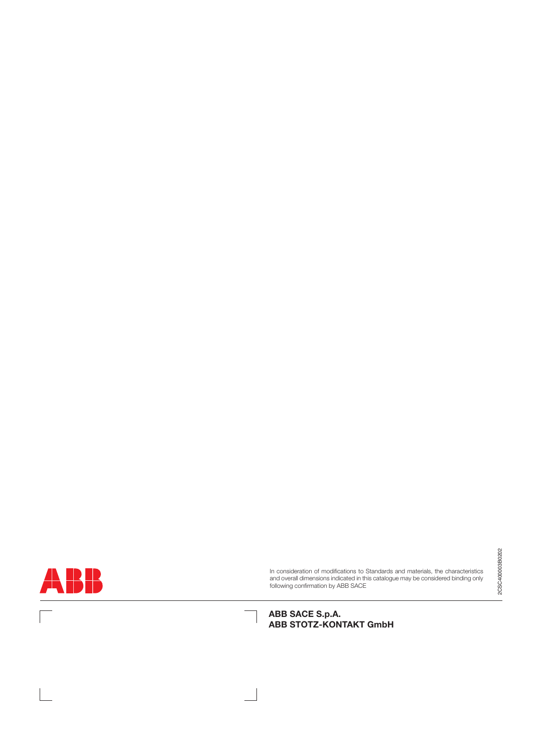In consideration of modifications to Standards and materials, the characteristics and overall dimensions indicated in this catalogue may be considered binding only following confirmation by ABB SACE

2CSC400003B0202

**ABB SACE S.p.A.**
**ABB STOTZ-KONTAKT GmbH**